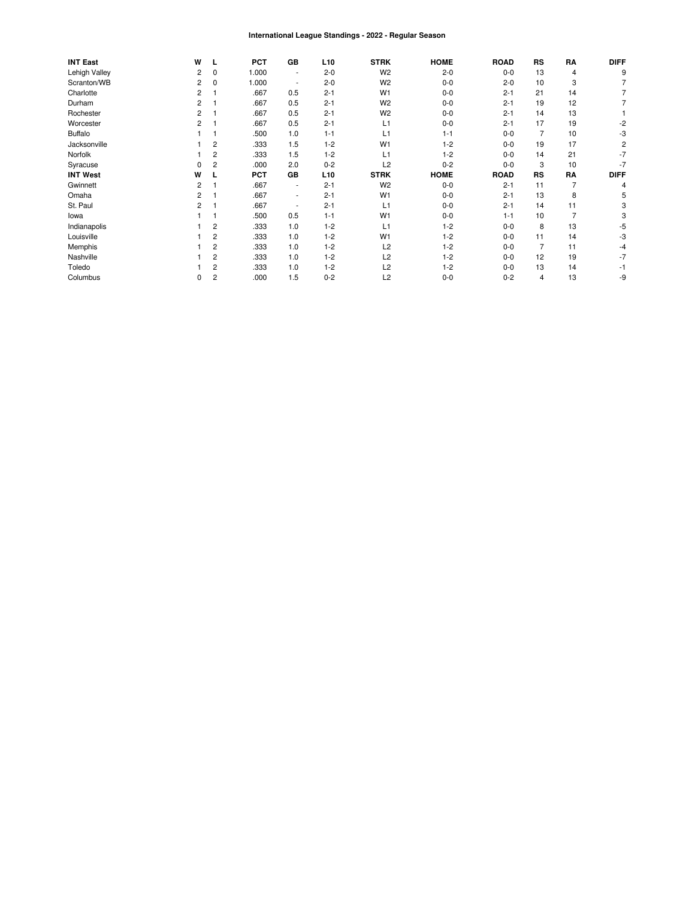**International League Standings - 2022 - Regular Season**

| INT East | W | L | PCT | GB | L10 | STRK | HOME | ROAD | RS | RA | DIFF |
|---|---|---|---|---|---|---|---|---|---|---|---|
| Lehigh Valley | 2 | 0 | 1.000 | - | 2-0 | W2 | 2-0 | 0-0 | 13 | 4 | 9 |
| Scranton/WB | 2 | 0 | 1.000 | - | 2-0 | W2 | 0-0 | 2-0 | 10 | 3 | 7 |
| Charlotte | 2 | 1 | .667 | 0.5 | 2-1 | W1 | 0-0 | 2-1 | 21 | 14 | 7 |
| Durham | 2 | 1 | .667 | 0.5 | 2-1 | W2 | 0-0 | 2-1 | 19 | 12 | 7 |
| Rochester | 2 | 1 | .667 | 0.5 | 2-1 | W2 | 0-0 | 2-1 | 14 | 13 | 1 |
| Worcester | 2 | 1 | .667 | 0.5 | 2-1 | L1 | 0-0 | 2-1 | 17 | 19 | -2 |
| Buffalo | 1 | 1 | .500 | 1.0 | 1-1 | L1 | 1-1 | 0-0 | 7 | 10 | -3 |
| Jacksonville | 1 | 2 | .333 | 1.5 | 1-2 | W1 | 1-2 | 0-0 | 19 | 17 | 2 |
| Norfolk | 1 | 2 | .333 | 1.5 | 1-2 | L1 | 1-2 | 0-0 | 14 | 21 | -7 |
| Syracuse | 0 | 2 | .000 | 2.0 | 0-2 | L2 | 0-2 | 0-0 | 3 | 10 | -7 |
| **INT West** | **W** | **L** | **PCT** | **GB** | **L10** | **STRK** | **HOME** | **ROAD** | **RS** | **RA** | **DIFF** |
| Gwinnett | 2 | 1 | .667 | - | 2-1 | W2 | 0-0 | 2-1 | 11 | 7 | 4 |
| Omaha | 2 | 1 | .667 | - | 2-1 | W1 | 0-0 | 2-1 | 13 | 8 | 5 |
| St. Paul | 2 | 1 | .667 | - | 2-1 | L1 | 0-0 | 2-1 | 14 | 11 | 3 |
| Iowa | 1 | 1 | .500 | 0.5 | 1-1 | W1 | 0-0 | 1-1 | 10 | 7 | 3 |
| Indianapolis | 1 | 2 | .333 | 1.0 | 1-2 | L1 | 1-2 | 0-0 | 8 | 13 | -5 |
| Louisville | 1 | 2 | .333 | 1.0 | 1-2 | W1 | 1-2 | 0-0 | 11 | 14 | -3 |
| Memphis | 1 | 2 | .333 | 1.0 | 1-2 | L2 | 1-2 | 0-0 | 7 | 11 | -4 |
| Nashville | 1 | 2 | .333 | 1.0 | 1-2 | L2 | 1-2 | 0-0 | 12 | 19 | -7 |
| Toledo | 1 | 2 | .333 | 1.0 | 1-2 | L2 | 1-2 | 0-0 | 13 | 14 | -1 |
| Columbus | 0 | 2 | .000 | 1.5 | 0-2 | L2 | 0-0 | 0-2 | 4 | 13 | -9 |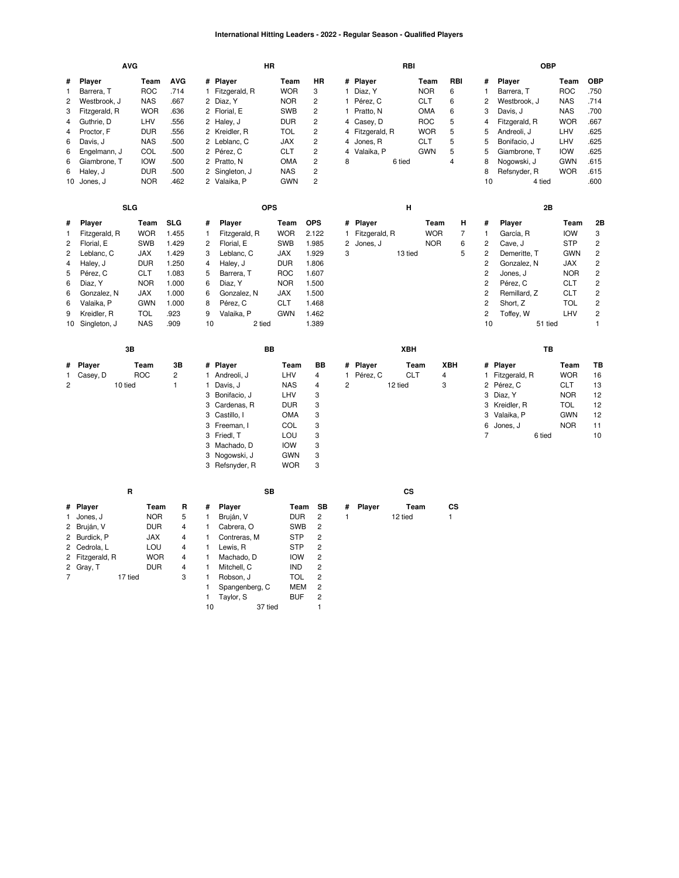# International Hitting Leaders - 2022 - Regular Season - Qualified Players

### AVG

| # | Player | Team | AVG |
|---|---|---|---|
| 1 | Barrera, T | ROC | .714 |
| 2 | Westbrook, J | NAS | .667 |
| 3 | Fitzgerald, R | WOR | .636 |
| 4 | Guthrie, D | LHV | .556 |
| 4 | Proctor, F | DUR | .556 |
| 6 | Davis, J | NAS | .500 |
| 6 | Engelmann, J | COL | .500 |
| 6 | Giambrone, T | IOW | .500 |
| 6 | Haley, J | DUR | .500 |
| 10 | Jones, J | NOR | .462 |

### HR

| # | Player | Team | HR |
|---|---|---|---|
| 1 | Fitzgerald, R | WOR | 3 |
| 2 | Diaz, Y | NOR | 2 |
| 2 | Florial, E | SWB | 2 |
| 2 | Haley, J | DUR | 2 |
| 2 | Kreidler, R | TOL | 2 |
| 2 | Leblanc, C | JAX | 2 |
| 2 | Pérez, C | CLT | 2 |
| 2 | Pratto, N | OMA | 2 |
| 2 | Singleton, J | NAS | 2 |
| 2 | Valaika, P | GWN | 2 |

### RBI

| # | Player | Team | RBI |
|---|---|---|---|
| 1 | Diaz, Y | NOR | 6 |
| 1 | Pérez, C | CLT | 6 |
| 1 | Pratto, N | OMA | 6 |
| 4 | Casey, D | ROC | 5 |
| 4 | Fitzgerald, R | WOR | 5 |
| 4 | Jones, R | CLT | 5 |
| 4 | Valaika, P | GWN | 5 |
| 8 | 6 tied | | 4 |

### OBP

| # | Player | Team | OBP |
|---|---|---|---|
| 1 | Barrera, T | ROC | .750 |
| 2 | Westbrook, J | NAS | .714 |
| 3 | Davis, J | NAS | .700 |
| 4 | Fitzgerald, R | WOR | .667 |
| 5 | Andreoli, J | LHV | .625 |
| 5 | Bonifacio, J | LHV | .625 |
| 5 | Giambrone, T | IOW | .625 |
| 8 | Nogowski, J | GWN | .615 |
| 8 | Refsnyder, R | WOR | .615 |
| 10 | 4 tied | | .600 |

### SLG

| # | Player | Team | SLG |
|---|---|---|---|
| 1 | Fitzgerald, R | WOR | 1.455 |
| 2 | Florial, E | SWB | 1.429 |
| 2 | Leblanc, C | JAX | 1.429 |
| 4 | Haley, J | DUR | 1.250 |
| 5 | Pérez, C | CLT | 1.083 |
| 6 | Diaz, Y | NOR | 1.000 |
| 6 | Gonzalez, N | JAX | 1.000 |
| 6 | Valaika, P | GWN | 1.000 |
| 9 | Kreidler, R | TOL | .923 |
| 10 | Singleton, J | NAS | .909 |

### OPS

| # | Player | Team | OPS |
|---|---|---|---|
| 1 | Fitzgerald, R | WOR | 2.122 |
| 2 | Florial, E | SWB | 1.985 |
| 3 | Leblanc, C | JAX | 1.929 |
| 4 | Haley, J | DUR | 1.806 |
| 5 | Barrera, T | ROC | 1.607 |
| 6 | Diaz, Y | NOR | 1.500 |
| 6 | Gonzalez, N | JAX | 1.500 |
| 8 | Pérez, C | CLT | 1.468 |
| 9 | Valaika, P | GWN | 1.462 |
| 10 | 2 tied | | 1.389 |

### H

| # | Player | Team | H |
|---|---|---|---|
| 1 | Fitzgerald, R | WOR | 7 |
| 2 | Jones, J | NOR | 6 |
| 3 | 13 tied | | 5 |

### 2B

| # | Player | Team | 2B |
|---|---|---|---|
| 1 | Garcia, R | IOW | 3 |
| 2 | Cave, J | STP | 2 |
| 2 | Demeritte, T | GWN | 2 |
| 2 | Gonzalez, N | JAX | 2 |
| 2 | Jones, J | NOR | 2 |
| 2 | Pérez, C | CLT | 2 |
| 2 | Remillard, Z | CLT | 2 |
| 2 | Short, Z | TOL | 2 |
| 2 | Toffey, W | LHV | 2 |
| 10 | 51 tied | | 1 |

### 3B

| # | Player | Team | 3B |
|---|---|---|---|
| 1 | Casey, D | ROC | 2 |
| 2 | 10 tied | | 1 |

### BB

| # | Player | Team | BB |
|---|---|---|---|
| 1 | Andreoli, J | LHV | 4 |
| 1 | Davis, J | NAS | 4 |
| 3 | Bonifacio, J | LHV | 3 |
| 3 | Cardenas, R | DUR | 3 |
| 3 | Castillo, I | OMA | 3 |
| 3 | Freeman, I | COL | 3 |
| 3 | Friedl, T | LOU | 3 |
| 3 | Machado, D | IOW | 3 |
| 3 | Nogowski, J | GWN | 3 |
| 3 | Refsnyder, R | WOR | 3 |

### XBH

| # | Player | Team | XBH |
|---|---|---|---|
| 1 | Pérez, C | CLT | 4 |
| 2 | 12 tied | | 3 |

### TB

| # | Player | Team | TB |
|---|---|---|---|
| 1 | Fitzgerald, R | WOR | 16 |
| 2 | Pérez, C | CLT | 13 |
| 3 | Diaz, Y | NOR | 12 |
| 3 | Kreidler, R | TOL | 12 |
| 3 | Valaika, P | GWN | 12 |
| 6 | Jones, J | NOR | 11 |
| 7 | 6 tied | | 10 |

### R

| # | Player | Team | R |
|---|---|---|---|
| 1 | Jones, J | NOR | 5 |
| 2 | Bruján, V | DUR | 4 |
| 2 | Burdick, P | JAX | 4 |
| 2 | Cedrola, L | LOU | 4 |
| 2 | Fitzgerald, R | WOR | 4 |
| 2 | Gray, T | DUR | 4 |
| 7 | 17 tied | | 3 |

### SB

| # | Player | Team | SB |
|---|---|---|---|
| 1 | Bruján, V | DUR | 2 |
| 1 | Cabrera, O | SWB | 2 |
| 1 | Contreras, M | STP | 2 |
| 1 | Lewis, R | STP | 2 |
| 1 | Machado, D | IOW | 2 |
| 1 | Mitchell, C | IND | 2 |
| 1 | Robson, J | TOL | 2 |
| 1 | Spangenberg, C | MEM | 2 |
| 1 | Taylor, S | BUF | 2 |
| 10 | 37 tied | | 1 |

### CS

| # | Player | Team | CS |
|---|---|---|---|
| 1 | 12 tied | | 1 |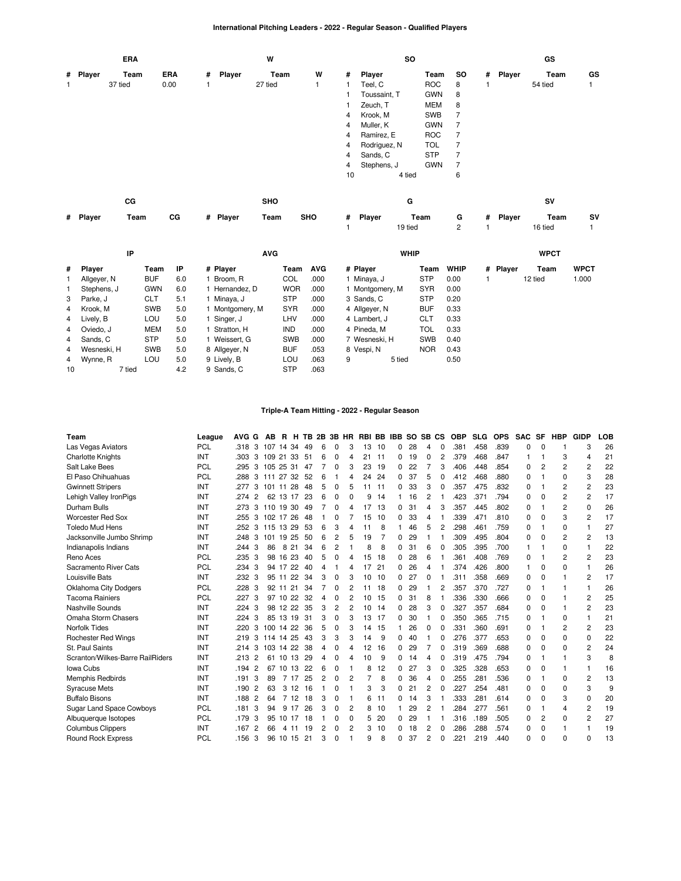## International Pitching Leaders - 2022 - Regular Season - Qualified Players

### ERA

| # | Player | Team | ERA |
|---|---|---|---|
| 1 | 37 tied | | 0.00 |

### W

| # | Player | Team | W |
|---|---|---|---|
| 1 | 27 tied | | 1 |

### SO

| # | Player | Team | SO |
|---|---|---|---|
| 1 | Teel, C | ROC | 8 |
| 1 | Toussaint, T | GWN | 8 |
| 1 | Zeuch, T | MEM | 8 |
| 4 | Krook, M | SWB | 7 |
| 4 | Muller, K | GWN | 7 |
| 4 | Ramirez, E | ROC | 7 |
| 4 | Rodriguez, N | TOL | 7 |
| 4 | Sands, C | STP | 7 |
| 4 | Stephens, J | GWN | 7 |
| 10 | 4 tied | | 6 |

### GS

| # | Player | Team | GS |
|---|---|---|---|
| 1 | 54 tied | | 1 |

### CG

| # | Player | Team | CG |
|---|---|---|---|

### SHO

| # | Player | Team | SHO |
|---|---|---|---|

### G

| # | Player | Team | G |
|---|---|---|---|
| 1 | 19 tied | | 2 |

### SV

| # | Player | Team | SV |
|---|---|---|---|
| 1 | 16 tied | | 1 |

### IP

| # | Player | Team | IP |
|---|---|---|---|
| 1 | Allgeyer, N | BUF | 6.0 |
| 1 | Stephens, J | GWN | 6.0 |
| 3 | Parke, J | CLT | 5.1 |
| 4 | Krook, M | SWB | 5.0 |
| 4 | Lively, B | LOU | 5.0 |
| 4 | Oviedo, J | MEM | 5.0 |
| 4 | Sands, C | STP | 5.0 |
| 4 | Wesneski, H | SWB | 5.0 |
| 4 | Wynne, R | LOU | 5.0 |
| 10 | 7 tied | | 4.2 |

### AVG

| # | Player | Team | AVG |
|---|---|---|---|
| 1 | Broom, R | COL | .000 |
| 1 | Hernandez, D | WOR | .000 |
| 1 | Minaya, J | STP | .000 |
| 1 | Montgomery, M | SYR | .000 |
| 1 | Singer, J | LHV | .000 |
| 1 | Stratton, H | IND | .000 |
| 1 | Weissert, G | SWB | .000 |
| 8 | Allgeyer, N | BUF | .053 |
| 9 | Lively, B | LOU | .063 |
| 9 | Sands, C | STP | .063 |

### WHIP

| # | Player | Team | WHIP |
|---|---|---|---|
| 1 | Minaya, J | STP | 0.00 |
| 1 | Montgomery, M | SYR | 0.00 |
| 3 | Sands, C | STP | 0.20 |
| 4 | Allgeyer, N | BUF | 0.33 |
| 4 | Lambert, J | CLT | 0.33 |
| 4 | Pineda, M | TOL | 0.33 |
| 7 | Wesneski, H | SWB | 0.40 |
| 8 | Vespi, N | NOR | 0.43 |
| 9 | 5 tied | | 0.50 |

### WPCT

| # | Player | Team | WPCT |
|---|---|---|---|
| 1 | 12 tied | | 1.000 |

## Triple-A Team Hitting - 2022 - Regular Season

| Team | League | AVG | G | AB | R | H | TB | 2B | 3B | HR | RBI | BB | IBB | SO | SB | CS | OBP | SLG | OPS | SAC | SF | HBP | GIDP | LOB |
|---|---|---|---|---|---|---|---|---|---|---|---|---|---|---|---|---|---|---|---|---|---|---|---|---|
| Las Vegas Aviators | PCL | .318 | 3 | 107 | 14 | 34 | 49 | 6 | 0 | 3 | 13 | 10 | 0 | 28 | 4 | 0 | .381 | .458 | .839 | 0 | 0 | 1 | 3 | 26 |
| Charlotte Knights | INT | .303 | 3 | 109 | 21 | 33 | 51 | 6 | 0 | 4 | 21 | 11 | 0 | 19 | 0 | 2 | .379 | .468 | .847 | 1 | 1 | 3 | 4 | 21 |
| Salt Lake Bees | PCL | .295 | 3 | 105 | 25 | 31 | 47 | 7 | 0 | 3 | 23 | 19 | 0 | 22 | 7 | 3 | .406 | .448 | .854 | 0 | 2 | 2 | 2 | 22 |
| El Paso Chihuahuas | PCL | .288 | 3 | 111 | 27 | 32 | 52 | 6 | 1 | 4 | 24 | 24 | 0 | 37 | 5 | 0 | .412 | .468 | .880 | 0 | 1 | 0 | 3 | 28 |
| Gwinnett Stripers | INT | .277 | 3 | 101 | 11 | 28 | 48 | 5 | 0 | 5 | 11 | 11 | 0 | 33 | 3 | 0 | .357 | .475 | .832 | 0 | 1 | 2 | 2 | 23 |
| Lehigh Valley IronPigs | INT | .274 | 2 | 62 | 13 | 17 | 23 | 6 | 0 | 0 | 9 | 14 | 1 | 16 | 2 | 1 | .423 | .371 | .794 | 0 | 0 | 2 | 2 | 17 |
| Durham Bulls | INT | .273 | 3 | 110 | 19 | 30 | 49 | 7 | 0 | 4 | 17 | 13 | 0 | 31 | 4 | 3 | .357 | .445 | .802 | 0 | 1 | 2 | 0 | 26 |
| Worcester Red Sox | INT | .255 | 3 | 102 | 17 | 26 | 48 | 1 | 0 | 7 | 15 | 10 | 0 | 33 | 4 | 1 | .339 | .471 | .810 | 0 | 0 | 3 | 2 | 17 |
| Toledo Mud Hens | INT | .252 | 3 | 115 | 13 | 29 | 53 | 6 | 3 | 4 | 11 | 8 | 1 | 46 | 5 | 2 | .298 | .461 | .759 | 0 | 1 | 0 | 1 | 27 |
| Jacksonville Jumbo Shrimp | INT | .248 | 3 | 101 | 19 | 25 | 50 | 6 | 2 | 5 | 19 | 7 | 0 | 29 | 1 | 1 | .309 | .495 | .804 | 0 | 0 | 2 | 2 | 13 |
| Indianapolis Indians | INT | .244 | 3 | 86 | 8 | 21 | 34 | 6 | 2 | 1 | 8 | 8 | 0 | 31 | 6 | 0 | .305 | .395 | .700 | 1 | 1 | 0 | 1 | 22 |
| Reno Aces | PCL | .235 | 3 | 98 | 16 | 23 | 40 | 5 | 0 | 4 | 15 | 18 | 0 | 28 | 6 | 1 | .361 | .408 | .769 | 0 | 1 | 2 | 2 | 23 |
| Sacramento River Cats | PCL | .234 | 3 | 94 | 17 | 22 | 40 | 4 | 1 | 4 | 17 | 21 | 0 | 26 | 4 | 1 | .374 | .426 | .800 | 1 | 0 | 0 | 1 | 26 |
| Louisville Bats | INT | .232 | 3 | 95 | 11 | 22 | 34 | 3 | 0 | 3 | 10 | 10 | 0 | 27 | 0 | 1 | .311 | .358 | .669 | 0 | 0 | 1 | 2 | 17 |
| Oklahoma City Dodgers | PCL | .228 | 3 | 92 | 11 | 21 | 34 | 7 | 0 | 2 | 11 | 18 | 0 | 29 | 1 | 2 | .357 | .370 | .727 | 0 | 1 | 1 | 1 | 26 |
| Tacoma Rainiers | PCL | .227 | 3 | 97 | 10 | 22 | 32 | 4 | 0 | 2 | 10 | 15 | 0 | 31 | 8 | 1 | .336 | .330 | .666 | 0 | 0 | 1 | 2 | 25 |
| Nashville Sounds | INT | .224 | 3 | 98 | 12 | 22 | 35 | 3 | 2 | 2 | 10 | 14 | 0 | 28 | 3 | 0 | .327 | .357 | .684 | 0 | 0 | 1 | 2 | 23 |
| Omaha Storm Chasers | INT | .224 | 3 | 85 | 13 | 19 | 31 | 3 | 0 | 3 | 13 | 17 | 0 | 30 | 1 | 0 | .350 | .365 | .715 | 0 | 1 | 0 | 1 | 21 |
| Norfolk Tides | INT | .220 | 3 | 100 | 14 | 22 | 36 | 5 | 0 | 3 | 14 | 15 | 1 | 26 | 0 | 0 | .331 | .360 | .691 | 0 | 1 | 2 | 2 | 23 |
| Rochester Red Wings | INT | .219 | 3 | 114 | 14 | 25 | 43 | 3 | 3 | 3 | 14 | 9 | 0 | 40 | 1 | 0 | .276 | .377 | .653 | 0 | 0 | 0 | 0 | 22 |
| St. Paul Saints | INT | .214 | 3 | 103 | 14 | 22 | 38 | 4 | 0 | 4 | 12 | 16 | 0 | 29 | 7 | 0 | .319 | .369 | .688 | 0 | 0 | 0 | 2 | 24 |
| Scranton/Wilkes-Barre RailRiders | INT | .213 | 2 | 61 | 10 | 13 | 29 | 4 | 0 | 4 | 10 | 9 | 0 | 14 | 4 | 0 | .319 | .475 | .794 | 0 | 1 | 1 | 3 | 8 |
| Iowa Cubs | INT | .194 | 2 | 67 | 10 | 13 | 22 | 6 | 0 | 1 | 8 | 12 | 0 | 27 | 3 | 0 | .325 | .328 | .653 | 0 | 0 | 1 | 1 | 16 |
| Memphis Redbirds | INT | .191 | 3 | 89 | 7 | 17 | 25 | 2 | 0 | 2 | 7 | 8 | 0 | 36 | 4 | 0 | .255 | .281 | .536 | 0 | 1 | 0 | 2 | 13 |
| Syracuse Mets | INT | .190 | 2 | 63 | 3 | 12 | 16 | 1 | 0 | 1 | 3 | 3 | 0 | 21 | 2 | 0 | .227 | .254 | .481 | 0 | 0 | 0 | 3 | 9 |
| Buffalo Bisons | INT | .188 | 2 | 64 | 7 | 12 | 18 | 3 | 0 | 1 | 6 | 11 | 0 | 14 | 3 | 1 | .333 | .281 | .614 | 0 | 0 | 3 | 0 | 20 |
| Sugar Land Space Cowboys | PCL | .181 | 3 | 94 | 9 | 17 | 26 | 3 | 0 | 2 | 8 | 10 | 1 | 29 | 2 | 1 | .284 | .277 | .561 | 0 | 1 | 4 | 2 | 19 |
| Albuquerque Isotopes | PCL | .179 | 3 | 95 | 10 | 17 | 18 | 1 | 0 | 0 | 5 | 20 | 0 | 29 | 1 | 1 | .316 | .189 | .505 | 0 | 2 | 0 | 2 | 27 |
| Columbus Clippers | INT | .167 | 2 | 66 | 4 | 11 | 19 | 2 | 0 | 2 | 3 | 10 | 0 | 18 | 2 | 0 | .286 | .288 | .574 | 0 | 0 | 1 | 1 | 19 |
| Round Rock Express | PCL | .156 | 3 | 96 | 10 | 15 | 21 | 3 | 0 | 1 | 9 | 8 | 0 | 37 | 2 | 0 | .221 | .219 | .440 | 0 | 0 | 0 | 0 | 13 |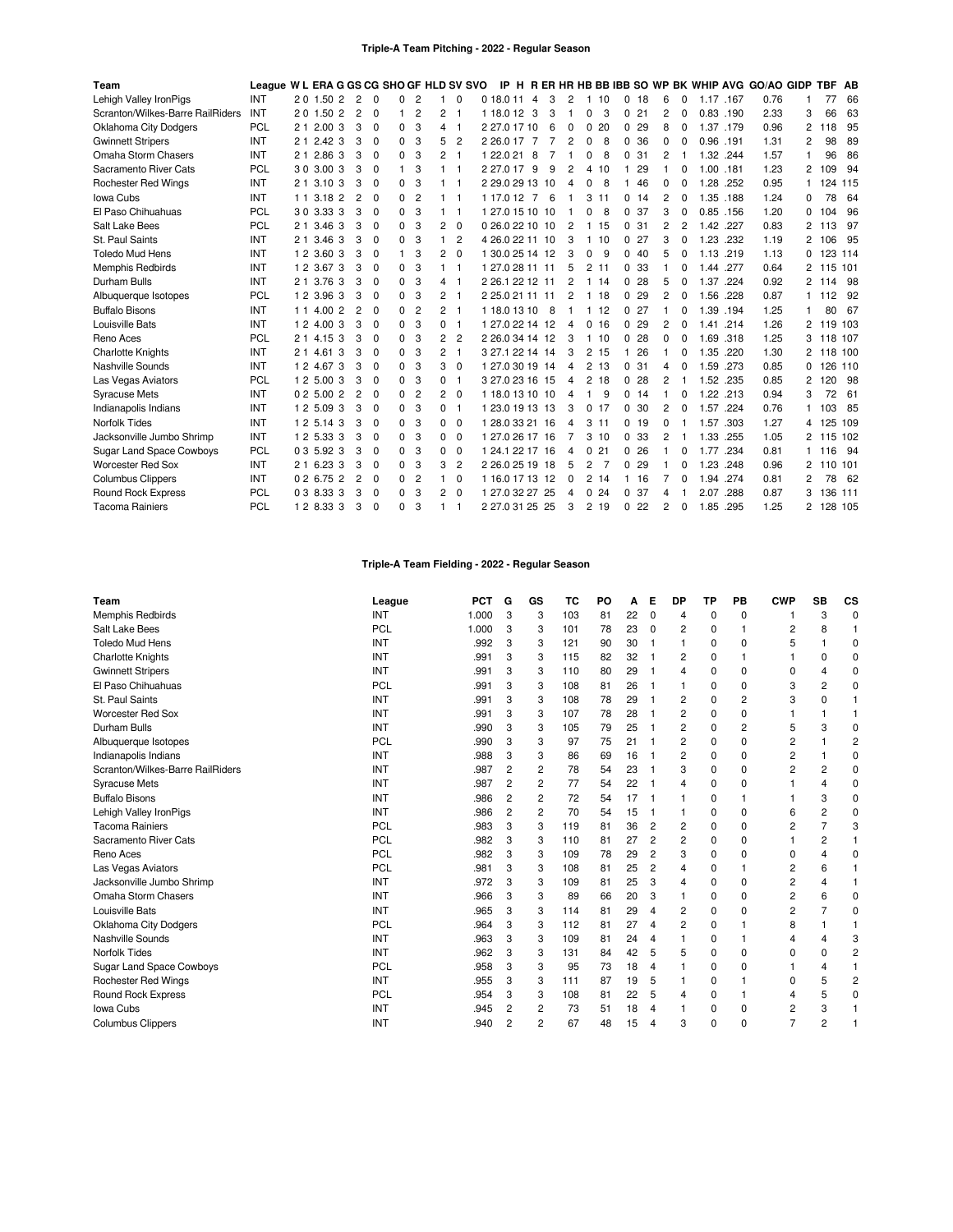## Triple-A Team Pitching - 2022 - Regular Season

| Team | League | W | L | ERA | G | GS | CG | SHO | GF | HLD | SV | SVO | IP | H | R | ER | HR | HB | BB | IBB | SO | WP | BK | WHIP | AVG | GO/AO | GIDP | TBF | AB |
|---|---|---|---|---|---|---|---|---|---|---|---|---|---|---|---|---|---|---|---|---|---|---|---|---|---|---|---|---|---|
| Lehigh Valley IronPigs | INT | 2 | 0 | 1.50 | 2 | 2 | 0 | 0 | 2 | 1 | 0 | 0 | 18.0 | 11 | 4 | 3 | 2 | 1 | 10 | 0 | 18 | 6 | 0 | 1.17 | .167 | 0.76 | 1 | 77 | 66 |
| Scranton/Wilkes-Barre RailRiders | INT | 2 | 0 | 1.50 | 2 | 2 | 0 | 1 | 2 | 2 | 1 | 1 | 18.0 | 12 | 3 | 3 | 1 | 0 | 3 | 0 | 21 | 2 | 0 | 0.83 | .190 | 2.33 | 3 | 66 | 63 |
| Oklahoma City Dodgers | PCL | 2 | 1 | 2.00 | 3 | 3 | 0 | 0 | 3 | 4 | 1 | 2 | 27.0 | 17 | 10 | 6 | 0 | 0 | 20 | 0 | 29 | 8 | 0 | 1.37 | .179 | 0.96 | 2 | 118 | 95 |
| Gwinnett Stripers | INT | 2 | 1 | 2.42 | 3 | 3 | 0 | 0 | 3 | 5 | 2 | 2 | 26.0 | 17 | 7 | 7 | 2 | 0 | 8 | 0 | 36 | 0 | 0 | 0.96 | .191 | 1.31 | 2 | 98 | 89 |
| Omaha Storm Chasers | INT | 2 | 1 | 2.86 | 3 | 3 | 0 | 0 | 3 | 2 | 1 | 1 | 22.0 | 21 | 8 | 7 | 1 | 0 | 8 | 0 | 31 | 2 | 1 | 1.32 | .244 | 1.57 | 1 | 96 | 86 |
| Sacramento River Cats | PCL | 3 | 0 | 3.00 | 3 | 3 | 0 | 1 | 3 | 1 | 1 | 2 | 27.0 | 17 | 9 | 9 | 2 | 4 | 10 | 1 | 29 | 1 | 0 | 1.00 | .181 | 1.23 | 2 | 109 | 94 |
| Rochester Red Wings | INT | 2 | 1 | 3.10 | 3 | 3 | 0 | 0 | 3 | 1 | 1 | 2 | 29.0 | 29 | 13 | 10 | 4 | 0 | 8 | 1 | 46 | 0 | 0 | 1.28 | .252 | 0.95 | 1 | 124 | 115 |
| Iowa Cubs | INT | 1 | 1 | 3.18 | 2 | 2 | 0 | 0 | 2 | 1 | 1 | 1 | 17.0 | 12 | 7 | 6 | 1 | 3 | 11 | 0 | 14 | 2 | 0 | 1.35 | .188 | 1.24 | 0 | 78 | 64 |
| El Paso Chihuahuas | PCL | 3 | 0 | 3.33 | 3 | 3 | 0 | 0 | 3 | 1 | 1 | 1 | 27.0 | 15 | 10 | 10 | 1 | 0 | 8 | 0 | 37 | 3 | 0 | 0.85 | .156 | 1.20 | 0 | 104 | 96 |
| Salt Lake Bees | PCL | 2 | 1 | 3.46 | 3 | 3 | 0 | 0 | 3 | 2 | 0 | 0 | 26.0 | 22 | 10 | 10 | 2 | 1 | 15 | 0 | 31 | 2 | 2 | 1.42 | .227 | 0.83 | 2 | 113 | 97 |
| St. Paul Saints | INT | 2 | 1 | 3.46 | 3 | 3 | 0 | 0 | 3 | 1 | 2 | 4 | 26.0 | 22 | 11 | 10 | 3 | 1 | 10 | 0 | 27 | 3 | 0 | 1.23 | .232 | 1.19 | 2 | 106 | 95 |
| Toledo Mud Hens | INT | 1 | 2 | 3.60 | 3 | 3 | 0 | 1 | 3 | 2 | 0 | 1 | 30.0 | 25 | 14 | 12 | 3 | 0 | 9 | 0 | 40 | 5 | 0 | 1.13 | .219 | 1.13 | 0 | 123 | 114 |
| Memphis Redbirds | INT | 1 | 2 | 3.67 | 3 | 3 | 0 | 0 | 3 | 1 | 1 | 1 | 27.0 | 28 | 11 | 11 | 5 | 2 | 11 | 0 | 33 | 1 | 0 | 1.44 | .277 | 0.64 | 2 | 115 | 101 |
| Durham Bulls | INT | 2 | 1 | 3.76 | 3 | 3 | 0 | 0 | 3 | 4 | 1 | 2 | 26.1 | 22 | 12 | 11 | 2 | 1 | 14 | 0 | 28 | 5 | 0 | 1.37 | .224 | 0.92 | 2 | 114 | 98 |
| Albuquerque Isotopes | PCL | 1 | 2 | 3.96 | 3 | 3 | 0 | 0 | 3 | 2 | 1 | 2 | 25.0 | 21 | 11 | 11 | 2 | 1 | 18 | 0 | 29 | 2 | 0 | 1.56 | .228 | 0.87 | 1 | 112 | 92 |
| Buffalo Bisons | INT | 1 | 1 | 4.00 | 2 | 2 | 0 | 0 | 2 | 2 | 1 | 1 | 18.0 | 13 | 10 | 8 | 1 | 1 | 12 | 0 | 27 | 1 | 0 | 1.39 | .194 | 1.25 | 1 | 80 | 67 |
| Louisville Bats | INT | 1 | 2 | 4.00 | 3 | 3 | 0 | 0 | 3 | 0 | 1 | 1 | 27.0 | 22 | 14 | 12 | 4 | 0 | 16 | 0 | 29 | 2 | 0 | 1.41 | .214 | 1.26 | 2 | 119 | 103 |
| Reno Aces | PCL | 2 | 1 | 4.15 | 3 | 3 | 0 | 0 | 3 | 2 | 2 | 2 | 26.0 | 34 | 14 | 12 | 3 | 1 | 10 | 0 | 28 | 0 | 0 | 1.69 | .318 | 1.25 | 3 | 118 | 107 |
| Charlotte Knights | INT | 2 | 1 | 4.61 | 3 | 3 | 0 | 0 | 3 | 2 | 1 | 3 | 27.1 | 22 | 14 | 14 | 3 | 2 | 15 | 1 | 26 | 1 | 0 | 1.35 | .220 | 1.30 | 2 | 118 | 100 |
| Nashville Sounds | INT | 1 | 2 | 4.67 | 3 | 3 | 0 | 0 | 3 | 3 | 0 | 1 | 27.0 | 30 | 19 | 14 | 4 | 2 | 13 | 0 | 31 | 4 | 0 | 1.59 | .273 | 0.85 | 0 | 126 | 110 |
| Las Vegas Aviators | PCL | 1 | 2 | 5.00 | 3 | 3 | 0 | 0 | 3 | 0 | 1 | 3 | 27.0 | 23 | 16 | 15 | 4 | 2 | 18 | 0 | 28 | 2 | 1 | 1.52 | .235 | 0.85 | 2 | 120 | 98 |
| Syracuse Mets | INT | 0 | 2 | 5.00 | 2 | 2 | 0 | 0 | 2 | 2 | 0 | 1 | 18.0 | 13 | 10 | 10 | 4 | 1 | 9 | 0 | 14 | 1 | 0 | 1.22 | .213 | 0.94 | 3 | 72 | 61 |
| Indianapolis Indians | INT | 1 | 2 | 5.09 | 3 | 3 | 0 | 0 | 3 | 0 | 1 | 1 | 23.0 | 19 | 13 | 13 | 3 | 0 | 17 | 0 | 30 | 2 | 0 | 1.57 | .224 | 0.76 | 1 | 103 | 85 |
| Norfolk Tides | INT | 1 | 2 | 5.14 | 3 | 3 | 0 | 0 | 3 | 0 | 0 | 1 | 28.0 | 33 | 21 | 16 | 4 | 3 | 11 | 0 | 19 | 0 | 1 | 1.57 | .303 | 1.27 | 4 | 125 | 109 |
| Jacksonville Jumbo Shrimp | INT | 1 | 2 | 5.33 | 3 | 3 | 0 | 0 | 3 | 0 | 0 | 1 | 27.0 | 26 | 17 | 16 | 7 | 3 | 10 | 0 | 33 | 2 | 1 | 1.33 | .255 | 1.05 | 2 | 115 | 102 |
| Sugar Land Space Cowboys | PCL | 0 | 3 | 5.92 | 3 | 3 | 0 | 0 | 3 | 0 | 0 | 1 | 24.1 | 22 | 17 | 16 | 4 | 0 | 21 | 0 | 26 | 1 | 0 | 1.77 | .234 | 0.81 | 1 | 116 | 94 |
| Worcester Red Sox | INT | 2 | 1 | 6.23 | 3 | 3 | 0 | 0 | 3 | 3 | 2 | 2 | 26.0 | 25 | 19 | 18 | 5 | 2 | 7 | 0 | 29 | 1 | 0 | 1.23 | .248 | 0.96 | 2 | 110 | 101 |
| Columbus Clippers | INT | 0 | 2 | 6.75 | 2 | 2 | 0 | 0 | 2 | 1 | 0 | 1 | 16.0 | 17 | 13 | 12 | 0 | 2 | 14 | 1 | 16 | 7 | 0 | 1.94 | .274 | 0.81 | 2 | 78 | 62 |
| Round Rock Express | PCL | 0 | 3 | 8.33 | 3 | 3 | 0 | 0 | 3 | 2 | 0 | 1 | 27.0 | 32 | 27 | 25 | 4 | 0 | 24 | 0 | 37 | 4 | 1 | 2.07 | .288 | 0.87 | 3 | 136 | 111 |
| Tacoma Rainiers | PCL | 1 | 2 | 8.33 | 3 | 3 | 0 | 0 | 3 | 1 | 1 | 2 | 27.0 | 31 | 25 | 25 | 3 | 2 | 19 | 0 | 22 | 2 | 0 | 1.85 | .295 | 1.25 | 2 | 128 | 105 |

## Triple-A Team Fielding - 2022 - Regular Season

| Team | League | PCT | G | GS | TC | PO | A | E | DP | TP | PB | CWP | SB | CS |
|---|---|---|---|---|---|---|---|---|---|---|---|---|---|---|
| Memphis Redbirds | INT | 1.000 | 3 | 3 | 103 | 81 | 22 | 0 | 4 | 0 | 0 | 1 | 3 | 0 |
| Salt Lake Bees | PCL | 1.000 | 3 | 3 | 101 | 78 | 23 | 0 | 2 | 0 | 1 | 2 | 8 | 1 |
| Toledo Mud Hens | INT | .992 | 3 | 3 | 121 | 90 | 30 | 1 | 1 | 0 | 0 | 5 | 1 | 0 |
| Charlotte Knights | INT | .991 | 3 | 3 | 115 | 82 | 32 | 1 | 2 | 0 | 1 | 1 | 0 | 0 |
| Gwinnett Stripers | INT | .991 | 3 | 3 | 110 | 80 | 29 | 1 | 4 | 0 | 0 | 0 | 4 | 0 |
| El Paso Chihuahuas | PCL | .991 | 3 | 3 | 108 | 81 | 26 | 1 | 1 | 0 | 0 | 3 | 2 | 0 |
| St. Paul Saints | INT | .991 | 3 | 3 | 108 | 78 | 29 | 1 | 2 | 0 | 2 | 3 | 0 | 1 |
| Worcester Red Sox | INT | .991 | 3 | 3 | 107 | 78 | 28 | 1 | 2 | 0 | 0 | 1 | 1 | 1 |
| Durham Bulls | INT | .990 | 3 | 3 | 105 | 79 | 25 | 1 | 2 | 0 | 2 | 5 | 3 | 0 |
| Albuquerque Isotopes | PCL | .990 | 3 | 3 | 97 | 75 | 21 | 1 | 2 | 0 | 0 | 2 | 1 | 2 |
| Indianapolis Indians | INT | .988 | 3 | 3 | 86 | 69 | 16 | 1 | 2 | 0 | 0 | 2 | 1 | 0 |
| Scranton/Wilkes-Barre RailRiders | INT | .987 | 2 | 2 | 78 | 54 | 23 | 1 | 3 | 0 | 0 | 2 | 2 | 0 |
| Syracuse Mets | INT | .987 | 2 | 2 | 77 | 54 | 22 | 1 | 4 | 0 | 0 | 1 | 4 | 0 |
| Buffalo Bisons | INT | .986 | 2 | 2 | 72 | 54 | 17 | 1 | 1 | 0 | 1 | 1 | 3 | 0 |
| Lehigh Valley IronPigs | INT | .986 | 2 | 2 | 70 | 54 | 15 | 1 | 1 | 0 | 0 | 6 | 2 | 0 |
| Tacoma Rainiers | PCL | .983 | 3 | 3 | 119 | 81 | 36 | 2 | 2 | 0 | 0 | 2 | 7 | 3 |
| Sacramento River Cats | PCL | .982 | 3 | 3 | 110 | 81 | 27 | 2 | 2 | 0 | 0 | 1 | 2 | 1 |
| Reno Aces | PCL | .982 | 3 | 3 | 109 | 78 | 29 | 2 | 3 | 0 | 0 | 0 | 4 | 0 |
| Las Vegas Aviators | PCL | .981 | 3 | 3 | 108 | 81 | 25 | 2 | 4 | 0 | 1 | 2 | 6 | 1 |
| Jacksonville Jumbo Shrimp | INT | .972 | 3 | 3 | 109 | 81 | 25 | 3 | 4 | 0 | 0 | 2 | 4 | 1 |
| Omaha Storm Chasers | INT | .966 | 3 | 3 | 89 | 66 | 20 | 3 | 1 | 0 | 0 | 2 | 6 | 0 |
| Louisville Bats | INT | .965 | 3 | 3 | 114 | 81 | 29 | 4 | 2 | 0 | 0 | 2 | 7 | 0 |
| Oklahoma City Dodgers | PCL | .964 | 3 | 3 | 112 | 81 | 27 | 4 | 2 | 0 | 1 | 8 | 1 | 1 |
| Nashville Sounds | INT | .963 | 3 | 3 | 109 | 81 | 24 | 4 | 1 | 0 | 1 | 4 | 4 | 3 |
| Norfolk Tides | INT | .962 | 3 | 3 | 131 | 84 | 42 | 5 | 5 | 0 | 0 | 0 | 0 | 2 |
| Sugar Land Space Cowboys | PCL | .958 | 3 | 3 | 95 | 73 | 18 | 4 | 1 | 0 | 0 | 1 | 4 | 1 |
| Rochester Red Wings | INT | .955 | 3 | 3 | 111 | 87 | 19 | 5 | 1 | 0 | 1 | 0 | 5 | 2 |
| Round Rock Express | PCL | .954 | 3 | 3 | 108 | 81 | 22 | 5 | 4 | 0 | 1 | 4 | 5 | 0 |
| Iowa Cubs | INT | .945 | 2 | 2 | 73 | 51 | 18 | 4 | 1 | 0 | 0 | 2 | 3 | 1 |
| Columbus Clippers | INT | .940 | 2 | 2 | 67 | 48 | 15 | 4 | 3 | 0 | 0 | 7 | 2 | 1 |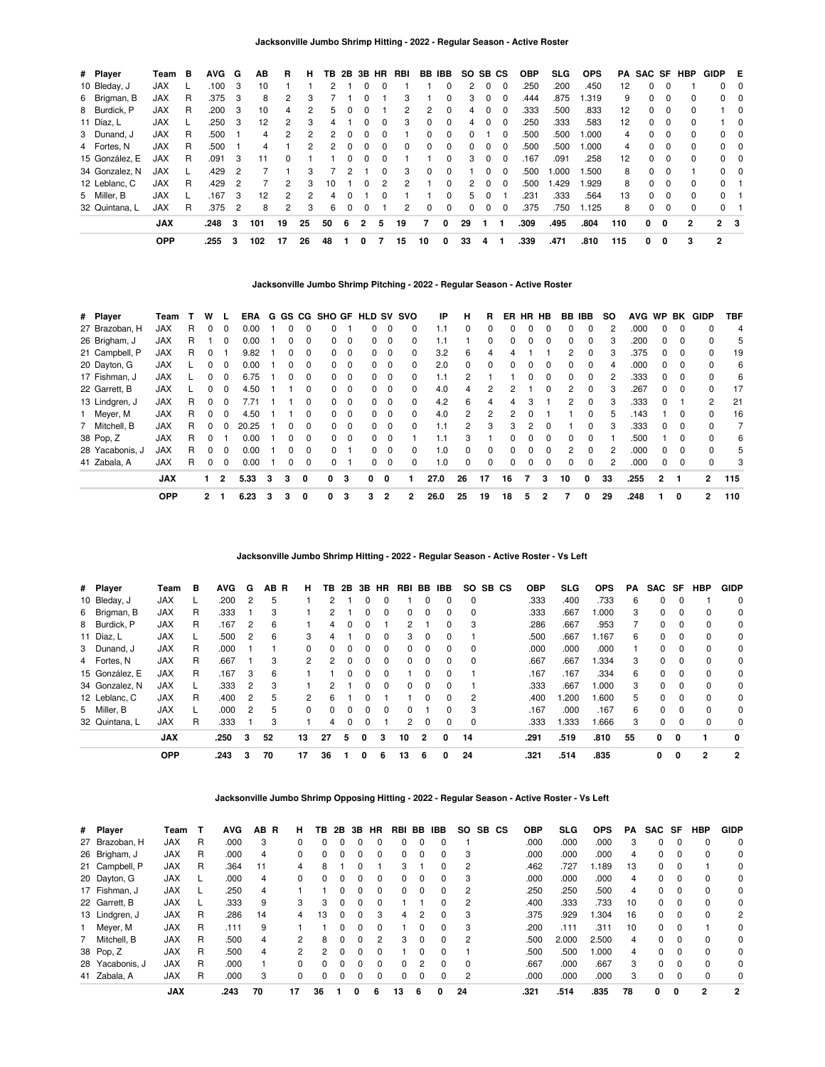### Jacksonville Jumbo Shrimp Hitting - 2022 - Regular Season - Active Roster

| # | Player | Team | B | AVG | G | AB | R | H | TB | 2B | 3B | HR | RBI | BB | IBB | SO | SB | CS | OBP | SLG | OPS | PA | SAC | SF | HBP | GIDP | E |
|---|---|---|---|---|---|---|---|---|---|---|---|---|---|---|---|---|---|---|---|---|---|---|---|---|---|---|---|
| 10 | Bleday, J | JAX | L | .100 | 3 | 10 | 1 | 1 | 2 | 1 | 0 | 0 | 1 | 1 | 0 | 2 | 0 | 0 | .250 | .200 | .450 | 12 | 0 | 0 | 1 | 0 | 0 |
| 6 | Brigman, B | JAX | R | .375 | 3 | 8 | 2 | 3 | 7 | 1 | 0 | 1 | 3 | 1 | 0 | 3 | 0 | 0 | .444 | .875 | 1.319 | 9 | 0 | 0 | 0 | 0 | 0 |
| 8 | Burdick, P | JAX | R | .200 | 3 | 10 | 4 | 2 | 5 | 0 | 0 | 1 | 2 | 2 | 0 | 4 | 0 | 0 | .333 | .500 | .833 | 12 | 0 | 0 | 0 | 1 | 0 |
| 11 | Díaz, L | JAX | L | .250 | 3 | 12 | 2 | 3 | 4 | 1 | 0 | 0 | 3 | 0 | 0 | 4 | 0 | 0 | .250 | .333 | .583 | 12 | 0 | 0 | 0 | 1 | 0 |
| 3 | Dunand, J | JAX | R | .500 | 1 | 4 | 2 | 2 | 2 | 0 | 0 | 0 | 1 | 0 | 0 | 0 | 1 | 0 | .500 | .500 | 1.000 | 4 | 0 | 0 | 0 | 0 | 0 |
| 4 | Fortes, N | JAX | R | .500 | 1 | 4 | 1 | 2 | 2 | 0 | 0 | 0 | 0 | 0 | 0 | 0 | 0 | 0 | .500 | .500 | 1.000 | 4 | 0 | 0 | 0 | 0 | 0 |
| 15 | González, E | JAX | R | .091 | 3 | 11 | 0 | 1 | 1 | 0 | 0 | 0 | 1 | 1 | 0 | 3 | 0 | 0 | .167 | .091 | .258 | 12 | 0 | 0 | 0 | 0 | 0 |
| 34 | Gonzalez, N | JAX | L | .429 | 2 | 7 | 1 | 3 | 7 | 2 | 1 | 0 | 3 | 0 | 0 | 1 | 0 | 0 | .500 | 1.000 | 1.500 | 8 | 0 | 0 | 1 | 0 | 0 |
| 12 | Leblanc, C | JAX | R | .429 | 2 | 7 | 2 | 3 | 10 | 1 | 0 | 2 | 2 | 1 | 0 | 2 | 0 | 0 | .500 | 1.429 | 1.929 | 8 | 0 | 0 | 0 | 0 | 1 |
| 5 | Miller, B | JAX | L | .167 | 3 | 12 | 2 | 2 | 4 | 0 | 1 | 0 | 1 | 1 | 0 | 5 | 0 | 1 | .231 | .333 | .564 | 13 | 0 | 0 | 0 | 0 | 1 |
| 32 | Quintana, L | JAX | R | .375 | 2 | 8 | 2 | 3 | 6 | 0 | 0 | 1 | 2 | 0 | 0 | 0 | 0 | 0 | .375 | .750 | 1.125 | 8 | 0 | 0 | 0 | 0 | 1 |
| | **JAX** | | | **.248** | **3** | **101** | **19** | **25** | **50** | **6** | **2** | **5** | **19** | **7** | **0** | **29** | **1** | **1** | **.309** | **.495** | **.804** | **110** | **0** | **0** | **2** | **2** | **3** |
| | **OPP** | | | **.255** | **3** | **102** | **17** | **26** | **48** | **1** | **0** | **7** | **15** | **10** | **0** | **33** | **4** | **1** | **.339** | **.471** | **.810** | **115** | **0** | **0** | **3** | **2** | |

### Jacksonville Jumbo Shrimp Pitching - 2022 - Regular Season - Active Roster

| # | Player | Team | T | W | L | ERA | G | GS | CG | SHO | GF | HLD | SV | SVO | IP | H | R | ER | HR | HB | BB | IBB | SO | AVG | WP | BK | GIDP | TBF |
|---|---|---|---|---|---|---|---|---|---|---|---|---|---|---|---|---|---|---|---|---|---|---|---|---|---|---|---|---|
| 27 | Brazoban, H | JAX | R | 0 | 0 | 0.00 | 1 | 0 | 0 | 0 | 1 | 0 | 0 | 0 | 1.1 | 0 | 0 | 0 | 0 | 0 | 0 | 0 | 2 | .000 | 0 | 0 | 0 | 4 |
| 26 | Brigham, J | JAX | R | 1 | 0 | 0.00 | 1 | 0 | 0 | 0 | 0 | 0 | 0 | 0 | 1.1 | 1 | 0 | 0 | 0 | 0 | 0 | 0 | 3 | .200 | 0 | 0 | 0 | 5 |
| 21 | Campbell, P | JAX | R | 0 | 1 | 9.82 | 1 | 0 | 0 | 0 | 0 | 0 | 0 | 0 | 3.2 | 6 | 4 | 4 | 1 | 1 | 2 | 0 | 3 | .375 | 0 | 0 | 0 | 19 |
| 20 | Dayton, G | JAX | L | 0 | 0 | 0.00 | 1 | 0 | 0 | 0 | 0 | 0 | 0 | 0 | 2.0 | 0 | 0 | 0 | 0 | 0 | 0 | 0 | 4 | .000 | 0 | 0 | 0 | 6 |
| 17 | Fishman, J | JAX | L | 0 | 0 | 6.75 | 1 | 0 | 0 | 0 | 0 | 0 | 0 | 0 | 1.1 | 2 | 1 | 1 | 0 | 0 | 0 | 0 | 2 | .333 | 0 | 0 | 0 | 6 |
| 22 | Garrett, B | JAX | L | 0 | 0 | 4.50 | 1 | 1 | 0 | 0 | 0 | 0 | 0 | 0 | 4.0 | 4 | 2 | 2 | 1 | 0 | 2 | 0 | 3 | .267 | 0 | 0 | 0 | 17 |
| 13 | Lindgren, J | JAX | R | 0 | 0 | 7.71 | 1 | 1 | 0 | 0 | 0 | 0 | 0 | 0 | 4.2 | 6 | 4 | 4 | 3 | 1 | 2 | 0 | 3 | .333 | 0 | 1 | 2 | 21 |
| 1 | Meyer, M | JAX | R | 0 | 0 | 4.50 | 1 | 1 | 0 | 0 | 0 | 0 | 0 | 0 | 4.0 | 2 | 2 | 2 | 0 | 1 | 1 | 0 | 5 | .143 | 1 | 0 | 0 | 16 |
| 7 | Mitchell, B | JAX | R | 0 | 0 | 20.25 | 1 | 0 | 0 | 0 | 0 | 0 | 0 | 0 | 1.1 | 2 | 3 | 3 | 2 | 0 | 1 | 0 | 3 | .333 | 0 | 0 | 0 | 7 |
| 38 | Pop, Z | JAX | R | 0 | 1 | 0.00 | 1 | 0 | 0 | 0 | 0 | 0 | 0 | 1 | 1.1 | 3 | 1 | 0 | 0 | 0 | 0 | 0 | 1 | .500 | 1 | 0 | 0 | 6 |
| 28 | Yacabonis, J | JAX | R | 0 | 0 | 0.00 | 1 | 0 | 0 | 0 | 1 | 0 | 0 | 0 | 1.0 | 0 | 0 | 0 | 0 | 0 | 2 | 0 | 2 | .000 | 0 | 0 | 0 | 5 |
| 41 | Zabala, A | JAX | R | 0 | 0 | 0.00 | 1 | 0 | 0 | 0 | 1 | 0 | 0 | 0 | 1.0 | 0 | 0 | 0 | 0 | 0 | 0 | 0 | 2 | .000 | 0 | 0 | 0 | 3 |
| | **JAX** | | | **1** | **2** | **5.33** | **3** | **3** | **0** | **0** | **3** | **0** | **0** | **1** | **27.0** | **26** | **17** | **16** | **7** | **3** | **10** | **0** | **33** | **.255** | **2** | **1** | **2** | **115** |
| | **OPP** | | | **2** | **1** | **6.23** | **3** | **3** | **0** | **0** | **3** | **3** | **2** | **2** | **26.0** | **25** | **19** | **18** | **5** | **2** | **7** | **0** | **29** | **.248** | **1** | **0** | **2** | **110** |

### Jacksonville Jumbo Shrimp Hitting - 2022 - Regular Season - Active Roster - Vs Left

| # | Player | Team | B | AVG | G | AB | R | H | TB | 2B | 3B | HR | RBI | BB | IBB | SO | SB | CS | OBP | SLG | OPS | PA | SAC | SF | HBP | GIDP |
|---|---|---|---|---|---|---|---|---|---|---|---|---|---|---|---|---|---|---|---|---|---|---|---|---|---|---|
| 10 | Bleday, J | JAX | L | .200 | 2 | 5 | | 1 | 2 | 1 | 0 | 0 | 1 | 0 | 0 | 0 | | | .333 | .400 | .733 | 6 | 0 | 0 | 1 | 0 |
| 6 | Brigman, B | JAX | R | .333 | 1 | 3 | | 1 | 2 | 1 | 0 | 0 | 0 | 0 | 0 | 0 | | | .333 | .667 | 1.000 | 3 | 0 | 0 | 0 | 0 |
| 8 | Burdick, P | JAX | R | .167 | 2 | 6 | | 1 | 4 | 0 | 0 | 1 | 2 | 1 | 0 | 3 | | | .286 | .667 | .953 | 7 | 0 | 0 | 0 | 0 |
| 11 | Díaz, L | JAX | L | .500 | 2 | 6 | | 3 | 4 | 1 | 0 | 0 | 3 | 0 | 0 | 1 | | | .500 | .667 | 1.167 | 6 | 0 | 0 | 0 | 0 |
| 3 | Dunand, J | JAX | R | .000 | 1 | 1 | | 0 | 0 | 0 | 0 | 0 | 0 | 0 | 0 | 0 | | | .000 | .000 | .000 | 1 | 0 | 0 | 0 | 0 |
| 4 | Fortes, N | JAX | R | .667 | 1 | 3 | | 2 | 2 | 0 | 0 | 0 | 0 | 0 | 0 | 0 | | | .667 | .667 | 1.334 | 3 | 0 | 0 | 0 | 0 |
| 15 | González, E | JAX | R | .167 | 3 | 6 | | 1 | 1 | 0 | 0 | 0 | 1 | 0 | 0 | 1 | | | .167 | .167 | .334 | 6 | 0 | 0 | 0 | 0 |
| 34 | Gonzalez, N | JAX | L | .333 | 2 | 3 | | 1 | 2 | 1 | 0 | 0 | 0 | 0 | 0 | 1 | | | .333 | .667 | 1.000 | 3 | 0 | 0 | 0 | 0 |
| 12 | Leblanc, C | JAX | R | .400 | 2 | 5 | | 2 | 6 | 1 | 0 | 1 | 1 | 0 | 0 | 2 | | | .400 | 1.200 | 1.600 | 5 | 0 | 0 | 0 | 0 |
| 5 | Miller, B | JAX | L | .000 | 2 | 5 | | 0 | 0 | 0 | 0 | 0 | 0 | 1 | 0 | 3 | | | .167 | .000 | .167 | 6 | 0 | 0 | 0 | 0 |
| 32 | Quintana, L | JAX | R | .333 | 1 | 3 | | 1 | 4 | 0 | 0 | 1 | 2 | 0 | 0 | 0 | | | .333 | 1.333 | 1.666 | 3 | 0 | 0 | 0 | 0 |
| | **JAX** | | | **.250** | **3** | **52** | | **13** | **27** | **5** | **0** | **3** | **10** | **2** | **0** | **14** | | | **.291** | **.519** | **.810** | **55** | **0** | **0** | **1** | **0** |
| | **OPP** | | | **.243** | **3** | **70** | | **17** | **36** | **1** | **0** | **6** | **13** | **6** | **0** | **24** | | | **.321** | **.514** | **.835** | | **0** | **0** | **2** | **2** |

### Jacksonville Jumbo Shrimp Opposing Hitting - 2022 - Regular Season - Active Roster - Vs Left

| # | Player | Team | T | AVG | AB | R | H | TB | 2B | 3B | HR | RBI | BB | IBB | SO | SB | CS | OBP | SLG | OPS | PA | SAC | SF | HBP | GIDP |
|---|---|---|---|---|---|---|---|---|---|---|---|---|---|---|---|---|---|---|---|---|---|---|---|---|---|
| 27 | Brazoban, H | JAX | R | .000 | 3 | | 0 | 0 | 0 | 0 | 0 | 0 | 0 | 0 | 1 | | | .000 | .000 | .000 | 3 | 0 | 0 | 0 | 0 |
| 26 | Brigham, J | JAX | R | .000 | 4 | | 0 | 0 | 0 | 0 | 0 | 0 | 0 | 0 | 3 | | | .000 | .000 | .000 | 4 | 0 | 0 | 0 | 0 |
| 21 | Campbell, P | JAX | R | .364 | 11 | | 4 | 8 | 1 | 0 | 1 | 3 | 1 | 0 | 2 | | | .462 | .727 | 1.189 | 13 | 0 | 0 | 1 | 0 |
| 20 | Dayton, G | JAX | L | .000 | 4 | | 0 | 0 | 0 | 0 | 0 | 0 | 0 | 0 | 3 | | | .000 | .000 | .000 | 4 | 0 | 0 | 0 | 0 |
| 17 | Fishman, J | JAX | L | .250 | 4 | | 1 | 1 | 0 | 0 | 0 | 0 | 0 | 0 | 2 | | | .250 | .250 | .500 | 4 | 0 | 0 | 0 | 0 |
| 22 | Garrett, B | JAX | L | .333 | 9 | | 3 | 3 | 0 | 0 | 0 | 1 | 1 | 0 | 2 | | | .400 | .333 | .733 | 10 | 0 | 0 | 0 | 0 |
| 13 | Lindgren, J | JAX | R | .286 | 14 | | 4 | 13 | 0 | 0 | 3 | 4 | 2 | 0 | 3 | | | .375 | .929 | 1.304 | 16 | 0 | 0 | 0 | 2 |
| 1 | Meyer, M | JAX | R | .111 | 9 | | 1 | 1 | 0 | 0 | 0 | 1 | 0 | 0 | 3 | | | .200 | .111 | .311 | 10 | 0 | 0 | 1 | 0 |
| 7 | Mitchell, B | JAX | R | .500 | 4 | | 2 | 8 | 0 | 0 | 2 | 3 | 0 | 0 | 2 | | | .500 | 2.000 | 2.500 | 4 | 0 | 0 | 0 | 0 |
| 38 | Pop, Z | JAX | R | .500 | 4 | | 2 | 2 | 0 | 0 | 0 | 1 | 0 | 0 | 1 | | | .500 | .500 | 1.000 | 4 | 0 | 0 | 0 | 0 |
| 28 | Yacabonis, J | JAX | R | .000 | 1 | | 0 | 0 | 0 | 0 | 0 | 0 | 2 | 0 | 0 | | | .667 | .000 | .667 | 3 | 0 | 0 | 0 | 0 |
| 41 | Zabala, A | JAX | R | .000 | 3 | | 0 | 0 | 0 | 0 | 0 | 0 | 0 | 0 | 2 | | | .000 | .000 | .000 | 3 | 0 | 0 | 0 | 0 |
| | **JAX** | | | **.243** | **70** | | **17** | **36** | **1** | **0** | **6** | **13** | **6** | **0** | **24** | | | **.321** | **.514** | **.835** | **78** | **0** | **0** | **2** | **2** |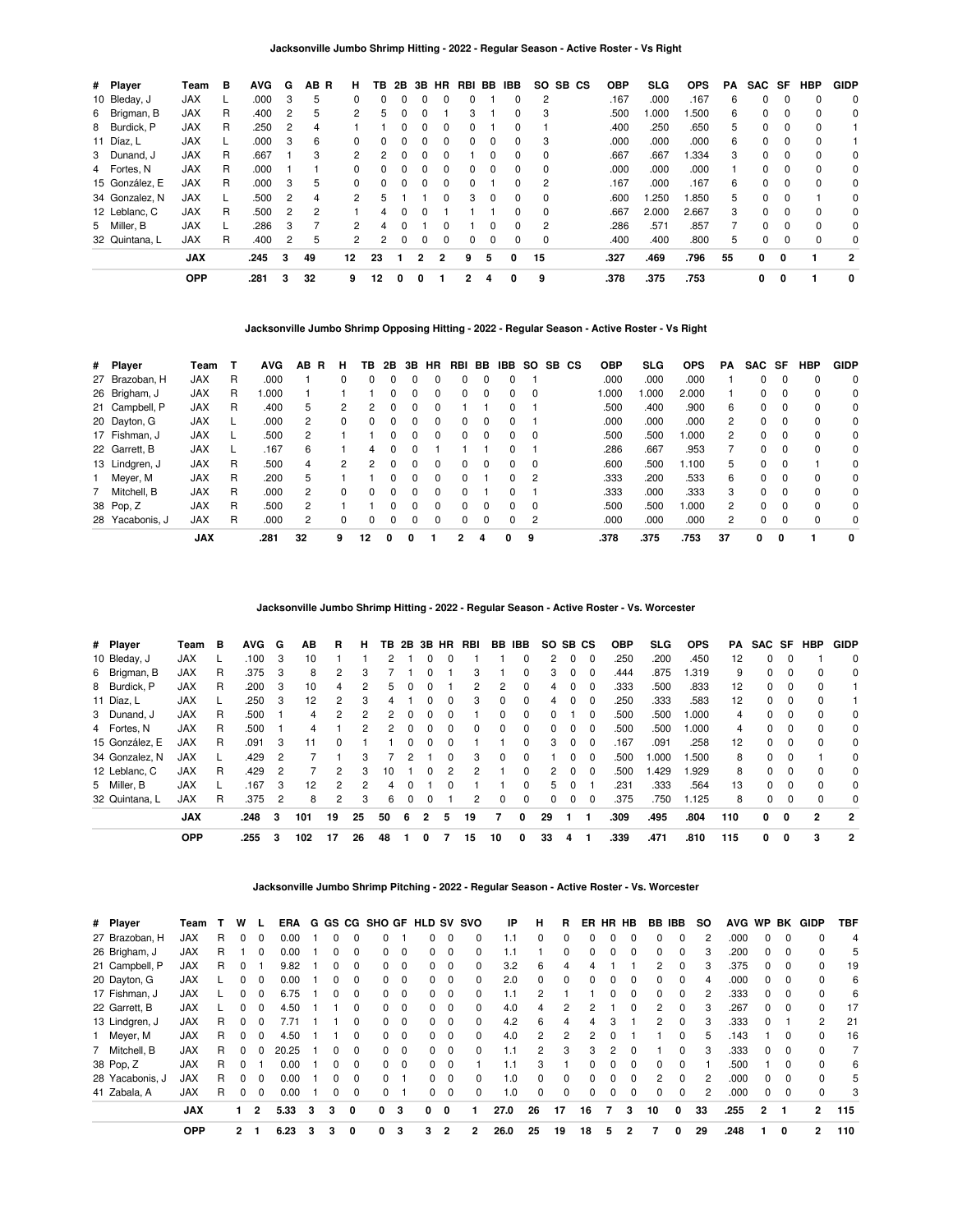### Jacksonville Jumbo Shrimp Hitting - 2022 - Regular Season - Active Roster - Vs Right

| # | Player | Team | B | AVG | G | AB | R | H | TB | 2B | 3B | HR | RBI | BB | IBB | SO | SB | CS | OBP | SLG | OPS | PA | SAC | SF | HBP | GIDP |
|---|---|---|---|---|---|---|---|---|---|---|---|---|---|---|---|---|---|---|---|---|---|---|---|---|---|---|
| 10 | Bleday, J | JAX | L | .000 | 3 | 5 | | 0 | 0 | 0 | 0 | 0 | 0 | 1 | 0 | 2 | | | .167 | .000 | .167 | 6 | 0 | 0 | 0 | 0 |
| 6 | Brigman, B | JAX | R | .400 | 2 | 5 | | 2 | 5 | 0 | 0 | 1 | 3 | 1 | 0 | 3 | | | .500 | 1.000 | 1.500 | 6 | 0 | 0 | 0 | 0 |
| 8 | Burdick, P | JAX | R | .250 | 2 | 4 | | 1 | 1 | 0 | 0 | 0 | 0 | 1 | 0 | 1 | | | .400 | .250 | .650 | 5 | 0 | 0 | 0 | 1 |
| 11 | Díaz, L | JAX | L | .000 | 3 | 6 | | 0 | 0 | 0 | 0 | 0 | 0 | 0 | 0 | 3 | | | .000 | .000 | .000 | 6 | 0 | 0 | 0 | 1 |
| 3 | Dunand, J | JAX | R | .667 | 1 | 3 | | 2 | 2 | 0 | 0 | 0 | 1 | 0 | 0 | 0 | | | .667 | .667 | 1.334 | 3 | 0 | 0 | 0 | 0 |
| 4 | Fortes, N | JAX | R | .000 | 1 | 1 | | 0 | 0 | 0 | 0 | 0 | 0 | 0 | 0 | 0 | | | .000 | .000 | .000 | 1 | 0 | 0 | 0 | 0 |
| 15 | González, E | JAX | R | .000 | 3 | 5 | | 0 | 0 | 0 | 0 | 0 | 0 | 1 | 0 | 2 | | | .167 | .000 | .167 | 6 | 0 | 0 | 0 | 0 |
| 34 | Gonzalez, N | JAX | L | .500 | 2 | 4 | | 2 | 5 | 1 | 1 | 0 | 3 | 0 | 0 | 0 | | | .600 | 1.250 | 1.850 | 5 | 0 | 0 | 1 | 0 |
| 12 | Leblanc, C | JAX | R | .500 | 2 | 2 | | 1 | 4 | 0 | 0 | 1 | 1 | 1 | 0 | 0 | | | .667 | 2.000 | 2.667 | 3 | 0 | 0 | 0 | 0 |
| 5 | Miller, B | JAX | L | .286 | 3 | 7 | | 2 | 4 | 0 | 1 | 0 | 1 | 0 | 0 | 2 | | | .286 | .571 | .857 | 7 | 0 | 0 | 0 | 0 |
| 32 | Quintana, L | JAX | R | .400 | 2 | 5 | | 2 | 2 | 0 | 0 | 0 | 0 | 0 | 0 | 0 | | | .400 | .400 | .800 | 5 | 0 | 0 | 0 | 0 |
| | | **JAX** | | **.245** | **3** | **49** | | **12** | **23** | **1** | **2** | **2** | **9** | **5** | **0** | **15** | | | **.327** | **.469** | **.796** | **55** | **0** | **0** | **1** | **2** |
| | | **OPP** | | **.281** | **3** | **32** | | **9** | **12** | **0** | **0** | **1** | **2** | **4** | **0** | **9** | | | **.378** | **.375** | **.753** | | **0** | **0** | **1** | **0** |

### Jacksonville Jumbo Shrimp Opposing Hitting - 2022 - Regular Season - Active Roster - Vs Right

| # | Player | Team | T | AVG | AB | R | H | TB | 2B | 3B | HR | RBI | BB | IBB | SO | SB | CS | OBP | SLG | OPS | PA | SAC | SF | HBP | GIDP |
|---|---|---|---|---|---|---|---|---|---|---|---|---|---|---|---|---|---|---|---|---|---|---|---|---|---|
| 27 | Brazoban, H | JAX | R | .000 | 1 | | 0 | 0 | 0 | 0 | 0 | 0 | 0 | 0 | 1 | | | .000 | .000 | .000 | 1 | 0 | 0 | 0 | 0 |
| 26 | Brigham, J | JAX | R | 1.000 | 1 | | 1 | 1 | 0 | 0 | 0 | 0 | 0 | 0 | 0 | | | 1.000 | 1.000 | 2.000 | 1 | 0 | 0 | 0 | 0 |
| 21 | Campbell, P | JAX | R | .400 | 5 | | 2 | 2 | 0 | 0 | 0 | 1 | 1 | 0 | 1 | | | .500 | .400 | .900 | 6 | 0 | 0 | 0 | 0 |
| 20 | Dayton, G | JAX | L | .000 | 2 | | 0 | 0 | 0 | 0 | 0 | 0 | 0 | 0 | 1 | | | .000 | .000 | .000 | 2 | 0 | 0 | 0 | 0 |
| 17 | Fishman, J | JAX | L | .500 | 2 | | 1 | 1 | 0 | 0 | 0 | 0 | 0 | 0 | 0 | | | .500 | .500 | 1.000 | 2 | 0 | 0 | 0 | 0 |
| 22 | Garrett, B | JAX | L | .167 | 6 | | 1 | 4 | 0 | 0 | 1 | 1 | 1 | 0 | 1 | | | .286 | .667 | .953 | 7 | 0 | 0 | 0 | 0 |
| 13 | Lindgren, J | JAX | R | .500 | 4 | | 2 | 2 | 0 | 0 | 0 | 0 | 0 | 0 | 0 | | | .600 | .500 | 1.100 | 5 | 0 | 0 | 1 | 0 |
| 1 | Meyer, M | JAX | R | .200 | 5 | | 1 | 1 | 0 | 0 | 0 | 0 | 1 | 0 | 2 | | | .333 | .200 | .533 | 6 | 0 | 0 | 0 | 0 |
| 7 | Mitchell, B | JAX | R | .000 | 2 | | 0 | 0 | 0 | 0 | 0 | 0 | 1 | 0 | 1 | | | .333 | .000 | .333 | 3 | 0 | 0 | 0 | 0 |
| 38 | Pop, Z | JAX | R | .500 | 2 | | 1 | 1 | 0 | 0 | 0 | 0 | 0 | 0 | 0 | | | .500 | .500 | 1.000 | 2 | 0 | 0 | 0 | 0 |
| 28 | Yacabonis, J | JAX | R | .000 | 2 | | 0 | 0 | 0 | 0 | 0 | 0 | 0 | 0 | 2 | | | .000 | .000 | .000 | 2 | 0 | 0 | 0 | 0 |
| | | **JAX** | | **.281** | **32** | | **9** | **12** | **0** | **0** | **1** | **2** | **4** | **0** | **9** | | | **.378** | **.375** | **.753** | **37** | **0** | **0** | **1** | **0** |

### Jacksonville Jumbo Shrimp Hitting - 2022 - Regular Season - Active Roster - Vs. Worcester

| # | Player | Team | B | AVG | G | AB | R | H | TB | 2B | 3B | HR | RBI | BB | IBB | SO | SB | CS | OBP | SLG | OPS | PA | SAC | SF | HBP | GIDP |
|---|---|---|---|---|---|---|---|---|---|---|---|---|---|---|---|---|---|---|---|---|---|---|---|---|---|---|
| 10 | Bleday, J | JAX | L | .100 | 3 | 10 | 1 | 1 | 2 | 1 | 0 | 0 | 1 | 1 | 0 | 2 | 0 | 0 | .250 | .200 | .450 | 12 | 0 | 0 | 1 | 0 |
| 6 | Brigman, B | JAX | R | .375 | 3 | 8 | 2 | 3 | 7 | 1 | 0 | 1 | 3 | 1 | 0 | 3 | 0 | 0 | .444 | .875 | 1.319 | 9 | 0 | 0 | 0 | 0 |
| 8 | Burdick, P | JAX | R | .200 | 3 | 10 | 4 | 2 | 5 | 0 | 0 | 1 | 2 | 2 | 0 | 4 | 0 | 0 | .333 | .500 | .833 | 12 | 0 | 0 | 0 | 1 |
| 11 | Díaz, L | JAX | L | .250 | 3 | 12 | 2 | 3 | 4 | 1 | 0 | 0 | 3 | 0 | 0 | 4 | 0 | 0 | .250 | .333 | .583 | 12 | 0 | 0 | 0 | 1 |
| 3 | Dunand, J | JAX | R | .500 | 1 | 4 | 2 | 2 | 2 | 0 | 0 | 0 | 1 | 0 | 0 | 0 | 1 | 0 | .500 | .500 | 1.000 | 4 | 0 | 0 | 0 | 0 |
| 4 | Fortes, N | JAX | R | .500 | 1 | 4 | 1 | 2 | 2 | 0 | 0 | 0 | 0 | 0 | 0 | 0 | 0 | 0 | .500 | .500 | 1.000 | 4 | 0 | 0 | 0 | 0 |
| 15 | González, E | JAX | R | .091 | 3 | 11 | 0 | 1 | 1 | 0 | 0 | 0 | 1 | 1 | 0 | 3 | 0 | 0 | .167 | .091 | .258 | 12 | 0 | 0 | 0 | 0 |
| 34 | Gonzalez, N | JAX | L | .429 | 2 | 7 | 1 | 3 | 7 | 2 | 1 | 0 | 3 | 0 | 0 | 1 | 0 | 0 | .500 | 1.000 | 1.500 | 8 | 0 | 0 | 1 | 0 |
| 12 | Leblanc, C | JAX | R | .429 | 2 | 7 | 2 | 3 | 10 | 1 | 0 | 2 | 2 | 1 | 0 | 2 | 0 | 0 | .500 | 1.429 | 1.929 | 8 | 0 | 0 | 0 | 0 |
| 5 | Miller, B | JAX | L | .167 | 3 | 12 | 2 | 2 | 4 | 0 | 1 | 0 | 1 | 1 | 0 | 5 | 0 | 1 | .231 | .333 | .564 | 13 | 0 | 0 | 0 | 0 |
| 32 | Quintana, L | JAX | R | .375 | 2 | 8 | 2 | 3 | 6 | 0 | 0 | 1 | 2 | 0 | 0 | 0 | 0 | 0 | .375 | .750 | 1.125 | 8 | 0 | 0 | 0 | 0 |
| | | **JAX** | | **.248** | **3** | **101** | **19** | **25** | **50** | **6** | **2** | **5** | **19** | **7** | **0** | **29** | **1** | **1** | **.309** | **.495** | **.804** | **110** | **0** | **0** | **2** | **2** |
| | | **OPP** | | **.255** | **3** | **102** | **17** | **26** | **48** | **1** | **0** | **7** | **15** | **10** | **0** | **33** | **4** | **1** | **.339** | **.471** | **.810** | **115** | **0** | **0** | **3** | **2** |

### Jacksonville Jumbo Shrimp Pitching - 2022 - Regular Season - Active Roster - Vs. Worcester

| # | Player | Team | T | W | L | ERA | G | GS | CG | SHO | GF | HLD | SV | SVO | IP | H | R | ER | HR | HB | BB | IBB | SO | AVG | WP | BK | GIDP | TBF |
|---|---|---|---|---|---|---|---|---|---|---|---|---|---|---|---|---|---|---|---|---|---|---|---|---|---|---|---|---|
| 27 | Brazoban, H | JAX | R | 0 | 0 | 0.00 | 1 | 0 | 0 | 0 | 1 | 0 | 0 | 0 | 1.1 | 0 | 0 | 0 | 0 | 0 | 0 | 0 | 2 | .000 | 0 | 0 | 0 | 4 |
| 26 | Brigham, J | JAX | R | 1 | 0 | 0.00 | 1 | 0 | 0 | 0 | 0 | 0 | 0 | 0 | 1.1 | 1 | 0 | 0 | 0 | 0 | 0 | 0 | 3 | .200 | 0 | 0 | 0 | 5 |
| 21 | Campbell, P | JAX | R | 0 | 1 | 9.82 | 1 | 0 | 0 | 0 | 0 | 0 | 0 | 0 | 3.2 | 6 | 4 | 4 | 1 | 1 | 2 | 0 | 3 | .375 | 0 | 0 | 0 | 19 |
| 20 | Dayton, G | JAX | L | 0 | 0 | 0.00 | 1 | 0 | 0 | 0 | 0 | 0 | 0 | 0 | 2.0 | 0 | 0 | 0 | 0 | 0 | 0 | 0 | 4 | .000 | 0 | 0 | 0 | 6 |
| 17 | Fishman, J | JAX | L | 0 | 0 | 6.75 | 1 | 0 | 0 | 0 | 0 | 0 | 0 | 0 | 1.1 | 2 | 1 | 1 | 0 | 0 | 0 | 0 | 2 | .333 | 0 | 0 | 0 | 6 |
| 22 | Garrett, B | JAX | L | 0 | 0 | 4.50 | 1 | 1 | 0 | 0 | 0 | 0 | 0 | 0 | 4.0 | 4 | 2 | 2 | 1 | 0 | 2 | 0 | 3 | .267 | 0 | 0 | 0 | 17 |
| 13 | Lindgren, J | JAX | R | 0 | 0 | 7.71 | 1 | 1 | 0 | 0 | 0 | 0 | 0 | 0 | 4.2 | 6 | 4 | 4 | 3 | 1 | 2 | 0 | 3 | .333 | 0 | 1 | 2 | 21 |
| 1 | Meyer, M | JAX | R | 0 | 0 | 4.50 | 1 | 1 | 0 | 0 | 0 | 0 | 0 | 0 | 4.0 | 2 | 2 | 2 | 0 | 1 | 1 | 0 | 5 | .143 | 1 | 0 | 0 | 16 |
| 7 | Mitchell, B | JAX | R | 0 | 0 | 20.25 | 1 | 0 | 0 | 0 | 0 | 0 | 0 | 0 | 1.1 | 2 | 3 | 3 | 2 | 0 | 1 | 0 | 3 | .333 | 0 | 0 | 0 | 7 |
| 38 | Pop, Z | JAX | R | 0 | 1 | 0.00 | 1 | 0 | 0 | 0 | 0 | 0 | 0 | 1 | 1.1 | 3 | 1 | 0 | 0 | 0 | 0 | 0 | 1 | .500 | 1 | 0 | 0 | 6 |
| 28 | Yacabonis, J | JAX | R | 0 | 0 | 0.00 | 1 | 0 | 0 | 0 | 1 | 0 | 0 | 0 | 1.0 | 0 | 0 | 0 | 0 | 0 | 2 | 0 | 2 | .000 | 0 | 0 | 0 | 5 |
| 41 | Zabala, A | JAX | R | 0 | 0 | 0.00 | 1 | 0 | 0 | 0 | 1 | 0 | 0 | 0 | 1.0 | 0 | 0 | 0 | 0 | 0 | 0 | 0 | 2 | .000 | 0 | 0 | 0 | 3 |
| | | **JAX** | | **1** | **2** | **5.33** | **3** | **3** | **0** | **0** | **3** | **0** | **0** | **1** | **27.0** | **26** | **17** | **16** | **7** | **3** | **10** | **0** | **33** | **.255** | **2** | **1** | **2** | **115** |
| | | **OPP** | | **2** | **1** | **6.23** | **3** | **3** | **0** | **0** | **3** | **3** | **2** | **2** | **26.0** | **25** | **19** | **18** | **5** | **2** | **7** | **0** | **29** | **.248** | **1** | **0** | **2** | **110** |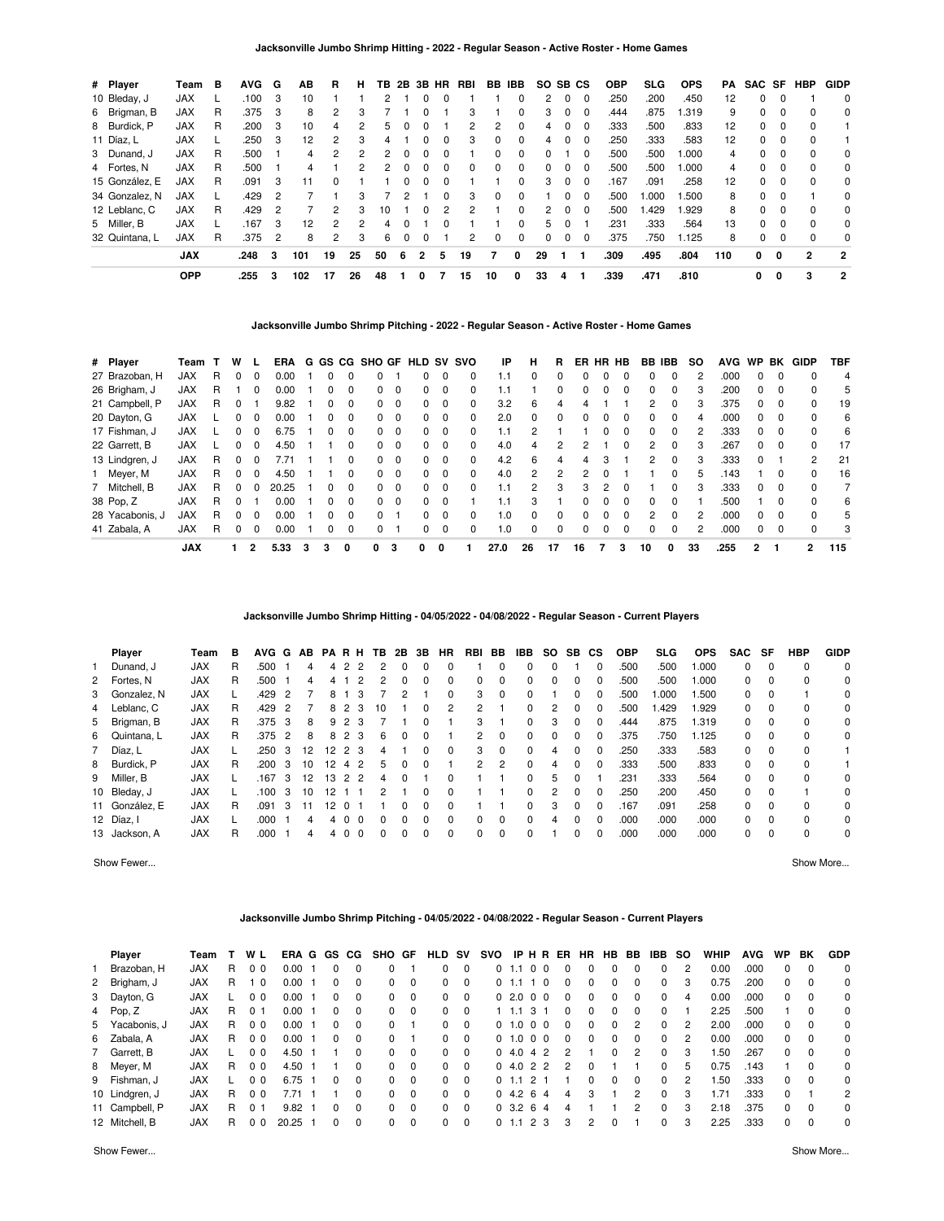### Jacksonville Jumbo Shrimp Hitting - 2022 - Regular Season - Active Roster - Home Games

| # | Player | Team | B | AVG | G | AB | R | H | TB | 2B | 3B | HR | RBI | BB | IBB | SO | SB | CS | OBP | SLG | OPS | PA | SAC | SF | HBP | GIDP |
|---|---|---|---|---|---|---|---|---|---|---|---|---|---|---|---|---|---|---|---|---|---|---|---|---|---|---|
| 10 | Bleday, J | JAX | L | .100 | 3 | 10 | 1 | 1 | 2 | 1 | 0 | 0 | 1 | 1 | 0 | 2 | 0 | 0 | .250 | .200 | .450 | 12 | 0 | 0 | 1 | 0 |
| 6 | Brigman, B | JAX | R | .375 | 3 | 8 | 2 | 3 | 7 | 1 | 0 | 1 | 3 | 1 | 0 | 3 | 0 | 0 | .444 | .875 | 1.319 | 9 | 0 | 0 | 0 | 0 |
| 8 | Burdick, P | JAX | R | .200 | 3 | 10 | 4 | 2 | 5 | 0 | 0 | 1 | 2 | 2 | 0 | 4 | 0 | 0 | .333 | .500 | .833 | 12 | 0 | 0 | 0 | 1 |
| 11 | Díaz, L | JAX | L | .250 | 3 | 12 | 2 | 3 | 4 | 1 | 0 | 0 | 3 | 0 | 0 | 4 | 0 | 0 | .250 | .333 | .583 | 12 | 0 | 0 | 0 | 1 |
| 3 | Dunand, J | JAX | R | .500 | 1 | 4 | 2 | 2 | 2 | 0 | 0 | 0 | 1 | 0 | 0 | 0 | 1 | 0 | .500 | .500 | 1.000 | 4 | 0 | 0 | 0 | 0 |
| 4 | Fortes, N | JAX | R | .500 | 1 | 4 | 1 | 2 | 2 | 0 | 0 | 0 | 0 | 0 | 0 | 0 | 0 | 0 | .500 | .500 | 1.000 | 4 | 0 | 0 | 0 | 0 |
| 15 | González, E | JAX | R | .091 | 3 | 11 | 0 | 1 | 1 | 0 | 0 | 0 | 1 | 1 | 0 | 3 | 0 | 0 | .167 | .091 | .258 | 12 | 0 | 0 | 0 | 0 |
| 34 | Gonzalez, N | JAX | L | .429 | 2 | 7 | 1 | 3 | 7 | 2 | 1 | 0 | 3 | 0 | 0 | 1 | 0 | 0 | .500 | 1.000 | 1.500 | 8 | 0 | 0 | 1 | 0 |
| 12 | Leblanc, C | JAX | R | .429 | 2 | 7 | 2 | 3 | 10 | 1 | 0 | 2 | 2 | 1 | 0 | 2 | 0 | 0 | .500 | 1.429 | 1.929 | 8 | 0 | 0 | 0 | 0 |
| 5 | Miller, B | JAX | L | .167 | 3 | 12 | 2 | 2 | 4 | 0 | 1 | 0 | 1 | 1 | 0 | 5 | 0 | 1 | .231 | .333 | .564 | 13 | 0 | 0 | 0 | 0 |
| 32 | Quintana, L | JAX | R | .375 | 2 | 8 | 2 | 3 | 6 | 0 | 0 | 1 | 2 | 0 | 0 | 0 | 0 | 0 | .375 | .750 | 1.125 | 8 | 0 | 0 | 0 | 0 |
| | | **JAX** | | **.248** | **3** | **101** | **19** | **25** | **50** | **6** | **2** | **5** | **19** | **7** | **0** | **29** | **1** | **1** | **.309** | **.495** | **.804** | **110** | **0** | **0** | **2** | **2** |
| | | **OPP** | | **.255** | **3** | **102** | **17** | **26** | **48** | **1** | **0** | **7** | **15** | **10** | **0** | **33** | **4** | **1** | **.339** | **.471** | **.810** | | **0** | **0** | **3** | **2** |

### Jacksonville Jumbo Shrimp Pitching - 2022 - Regular Season - Active Roster - Home Games

| # | Player | Team | T | W | L | ERA | G | GS | CG | SHO | GF | HLD | SV | SVO | IP | H | R | ER | HR | HB | BB | IBB | SO | AVG | WP | BK | GIDP | TBF |
|---|---|---|---|---|---|---|---|---|---|---|---|---|---|---|---|---|---|---|---|---|---|---|---|---|---|---|---|---|
| 27 | Brazoban, H | JAX | R | 0 | 0 | 0.00 | 1 | 0 | 0 | 0 | 1 | 0 | 0 | 0 | 1.1 | 0 | 0 | 0 | 0 | 0 | 0 | 0 | 2 | .000 | 0 | 0 | 0 | 4 |
| 26 | Brigham, J | JAX | R | 1 | 0 | 0.00 | 1 | 0 | 0 | 0 | 0 | 0 | 0 | 0 | 1.1 | 1 | 0 | 0 | 0 | 0 | 0 | 0 | 3 | .200 | 0 | 0 | 0 | 5 |
| 21 | Campbell, P | JAX | R | 0 | 1 | 9.82 | 1 | 0 | 0 | 0 | 0 | 0 | 0 | 0 | 3.2 | 6 | 4 | 4 | 1 | 1 | 2 | 0 | 3 | .375 | 0 | 0 | 0 | 19 |
| 20 | Dayton, G | JAX | L | 0 | 0 | 0.00 | 1 | 0 | 0 | 0 | 0 | 0 | 0 | 0 | 2.0 | 0 | 0 | 0 | 0 | 0 | 0 | 0 | 4 | .000 | 0 | 0 | 0 | 6 |
| 17 | Fishman, J | JAX | L | 0 | 0 | 6.75 | 1 | 0 | 0 | 0 | 0 | 0 | 0 | 0 | 1.1 | 2 | 1 | 1 | 0 | 0 | 0 | 0 | 2 | .333 | 0 | 0 | 0 | 6 |
| 22 | Garrett, B | JAX | L | 0 | 0 | 4.50 | 1 | 1 | 0 | 0 | 0 | 0 | 0 | 0 | 4.0 | 4 | 2 | 2 | 1 | 0 | 2 | 0 | 3 | .267 | 0 | 0 | 0 | 17 |
| 13 | Lindgren, J | JAX | R | 0 | 0 | 7.71 | 1 | 1 | 0 | 0 | 0 | 0 | 0 | 0 | 4.2 | 6 | 4 | 4 | 3 | 1 | 2 | 0 | 3 | .333 | 0 | 1 | 2 | 21 |
| 1 | Meyer, M | JAX | R | 0 | 0 | 4.50 | 1 | 1 | 0 | 0 | 0 | 0 | 0 | 0 | 4.0 | 2 | 2 | 2 | 0 | 1 | 1 | 0 | 5 | .143 | 1 | 0 | 0 | 16 |
| 7 | Mitchell, B | JAX | R | 0 | 0 | 20.25 | 1 | 0 | 0 | 0 | 0 | 0 | 0 | 0 | 1.1 | 2 | 3 | 3 | 2 | 0 | 1 | 0 | 3 | .333 | 0 | 0 | 0 | 7 |
| 38 | Pop, Z | JAX | R | 0 | 1 | 0.00 | 1 | 0 | 0 | 0 | 0 | 0 | 0 | 1 | 1.1 | 3 | 1 | 0 | 0 | 0 | 0 | 0 | 1 | .500 | 1 | 0 | 0 | 6 |
| 28 | Yacabonis, J | JAX | R | 0 | 0 | 0.00 | 1 | 0 | 0 | 0 | 1 | 0 | 0 | 0 | 1.0 | 0 | 0 | 0 | 0 | 0 | 2 | 0 | 2 | .000 | 0 | 0 | 0 | 5 |
| 41 | Zabala, A | JAX | R | 0 | 0 | 0.00 | 1 | 0 | 0 | 0 | 1 | 0 | 0 | 0 | 1.0 | 0 | 0 | 0 | 0 | 0 | 0 | 0 | 2 | .000 | 0 | 0 | 0 | 3 |
| | | **JAX** | | **1** | **2** | **5.33** | **3** | **3** | **0** | **0** | **3** | **0** | **0** | **1** | **27.0** | **26** | **17** | **16** | **7** | **3** | **10** | **0** | **33** | **.255** | **2** | **1** | **2** | **115** |

### Jacksonville Jumbo Shrimp Hitting - 04/05/2022 - 04/08/2022 - Regular Season - Current Players

| | Player | Team | B | AVG | G | AB | PA | R | H | TB | 2B | 3B | HR | RBI | BB | IBB | SO | SB | CS | OBP | SLG | OPS | SAC | SF | HBP | GIDP |
|---|---|---|---|---|---|---|---|---|---|---|---|---|---|---|---|---|---|---|---|---|---|---|---|---|---|---|
| 1 | Dunand, J | JAX | R | .500 | 1 | 4 | 4 | 2 | 2 | 2 | 0 | 0 | 0 | 1 | 0 | 0 | 0 | 1 | 0 | .500 | .500 | 1.000 | 0 | 0 | 0 | 0 |
| 2 | Fortes, N | JAX | R | .500 | 1 | 4 | 4 | 1 | 2 | 2 | 0 | 0 | 0 | 0 | 0 | 0 | 0 | 0 | 0 | .500 | .500 | 1.000 | 0 | 0 | 0 | 0 |
| 3 | Gonzalez, N | JAX | L | .429 | 2 | 7 | 8 | 1 | 3 | 7 | 2 | 1 | 0 | 3 | 0 | 0 | 1 | 0 | 0 | .500 | 1.000 | 1.500 | 0 | 0 | 1 | 0 |
| 4 | Leblanc, C | JAX | R | .429 | 2 | 7 | 8 | 2 | 3 | 10 | 1 | 0 | 2 | 2 | 1 | 0 | 2 | 0 | 0 | .500 | 1.429 | 1.929 | 0 | 0 | 0 | 0 |
| 5 | Brigman, B | JAX | R | .375 | 3 | 8 | 9 | 2 | 3 | 7 | 1 | 0 | 1 | 3 | 1 | 0 | 3 | 0 | 0 | .444 | .875 | 1.319 | 0 | 0 | 0 | 0 |
| 6 | Quintana, L | JAX | R | .375 | 2 | 8 | 8 | 2 | 3 | 6 | 0 | 0 | 1 | 2 | 0 | 0 | 0 | 0 | 0 | .375 | .750 | 1.125 | 0 | 0 | 0 | 0 |
| 7 | Díaz, L | JAX | L | .250 | 3 | 12 | 12 | 2 | 3 | 4 | 1 | 0 | 0 | 3 | 0 | 0 | 4 | 0 | 0 | .250 | .333 | .583 | 0 | 0 | 0 | 1 |
| 8 | Burdick, P | JAX | R | .200 | 3 | 10 | 12 | 4 | 2 | 5 | 0 | 0 | 1 | 2 | 2 | 0 | 4 | 0 | 0 | .333 | .500 | .833 | 0 | 0 | 0 | 1 |
| 9 | Miller, B | JAX | L | .167 | 3 | 12 | 13 | 2 | 2 | 4 | 0 | 1 | 0 | 1 | 1 | 0 | 5 | 0 | 1 | .231 | .333 | .564 | 0 | 0 | 0 | 0 |
| 10 | Bleday, J | JAX | L | .100 | 3 | 10 | 12 | 1 | 1 | 2 | 1 | 0 | 0 | 1 | 1 | 0 | 2 | 0 | 0 | .250 | .200 | .450 | 0 | 0 | 1 | 0 |
| 11 | González, E | JAX | R | .091 | 3 | 11 | 12 | 0 | 1 | 1 | 0 | 0 | 0 | 1 | 1 | 0 | 3 | 0 | 0 | .167 | .091 | .258 | 0 | 0 | 0 | 0 |
| 12 | Díaz, I | JAX | L | .000 | 1 | 4 | 4 | 0 | 0 | 0 | 0 | 0 | 0 | 0 | 0 | 0 | 4 | 0 | 0 | .000 | .000 | .000 | 0 | 0 | 0 | 0 |
| 13 | Jackson, A | JAX | R | .000 | 1 | 4 | 4 | 0 | 0 | 0 | 0 | 0 | 0 | 0 | 0 | 0 | 1 | 0 | 0 | .000 | .000 | .000 | 0 | 0 | 0 | 0 |

Show Fewer... Show More...

### Jacksonville Jumbo Shrimp Pitching - 04/05/2022 - 04/08/2022 - Regular Season - Current Players

| | Player | Team | T | W | L | ERA | G | GS | CG | SHO | GF | HLD | SV | SVO | IP | H | R | ER | HR | HB | BB | IBB | SO | WHIP | AVG | WP | BK | GDP |
|---|---|---|---|---|---|---|---|---|---|---|---|---|---|---|---|---|---|---|---|---|---|---|---|---|---|---|---|---|
| 1 | Brazoban, H | JAX | R | 0 | 0 | 0.00 | 1 | 0 | 0 | 0 | 1 | 0 | 0 | 0 | 1.1 | 0 | 0 | 0 | 0 | 0 | 0 | 0 | 2 | 0.00 | .000 | 0 | 0 | 0 |
| 2 | Brigham, J | JAX | R | 1 | 0 | 0.00 | 1 | 0 | 0 | 0 | 0 | 0 | 0 | 0 | 1.1 | 1 | 0 | 0 | 0 | 0 | 0 | 0 | 3 | 0.75 | .200 | 0 | 0 | 0 |
| 3 | Dayton, G | JAX | L | 0 | 0 | 0.00 | 1 | 0 | 0 | 0 | 0 | 0 | 0 | 0 | 2.0 | 0 | 0 | 0 | 0 | 0 | 0 | 0 | 4 | 0.00 | .000 | 0 | 0 | 0 |
| 4 | Pop, Z | JAX | R | 0 | 1 | 0.00 | 1 | 0 | 0 | 0 | 0 | 0 | 0 | 1 | 1.1 | 3 | 1 | 0 | 0 | 0 | 0 | 0 | 1 | 2.25 | .500 | 1 | 0 | 0 |
| 5 | Yacabonis, J | JAX | R | 0 | 0 | 0.00 | 1 | 0 | 0 | 0 | 1 | 0 | 0 | 0 | 1.0 | 0 | 0 | 0 | 0 | 0 | 2 | 0 | 2 | 2.00 | .000 | 0 | 0 | 0 |
| 6 | Zabala, A | JAX | R | 0 | 0 | 0.00 | 1 | 0 | 0 | 0 | 1 | 0 | 0 | 0 | 1.0 | 0 | 0 | 0 | 0 | 0 | 0 | 0 | 2 | 0.00 | .000 | 0 | 0 | 0 |
| 7 | Garrett, B | JAX | L | 0 | 0 | 4.50 | 1 | 1 | 0 | 0 | 0 | 0 | 0 | 0 | 4.0 | 4 | 2 | 2 | 1 | 0 | 2 | 0 | 3 | 1.50 | .267 | 0 | 0 | 0 |
| 8 | Meyer, M | JAX | R | 0 | 0 | 4.50 | 1 | 1 | 0 | 0 | 0 | 0 | 0 | 0 | 4.0 | 2 | 2 | 2 | 0 | 1 | 1 | 0 | 5 | 0.75 | .143 | 1 | 0 | 0 |
| 9 | Fishman, J | JAX | L | 0 | 0 | 6.75 | 1 | 0 | 0 | 0 | 0 | 0 | 0 | 0 | 1.1 | 2 | 1 | 1 | 0 | 0 | 0 | 0 | 2 | 1.50 | .333 | 0 | 0 | 0 |
| 10 | Lindgren, J | JAX | R | 0 | 0 | 7.71 | 1 | 1 | 0 | 0 | 0 | 0 | 0 | 0 | 4.2 | 6 | 4 | 4 | 3 | 1 | 2 | 0 | 3 | 1.71 | .333 | 0 | 1 | 2 |
| 11 | Campbell, P | JAX | R | 0 | 1 | 9.82 | 1 | 0 | 0 | 0 | 0 | 0 | 0 | 0 | 3.2 | 6 | 4 | 4 | 1 | 1 | 2 | 0 | 3 | 2.18 | .375 | 0 | 0 | 0 |
| 12 | Mitchell, B | JAX | R | 0 | 0 | 20.25 | 1 | 0 | 0 | 0 | 0 | 0 | 0 | 0 | 1.1 | 2 | 3 | 3 | 2 | 0 | 1 | 0 | 3 | 2.25 | .333 | 0 | 0 | 0 |

Show Fewer... Show More...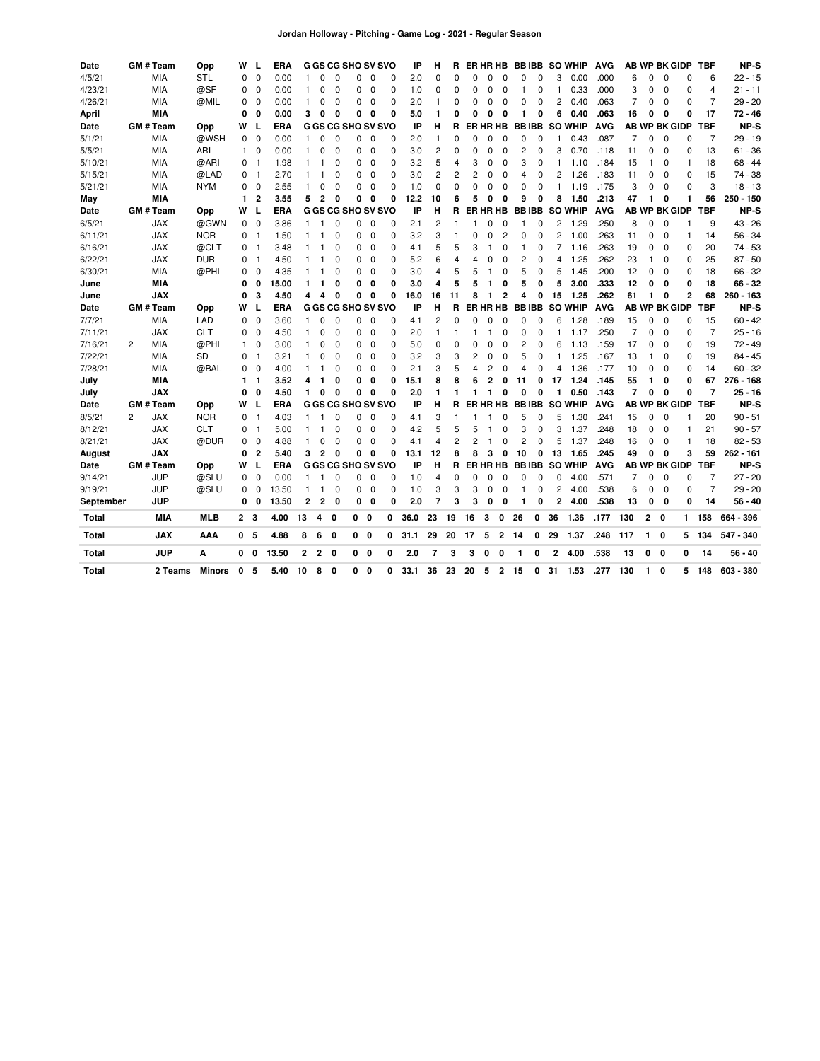# Jordan Holloway - Pitching - Game Log - 2021 - Regular Season

| Date | GM # | Team | Opp | W | L | ERA | G | GS | CG | SHO | SV | SVO | IP | H | R | ER | HR | HB | BB | IBB | SO | WHIP | AVG | AB | WP | BK | GIDP | TBF | NP-S |
|---|---|---|---|---|---|---|---|---|---|---|---|---|---|---|---|---|---|---|---|---|---|---|---|---|---|---|---|---|---|
| 4/5/21 | | MIA | STL | 0 | 0 | 0.00 | 1 | 0 | 0 | 0 | 0 | 0 | 2.0 | 0 | 0 | 0 | 0 | 0 | 0 | 0 | 3 | 0.00 | .000 | 6 | 0 | 0 | 0 | 6 | 22 - 15 |
| 4/23/21 | | MIA | @SF | 0 | 0 | 0.00 | 1 | 0 | 0 | 0 | 0 | 0 | 1.0 | 0 | 0 | 0 | 0 | 0 | 1 | 0 | 1 | 0.33 | .000 | 3 | 0 | 0 | 0 | 4 | 21 - 11 |
| 4/26/21 | | MIA | @MIL | 0 | 0 | 0.00 | 1 | 0 | 0 | 0 | 0 | 0 | 2.0 | 1 | 0 | 0 | 0 | 0 | 0 | 0 | 2 | 0.40 | .063 | 7 | 0 | 0 | 0 | 7 | 29 - 20 |
| **April** | | **MIA** | | **0** | **0** | **0.00** | **3** | **0** | **0** | **0** | **0** | **0** | **5.0** | **1** | **0** | **0** | **0** | **0** | **1** | **0** | **6** | **0.40** | **.063** | **16** | **0** | **0** | **0** | **17** | **72 - 46** |
| Date | GM # | Team | Opp | W | L | ERA | G | GS | CG | SHO | SV | SVO | IP | H | R | ER | HR | HB | BB | IBB | SO | WHIP | AVG | AB | WP | BK | GIDP | TBF | NP-S |
| 5/1/21 | | MIA | @WSH | 0 | 0 | 0.00 | 1 | 0 | 0 | 0 | 0 | 0 | 2.0 | 1 | 0 | 0 | 0 | 0 | 0 | 0 | 1 | 0.43 | .087 | 7 | 0 | 0 | 0 | 7 | 29 - 19 |
| 5/5/21 | | MIA | ARI | 1 | 0 | 0.00 | 1 | 0 | 0 | 0 | 0 | 0 | 3.0 | 2 | 0 | 0 | 0 | 0 | 2 | 0 | 3 | 0.70 | .118 | 11 | 0 | 0 | 0 | 13 | 61 - 36 |
| 5/10/21 | | MIA | @ARI | 0 | 1 | 1.98 | 1 | 1 | 0 | 0 | 0 | 0 | 3.2 | 5 | 4 | 3 | 0 | 0 | 3 | 0 | 1 | 1.10 | .184 | 15 | 1 | 0 | 1 | 18 | 68 - 44 |
| 5/15/21 | | MIA | @LAD | 0 | 1 | 2.70 | 1 | 1 | 0 | 0 | 0 | 0 | 3.0 | 2 | 2 | 2 | 0 | 0 | 4 | 0 | 2 | 1.26 | .183 | 11 | 0 | 0 | 0 | 15 | 74 - 38 |
| 5/21/21 | | MIA | NYM | 0 | 0 | 2.55 | 1 | 0 | 0 | 0 | 0 | 0 | 1.0 | 0 | 0 | 0 | 0 | 0 | 0 | 0 | 1 | 1.19 | .175 | 3 | 0 | 0 | 0 | 3 | 18 - 13 |
| **May** | | **MIA** | | **1** | **2** | **3.55** | **5** | **2** | **0** | **0** | **0** | **0** | **12.2** | **10** | **6** | **5** | **0** | **0** | **9** | **0** | **8** | **1.50** | **.213** | **47** | **1** | **0** | **1** | **56** | **250 - 150** |
| Date | GM # | Team | Opp | W | L | ERA | G | GS | CG | SHO | SV | SVO | IP | H | R | ER | HR | HB | BB | IBB | SO | WHIP | AVG | AB | WP | BK | GIDP | TBF | NP-S |
| 6/5/21 | | JAX | @GWN | 0 | 0 | 3.86 | 1 | 1 | 0 | 0 | 0 | 0 | 2.1 | 2 | 1 | 1 | 0 | 0 | 1 | 0 | 2 | 1.29 | .250 | 8 | 0 | 0 | 1 | 9 | 43 - 26 |
| 6/11/21 | | JAX | @NOR | 0 | 1 | 1.50 | 1 | 1 | 0 | 0 | 0 | 0 | 3.2 | 3 | 1 | 0 | 0 | 2 | 0 | 0 | 2 | 1.00 | .263 | 11 | 0 | 0 | 1 | 14 | 56 - 34 |
| 6/16/21 | | JAX | @CLT | 0 | 1 | 3.48 | 1 | 1 | 0 | 0 | 0 | 0 | 4.1 | 5 | 5 | 3 | 1 | 0 | 1 | 0 | 7 | 1.16 | .263 | 19 | 0 | 0 | 0 | 20 | 74 - 53 |
| 6/22/21 | | JAX | DUR | 0 | 1 | 4.50 | 1 | 1 | 0 | 0 | 0 | 0 | 5.2 | 6 | 4 | 4 | 0 | 0 | 2 | 0 | 4 | 1.25 | .262 | 23 | 1 | 0 | 0 | 25 | 87 - 50 |
| 6/30/21 | | MIA | @PHI | 0 | 0 | 4.35 | 1 | 1 | 0 | 0 | 0 | 0 | 3.0 | 4 | 5 | 5 | 1 | 0 | 5 | 0 | 5 | 1.45 | .200 | 12 | 0 | 0 | 0 | 18 | 66 - 32 |
| **June** | | **MIA** | | **0** | **0** | **15.00** | **1** | **1** | **0** | **0** | **0** | **0** | **3.0** | **4** | **5** | **5** | **1** | **0** | **5** | **0** | **5** | **3.00** | **.333** | **12** | **0** | **0** | **0** | **18** | **66 - 32** |
| **June** | | **JAX** | | **0** | **3** | **4.50** | **4** | **4** | **0** | **0** | **0** | **0** | **16.0** | **16** | **11** | **8** | **1** | **2** | **4** | **0** | **15** | **1.25** | **.262** | **61** | **1** | **0** | **2** | **68** | **260 - 163** |
| Date | GM # | Team | Opp | W | L | ERA | G | GS | CG | SHO | SV | SVO | IP | H | R | ER | HR | HB | BB | IBB | SO | WHIP | AVG | AB | WP | BK | GIDP | TBF | NP-S |
| 7/7/21 | | MIA | LAD | 0 | 0 | 3.60 | 1 | 0 | 0 | 0 | 0 | 0 | 4.1 | 2 | 0 | 0 | 0 | 0 | 0 | 0 | 6 | 1.28 | .189 | 15 | 0 | 0 | 0 | 15 | 60 - 42 |
| 7/11/21 | | JAX | CLT | 0 | 0 | 4.50 | 1 | 0 | 0 | 0 | 0 | 0 | 2.0 | 1 | 1 | 1 | 1 | 0 | 0 | 0 | 1 | 1.17 | .250 | 7 | 0 | 0 | 0 | 7 | 25 - 16 |
| 7/16/21 | 2 | MIA | @PHI | 1 | 0 | 3.00 | 1 | 0 | 0 | 0 | 0 | 0 | 5.0 | 0 | 0 | 0 | 0 | 0 | 2 | 0 | 6 | 1.13 | .159 | 17 | 0 | 0 | 0 | 19 | 72 - 49 |
| 7/22/21 | | MIA | SD | 0 | 1 | 3.21 | 1 | 0 | 0 | 0 | 0 | 0 | 3.2 | 3 | 3 | 2 | 0 | 0 | 5 | 0 | 1 | 1.25 | .167 | 13 | 1 | 0 | 0 | 19 | 84 - 45 |
| 7/28/21 | | MIA | @BAL | 0 | 0 | 4.00 | 1 | 1 | 0 | 0 | 0 | 0 | 2.1 | 3 | 5 | 4 | 2 | 0 | 4 | 0 | 4 | 1.36 | .177 | 10 | 0 | 0 | 0 | 14 | 60 - 32 |
| **July** | | **MIA** | | **1** | **1** | **3.52** | **4** | **1** | **0** | **0** | **0** | **0** | **15.1** | **8** | **8** | **6** | **2** | **0** | **11** | **0** | **17** | **1.24** | **.145** | **55** | **1** | **0** | **0** | **67** | **276 - 168** |
| **July** | | **JAX** | | **0** | **0** | **4.50** | **1** | **0** | **0** | **0** | **0** | **0** | **2.0** | **1** | **1** | **1** | **1** | **0** | **0** | **0** | **1** | **0.50** | **.143** | **7** | **0** | **0** | **0** | **7** | **25 - 16** |
| Date | GM # | Team | Opp | W | L | ERA | G | GS | CG | SHO | SV | SVO | IP | H | R | ER | HR | HB | BB | IBB | SO | WHIP | AVG | AB | WP | BK | GIDP | TBF | NP-S |
| 8/5/21 | 2 | JAX | NOR | 0 | 1 | 4.03 | 1 | 1 | 0 | 0 | 0 | 0 | 4.1 | 3 | 1 | 1 | 1 | 0 | 5 | 0 | 5 | 1.30 | .241 | 15 | 0 | 0 | 1 | 20 | 90 - 51 |
| 8/12/21 | | JAX | CLT | 0 | 1 | 5.00 | 1 | 1 | 0 | 0 | 0 | 0 | 4.2 | 5 | 5 | 5 | 1 | 0 | 3 | 0 | 3 | 1.37 | .248 | 18 | 0 | 0 | 1 | 21 | 90 - 57 |
| 8/21/21 | | JAX | @DUR | 0 | 0 | 4.88 | 1 | 0 | 0 | 0 | 0 | 0 | 4.1 | 4 | 2 | 2 | 1 | 0 | 2 | 0 | 5 | 1.37 | .248 | 16 | 0 | 0 | 1 | 18 | 82 - 53 |
| **August** | | **JAX** | | **0** | **2** | **5.40** | **3** | **2** | **0** | **0** | **0** | **0** | **13.1** | **12** | **8** | **8** | **3** | **0** | **10** | **0** | **13** | **1.65** | **.245** | **49** | **0** | **0** | **3** | **59** | **262 - 161** |
| Date | GM # | Team | Opp | W | L | ERA | G | GS | CG | SHO | SV | SVO | IP | H | R | ER | HR | HB | BB | IBB | SO | WHIP | AVG | AB | WP | BK | GIDP | TBF | NP-S |
| 9/14/21 | | JUP | @SLU | 0 | 0 | 0.00 | 1 | 1 | 0 | 0 | 0 | 0 | 1.0 | 4 | 0 | 0 | 0 | 0 | 0 | 0 | 0 | 4.00 | .571 | 7 | 0 | 0 | 0 | 7 | 27 - 20 |
| 9/19/21 | | JUP | @SLU | 0 | 0 | 13.50 | 1 | 1 | 0 | 0 | 0 | 0 | 1.0 | 3 | 3 | 3 | 0 | 0 | 1 | 0 | 2 | 4.00 | .538 | 6 | 0 | 0 | 0 | 7 | 29 - 20 |
| **September** | | **JUP** | | **0** | **0** | **13.50** | **2** | **2** | **0** | **0** | **0** | **0** | **2.0** | **7** | **3** | **3** | **0** | **0** | **1** | **0** | **2** | **4.00** | **.538** | **13** | **0** | **0** | **0** | **14** | **56 - 40** |
| **Total** | | **MIA** | **MLB** | **2** | **3** | **4.00** | **13** | **4** | **0** | **0** | **0** | **0** | **36.0** | **23** | **19** | **16** | **3** | **0** | **26** | **0** | **36** | **1.36** | **.177** | **130** | **2** | **0** | **1** | **158** | **664 - 396** |
| **Total** | | **JAX** | **AAA** | **0** | **5** | **4.88** | **8** | **6** | **0** | **0** | **0** | **0** | **31.1** | **29** | **20** | **17** | **5** | **2** | **14** | **0** | **29** | **1.37** | **.248** | **117** | **1** | **0** | **5** | **134** | **547 - 340** |
| **Total** | | **JUP** | **A** | **0** | **0** | **13.50** | **2** | **2** | **0** | **0** | **0** | **0** | **2.0** | **7** | **3** | **3** | **0** | **0** | **1** | **0** | **2** | **4.00** | **.538** | **13** | **0** | **0** | **0** | **14** | **56 - 40** |
| **Total** | | **2 Teams** | **Minors** | **0** | **5** | **5.40** | **10** | **8** | **0** | **0** | **0** | **0** | **33.1** | **36** | **23** | **20** | **5** | **2** | **15** | **0** | **31** | **1.53** | **.277** | **130** | **1** | **0** | **5** | **148** | **603 - 380** |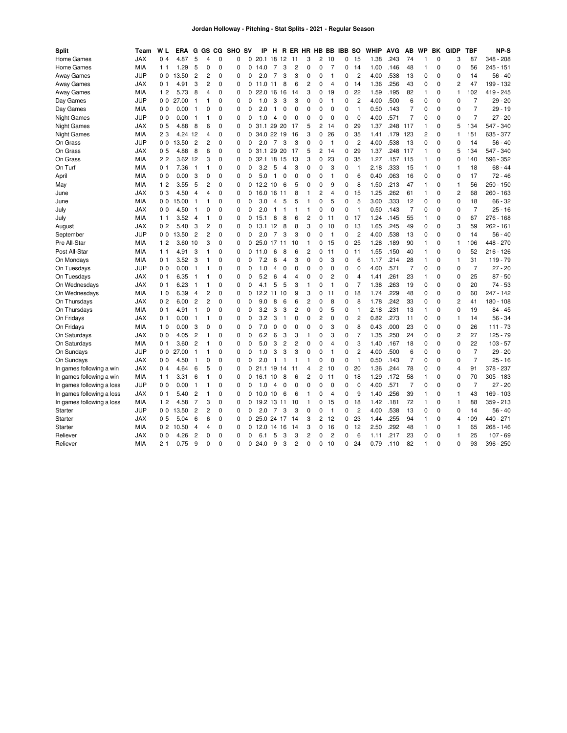# Jordan Holloway - Pitching - Stat Splits - 2021 - Regular Season

| Split | Team | W L | ERA | G | GS | CG | SHO | SV | IP | H | R | ER | HR | HB | BB | IBB | SO | WHIP | AVG | AB | WP | BK | GIDP | TBF | NP-S |
|---|---|---|---|---|---|---|---|---|---|---|---|---|---|---|---|---|---|---|---|---|---|---|---|---|---|
| Home Games | JAX | 0 4 | 4.87 | 5 | 4 | 0 | 0 | 0 | 20.1 | 18 | 12 | 11 | 3 | 2 | 10 | 0 | 15 | 1.38 | .243 | 74 | 1 | 0 | 3 | 87 | 348 - 208 |
| Home Games | MIA | 1 1 | 1.29 | 5 | 0 | 0 | 0 | 0 | 14.0 | 7 | 3 | 2 | 0 | 0 | 7 | 0 | 14 | 1.00 | .146 | 48 | 1 | 0 | 0 | 56 | 245 - 151 |
| Away Games | JUP | 0 0 | 13.50 | 2 | 2 | 0 | 0 | 0 | 2.0 | 7 | 3 | 3 | 0 | 0 | 1 | 0 | 2 | 4.00 | .538 | 13 | 0 | 0 | 0 | 14 | 56 - 40 |
| Away Games | JAX | 0 1 | 4.91 | 3 | 2 | 0 | 0 | 0 | 11.0 | 11 | 8 | 6 | 2 | 0 | 4 | 0 | 14 | 1.36 | .256 | 43 | 0 | 0 | 2 | 47 | 199 - 132 |
| Away Games | MIA | 1 2 | 5.73 | 8 | 4 | 0 | 0 | 0 | 22.0 | 16 | 16 | 14 | 3 | 0 | 19 | 0 | 22 | 1.59 | .195 | 82 | 1 | 0 | 1 | 102 | 419 - 245 |
| Day Games | JUP | 0 0 | 27.00 | 1 | 1 | 0 | 0 | 0 | 1.0 | 3 | 3 | 3 | 0 | 0 | 1 | 0 | 2 | 4.00 | .500 | 6 | 0 | 0 | 0 | 7 | 29 - 20 |
| Day Games | MIA | 0 0 | 0.00 | 1 | 0 | 0 | 0 | 0 | 2.0 | 1 | 0 | 0 | 0 | 0 | 0 | 0 | 1 | 0.50 | .143 | 7 | 0 | 0 | 0 | 7 | 29 - 19 |
| Night Games | JUP | 0 0 | 0.00 | 1 | 1 | 0 | 0 | 0 | 1.0 | 4 | 0 | 0 | 0 | 0 | 0 | 0 | 0 | 4.00 | .571 | 7 | 0 | 0 | 0 | 7 | 27 - 20 |
| Night Games | JAX | 0 5 | 4.88 | 8 | 6 | 0 | 0 | 0 | 31.1 | 29 | 20 | 17 | 5 | 2 | 14 | 0 | 29 | 1.37 | .248 | 117 | 1 | 0 | 5 | 134 | 547 - 340 |
| Night Games | MIA | 2 3 | 4.24 | 12 | 4 | 0 | 0 | 0 | 34.0 | 22 | 19 | 16 | 3 | 0 | 26 | 0 | 35 | 1.41 | .179 | 123 | 2 | 0 | 1 | 151 | 635 - 377 |
| On Grass | JUP | 0 0 | 13.50 | 2 | 2 | 0 | 0 | 0 | 2.0 | 7 | 3 | 3 | 0 | 0 | 1 | 0 | 2 | 4.00 | .538 | 13 | 0 | 0 | 0 | 14 | 56 - 40 |
| On Grass | JAX | 0 5 | 4.88 | 8 | 6 | 0 | 0 | 0 | 31.1 | 29 | 20 | 17 | 5 | 2 | 14 | 0 | 29 | 1.37 | .248 | 117 | 1 | 0 | 5 | 134 | 547 - 340 |
| On Grass | MIA | 2 2 | 3.62 | 12 | 3 | 0 | 0 | 0 | 32.1 | 18 | 15 | 13 | 3 | 0 | 23 | 0 | 35 | 1.27 | .157 | 115 | 1 | 0 | 0 | 140 | 596 - 352 |
| On Turf | MIA | 0 1 | 7.36 | 1 | 1 | 0 | 0 | 0 | 3.2 | 5 | 4 | 3 | 0 | 0 | 3 | 0 | 1 | 2.18 | .333 | 15 | 1 | 0 | 1 | 18 | 68 - 44 |
| April | MIA | 0 0 | 0.00 | 3 | 0 | 0 | 0 | 0 | 5.0 | 1 | 0 | 0 | 0 | 0 | 1 | 0 | 6 | 0.40 | .063 | 16 | 0 | 0 | 0 | 17 | 72 - 46 |
| May | MIA | 1 2 | 3.55 | 5 | 2 | 0 | 0 | 0 | 12.2 | 10 | 6 | 5 | 0 | 0 | 9 | 0 | 8 | 1.50 | .213 | 47 | 1 | 0 | 1 | 56 | 250 - 150 |
| June | JAX | 0 3 | 4.50 | 4 | 4 | 0 | 0 | 0 | 16.0 | 16 | 11 | 8 | 1 | 2 | 4 | 0 | 15 | 1.25 | .262 | 61 | 1 | 0 | 2 | 68 | 260 - 163 |
| June | MIA | 0 0 | 15.00 | 1 | 1 | 0 | 0 | 0 | 3.0 | 4 | 5 | 5 | 1 | 0 | 5 | 0 | 5 | 3.00 | .333 | 12 | 0 | 0 | 0 | 18 | 66 - 32 |
| July | JAX | 0 0 | 4.50 | 1 | 0 | 0 | 0 | 0 | 2.0 | 1 | 1 | 1 | 1 | 0 | 0 | 0 | 1 | 0.50 | .143 | 7 | 0 | 0 | 0 | 7 | 25 - 16 |
| July | MIA | 1 1 | 3.52 | 4 | 1 | 0 | 0 | 0 | 15.1 | 8 | 8 | 6 | 2 | 0 | 11 | 0 | 17 | 1.24 | .145 | 55 | 1 | 0 | 0 | 67 | 276 - 168 |
| August | JAX | 0 2 | 5.40 | 3 | 2 | 0 | 0 | 0 | 13.1 | 12 | 8 | 8 | 3 | 0 | 10 | 0 | 13 | 1.65 | .245 | 49 | 0 | 0 | 3 | 59 | 262 - 161 |
| September | JUP | 0 0 | 13.50 | 2 | 2 | 0 | 0 | 0 | 2.0 | 7 | 3 | 3 | 0 | 0 | 1 | 0 | 2 | 4.00 | .538 | 13 | 0 | 0 | 0 | 14 | 56 - 40 |
| Pre All-Star | MIA | 1 2 | 3.60 | 10 | 3 | 0 | 0 | 0 | 25.0 | 17 | 11 | 10 | 1 | 0 | 15 | 0 | 25 | 1.28 | .189 | 90 | 1 | 0 | 1 | 106 | 448 - 270 |
| Post All-Star | MIA | 1 1 | 4.91 | 3 | 1 | 0 | 0 | 0 | 11.0 | 6 | 8 | 6 | 2 | 0 | 11 | 0 | 11 | 1.55 | .150 | 40 | 1 | 0 | 0 | 52 | 216 - 126 |
| On Mondays | MIA | 0 1 | 3.52 | 3 | 1 | 0 | 0 | 0 | 7.2 | 6 | 4 | 3 | 0 | 0 | 3 | 0 | 6 | 1.17 | .214 | 28 | 1 | 0 | 1 | 31 | 119 - 79 |
| On Tuesdays | JUP | 0 0 | 0.00 | 1 | 1 | 0 | 0 | 0 | 1.0 | 4 | 0 | 0 | 0 | 0 | 0 | 0 | 0 | 4.00 | .571 | 7 | 0 | 0 | 0 | 7 | 27 - 20 |
| On Tuesdays | JAX | 0 1 | 6.35 | 1 | 1 | 0 | 0 | 0 | 5.2 | 6 | 4 | 4 | 0 | 0 | 2 | 0 | 4 | 1.41 | .261 | 23 | 1 | 0 | 0 | 25 | 87 - 50 |
| On Wednesdays | JAX | 0 1 | 6.23 | 1 | 1 | 0 | 0 | 0 | 4.1 | 5 | 5 | 3 | 1 | 0 | 1 | 0 | 7 | 1.38 | .263 | 19 | 0 | 0 | 0 | 20 | 74 - 53 |
| On Wednesdays | MIA | 1 0 | 6.39 | 4 | 2 | 0 | 0 | 0 | 12.2 | 11 | 10 | 9 | 3 | 0 | 11 | 0 | 18 | 1.74 | .229 | 48 | 0 | 0 | 0 | 60 | 247 - 142 |
| On Thursdays | JAX | 0 2 | 6.00 | 2 | 2 | 0 | 0 | 0 | 9.0 | 8 | 6 | 6 | 2 | 0 | 8 | 0 | 8 | 1.78 | .242 | 33 | 0 | 0 | 2 | 41 | 180 - 108 |
| On Thursdays | MIA | 0 1 | 4.91 | 1 | 0 | 0 | 0 | 0 | 3.2 | 3 | 3 | 2 | 0 | 0 | 5 | 0 | 1 | 2.18 | .231 | 13 | 1 | 0 | 0 | 19 | 84 - 45 |
| On Fridays | JAX | 0 1 | 0.00 | 1 | 1 | 0 | 0 | 0 | 3.2 | 3 | 1 | 0 | 0 | 2 | 0 | 0 | 2 | 0.82 | .273 | 11 | 0 | 0 | 1 | 14 | 56 - 34 |
| On Fridays | MIA | 1 0 | 0.00 | 3 | 0 | 0 | 0 | 0 | 7.0 | 0 | 0 | 0 | 0 | 0 | 3 | 0 | 8 | 0.43 | .000 | 23 | 0 | 0 | 0 | 26 | 111 - 73 |
| On Saturdays | JAX | 0 0 | 4.05 | 2 | 1 | 0 | 0 | 0 | 6.2 | 6 | 3 | 3 | 1 | 0 | 3 | 0 | 7 | 1.35 | .250 | 24 | 0 | 0 | 2 | 27 | 125 - 79 |
| On Saturdays | MIA | 0 1 | 3.60 | 2 | 1 | 0 | 0 | 0 | 5.0 | 3 | 2 | 2 | 0 | 0 | 4 | 0 | 3 | 1.40 | .167 | 18 | 0 | 0 | 0 | 22 | 103 - 57 |
| On Sundays | JUP | 0 0 | 27.00 | 1 | 1 | 0 | 0 | 0 | 1.0 | 3 | 3 | 3 | 0 | 0 | 1 | 0 | 2 | 4.00 | .500 | 6 | 0 | 0 | 0 | 7 | 29 - 20 |
| On Sundays | JAX | 0 0 | 4.50 | 1 | 0 | 0 | 0 | 0 | 2.0 | 1 | 1 | 1 | 1 | 0 | 0 | 0 | 1 | 0.50 | .143 | 7 | 0 | 0 | 0 | 7 | 25 - 16 |
| In games following a win | JAX | 0 4 | 4.64 | 6 | 5 | 0 | 0 | 0 | 21.1 | 19 | 14 | 11 | 4 | 2 | 10 | 0 | 20 | 1.36 | .244 | 78 | 0 | 0 | 4 | 91 | 378 - 237 |
| In games following a win | MIA | 1 1 | 3.31 | 6 | 1 | 0 | 0 | 0 | 16.1 | 10 | 8 | 6 | 2 | 0 | 11 | 0 | 18 | 1.29 | .172 | 58 | 1 | 0 | 0 | 70 | 305 - 183 |
| In games following a loss | JUP | 0 0 | 0.00 | 1 | 1 | 0 | 0 | 0 | 1.0 | 4 | 0 | 0 | 0 | 0 | 0 | 0 | 0 | 4.00 | .571 | 7 | 0 | 0 | 0 | 7 | 27 - 20 |
| In games following a loss | JAX | 0 1 | 5.40 | 2 | 1 | 0 | 0 | 0 | 10.0 | 10 | 6 | 6 | 1 | 0 | 4 | 0 | 9 | 1.40 | .256 | 39 | 1 | 0 | 1 | 43 | 169 - 103 |
| In games following a loss | MIA | 1 2 | 4.58 | 7 | 3 | 0 | 0 | 0 | 19.2 | 13 | 11 | 10 | 1 | 0 | 15 | 0 | 18 | 1.42 | .181 | 72 | 1 | 0 | 1 | 88 | 359 - 213 |
| Starter | JUP | 0 0 | 13.50 | 2 | 2 | 0 | 0 | 0 | 2.0 | 7 | 3 | 3 | 0 | 0 | 1 | 0 | 2 | 4.00 | .538 | 13 | 0 | 0 | 0 | 14 | 56 - 40 |
| Starter | JAX | 0 5 | 5.04 | 6 | 6 | 0 | 0 | 0 | 25.0 | 24 | 17 | 14 | 3 | 2 | 12 | 0 | 23 | 1.44 | .255 | 94 | 1 | 0 | 4 | 109 | 440 - 271 |
| Starter | MIA | 0 2 | 10.50 | 4 | 4 | 0 | 0 | 0 | 12.0 | 14 | 16 | 14 | 3 | 0 | 16 | 0 | 12 | 2.50 | .292 | 48 | 1 | 0 | 1 | 65 | 268 - 146 |
| Reliever | JAX | 0 0 | 4.26 | 2 | 0 | 0 | 0 | 0 | 6.1 | 5 | 3 | 3 | 2 | 0 | 2 | 0 | 6 | 1.11 | .217 | 23 | 0 | 0 | 1 | 25 | 107 - 69 |
| Reliever | MIA | 2 1 | 0.75 | 9 | 0 | 0 | 0 | 0 | 24.0 | 9 | 3 | 2 | 0 | 0 | 10 | 0 | 24 | 0.79 | .110 | 82 | 1 | 0 | 0 | 93 | 396 - 250 |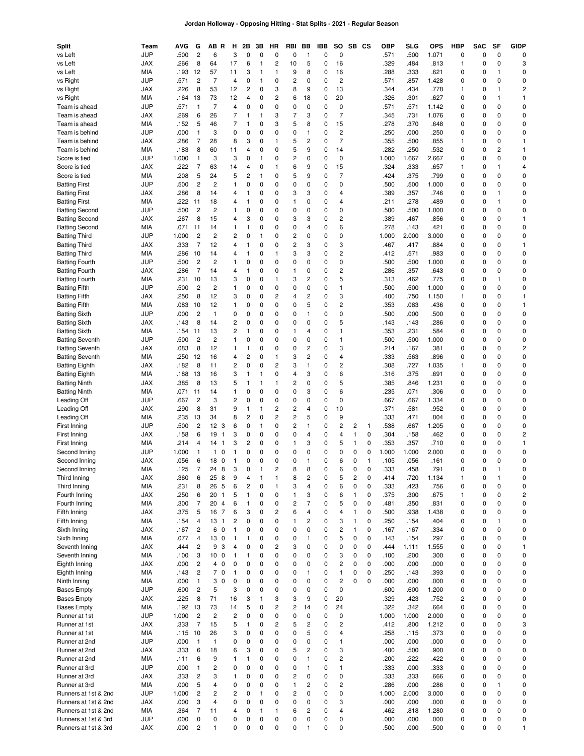# Jordan Holloway - Opposing Hitting - Stat Splits - 2021 - Regular Season

| Split | Team | AVG | G | AB | R | H | 2B | 3B | HR | RBI | BB | IBB | SO | SB | CS | OBP | SLG | OPS | HBP | SAC | SF | GIDP |
|---|---|---|---|---|---|---|---|---|---|---|---|---|---|---|---|---|---|---|---|---|---|---|
| vs Left | JUP | .500 | 2 | 6 | | 3 | 0 | 0 | 0 | 0 | 1 | 0 | 0 | | | .571 | .500 | 1.071 | 0 | 0 | 0 | 0 |
| vs Left | JAX | .266 | 8 | 64 | | 17 | 6 | 1 | 2 | 10 | 5 | 0 | 16 | | | .329 | .484 | .813 | 1 | 0 | 0 | 3 |
| vs Left | MIA | .193 | 12 | 57 | | 11 | 3 | 1 | 1 | 9 | 8 | 0 | 16 | | | .288 | .333 | .621 | 0 | 0 | 1 | 0 |
| vs Right | JUP | .571 | 2 | 7 | | 4 | 0 | 1 | 0 | 2 | 0 | 0 | 2 | | | .571 | .857 | 1.428 | 0 | 0 | 0 | 0 |
| vs Right | JAX | .226 | 8 | 53 | | 12 | 2 | 0 | 3 | 8 | 9 | 0 | 13 | | | .344 | .434 | .778 | 1 | 0 | 1 | 2 |
| vs Right | MIA | .164 | 13 | 73 | | 12 | 4 | 0 | 2 | 6 | 18 | 0 | 20 | | | .326 | .301 | .627 | 0 | 0 | 1 | 1 |
| Team is ahead | JUP | .571 | 1 | 7 | | 4 | 0 | 0 | 0 | 0 | 0 | 0 | 0 | | | .571 | .571 | 1.142 | 0 | 0 | 0 | 0 |
| Team is ahead | JAX | .269 | 6 | 26 | | 7 | 1 | 1 | 3 | 7 | 3 | 0 | 7 | | | .345 | .731 | 1.076 | 0 | 0 | 0 | 0 |
| Team is ahead | MIA | .152 | 5 | 46 | | 7 | 1 | 0 | 3 | 5 | 8 | 0 | 15 | | | .278 | .370 | .648 | 0 | 0 | 0 | 0 |
| Team is behind | JUP | .000 | 1 | 3 | | 0 | 0 | 0 | 0 | 0 | 1 | 0 | 2 | | | .250 | .000 | .250 | 0 | 0 | 0 | 0 |
| Team is behind | JAX | .286 | 7 | 28 | | 8 | 3 | 0 | 1 | 5 | 2 | 0 | 7 | | | .355 | .500 | .855 | 1 | 0 | 0 | 1 |
| Team is behind | MIA | .183 | 8 | 60 | | 11 | 4 | 0 | 0 | 5 | 9 | 0 | 14 | | | .282 | .250 | .532 | 0 | 0 | 2 | 1 |
| Score is tied | JUP | 1.000 | 1 | 3 | | 3 | 0 | 1 | 0 | 2 | 0 | 0 | 0 | | | 1.000 | 1.667 | 2.667 | 0 | 0 | 0 | 0 |
| Score is tied | JAX | .222 | 7 | 63 | | 14 | 4 | 0 | 1 | 6 | 9 | 0 | 15 | | | .324 | .333 | .657 | 1 | 0 | 1 | 4 |
| Score is tied | MIA | .208 | 5 | 24 | | 5 | 2 | 1 | 0 | 5 | 9 | 0 | 7 | | | .424 | .375 | .799 | 0 | 0 | 0 | 0 |
| Batting First | JUP | .500 | 2 | 2 | | 1 | 0 | 0 | 0 | 0 | 0 | 0 | 0 | | | .500 | .500 | 1.000 | 0 | 0 | 0 | 0 |
| Batting First | JAX | .286 | 8 | 14 | | 4 | 1 | 0 | 0 | 3 | 3 | 0 | 4 | | | .389 | .357 | .746 | 0 | 0 | 1 | 0 |
| Batting First | MIA | .222 | 11 | 18 | | 4 | 1 | 0 | 0 | 1 | 0 | 0 | 4 | | | .211 | .278 | .489 | 0 | 0 | 1 | 0 |
| Batting Second | JUP | .500 | 2 | 2 | | 1 | 0 | 0 | 0 | 0 | 0 | 0 | 0 | | | .500 | .500 | 1.000 | 0 | 0 | 0 | 0 |
| Batting Second | JAX | .267 | 8 | 15 | | 4 | 3 | 0 | 0 | 3 | 3 | 0 | 2 | | | .389 | .467 | .856 | 0 | 0 | 0 | 1 |
| Batting Second | MIA | .071 | 11 | 14 | | 1 | 1 | 0 | 0 | 0 | 4 | 0 | 6 | | | .278 | .143 | .421 | 0 | 0 | 0 | 0 |
| Batting Third | JUP | 1.000 | 2 | 2 | | 2 | 0 | 1 | 0 | 2 | 0 | 0 | 0 | | | 1.000 | 2.000 | 3.000 | 0 | 0 | 0 | 0 |
| Batting Third | JAX | .333 | 7 | 12 | | 4 | 1 | 0 | 0 | 2 | 3 | 0 | 3 | | | .467 | .417 | .884 | 0 | 0 | 0 | 1 |
| Batting Third | MIA | .286 | 10 | 14 | | 4 | 1 | 0 | 1 | 3 | 3 | 0 | 2 | | | .412 | .571 | .983 | 0 | 0 | 0 | 0 |
| Batting Fourth | JUP | .500 | 2 | 2 | | 1 | 0 | 0 | 0 | 0 | 0 | 0 | 0 | | | .500 | .500 | 1.000 | 0 | 0 | 0 | 0 |
| Batting Fourth | JAX | .286 | 7 | 14 | | 4 | 1 | 0 | 0 | 1 | 0 | 0 | 2 | | | .286 | .357 | .643 | 0 | 0 | 0 | 0 |
| Batting Fourth | MIA | .231 | 10 | 13 | | 3 | 0 | 0 | 1 | 3 | 2 | 0 | 5 | | | .313 | .462 | .775 | 0 | 0 | 1 | 0 |
| Batting Fifth | JUP | .500 | 2 | 2 | | 1 | 0 | 0 | 0 | 0 | 0 | 0 | 1 | | | .500 | .500 | 1.000 | 0 | 0 | 0 | 0 |
| Batting Fifth | JAX | .250 | 8 | 12 | | 3 | 0 | 0 | 2 | 4 | 2 | 0 | 3 | | | .400 | .750 | 1.150 | 1 | 0 | 0 | 1 |
| Batting Fifth | MIA | .083 | 10 | 12 | | 1 | 0 | 0 | 0 | 0 | 5 | 0 | 2 | | | .353 | .083 | .436 | 0 | 0 | 0 | 1 |
| Batting Sixth | JUP | .000 | 2 | 1 | | 0 | 0 | 0 | 0 | 0 | 1 | 0 | 0 | | | .500 | .000 | .500 | 0 | 0 | 0 | 0 |
| Batting Sixth | JAX | .143 | 8 | 14 | | 2 | 0 | 0 | 0 | 0 | 0 | 0 | 5 | | | .143 | .143 | .286 | 0 | 0 | 0 | 0 |
| Batting Sixth | MIA | .154 | 11 | 13 | | 2 | 1 | 0 | 0 | 1 | 4 | 0 | 1 | | | .353 | .231 | .584 | 0 | 0 | 0 | 0 |
| Batting Seventh | JUP | .500 | 2 | 2 | | 1 | 0 | 0 | 0 | 0 | 0 | 0 | 1 | | | .500 | .500 | 1.000 | 0 | 0 | 0 | 0 |
| Batting Seventh | JAX | .083 | 8 | 12 | | 1 | 1 | 0 | 0 | 0 | 2 | 0 | 3 | | | .214 | .167 | .381 | 0 | 0 | 0 | 2 |
| Batting Seventh | MIA | .250 | 12 | 16 | | 4 | 2 | 0 | 1 | 3 | 2 | 0 | 4 | | | .333 | .563 | .896 | 0 | 0 | 0 | 0 |
| Batting Eighth | JAX | .182 | 8 | 11 | | 2 | 0 | 0 | 2 | 3 | 1 | 0 | 2 | | | .308 | .727 | 1.035 | 1 | 0 | 0 | 0 |
| Batting Eighth | MIA | .188 | 13 | 16 | | 3 | 1 | 1 | 0 | 4 | 3 | 0 | 6 | | | .316 | .375 | .691 | 0 | 0 | 0 | 0 |
| Batting Ninth | JAX | .385 | 8 | 13 | | 5 | 1 | 1 | 1 | 2 | 0 | 0 | 5 | | | .385 | .846 | 1.231 | 0 | 0 | 0 | 0 |
| Batting Ninth | MIA | .071 | 11 | 14 | | 1 | 0 | 0 | 0 | 0 | 3 | 0 | 6 | | | .235 | .071 | .306 | 0 | 0 | 0 | 0 |
| Leading Off | JUP | .667 | 2 | 3 | | 2 | 0 | 0 | 0 | 0 | 0 | 0 | 0 | | | .667 | .667 | 1.334 | 0 | 0 | 0 | 0 |
| Leading Off | JAX | .290 | 8 | 31 | | 9 | 1 | 1 | 2 | 2 | 4 | 0 | 10 | | | .371 | .581 | .952 | 0 | 0 | 0 | 0 |
| Leading Off | MIA | .235 | 13 | 34 | | 8 | 2 | 0 | 2 | 2 | 5 | 0 | 9 | | | .333 | .471 | .804 | 0 | 0 | 0 | 0 |
| First Inning | JUP | .500 | 2 | 12 | 3 | 6 | 0 | 1 | 0 | 2 | 1 | 0 | 2 | 2 | 1 | .538 | .667 | 1.205 | 0 | 0 | 0 | 0 |
| First Inning | JAX | .158 | 6 | 19 | 1 | 3 | 0 | 0 | 0 | 0 | 4 | 0 | 4 | 1 | 0 | .304 | .158 | .462 | 0 | 0 | 0 | 2 |
| First Inning | MIA | .214 | 4 | 14 | 1 | 3 | 2 | 0 | 0 | 1 | 3 | 0 | 5 | 1 | 0 | .353 | .357 | .710 | 0 | 0 | 0 | 1 |
| Second Inning | JUP | 1.000 | 1 | 1 | 0 | 1 | 0 | 0 | 0 | 0 | 0 | 0 | 0 | 0 | 0 | 1.000 | 1.000 | 2.000 | 0 | 0 | 0 | 0 |
| Second Inning | JAX | .056 | 6 | 18 | 0 | 1 | 0 | 0 | 0 | 0 | 1 | 0 | 6 | 0 | 1 | .105 | .056 | .161 | 0 | 0 | 0 | 0 |
| Second Inning | MIA | .125 | 7 | 24 | 8 | 3 | 0 | 1 | 2 | 8 | 8 | 0 | 6 | 0 | 0 | .333 | .458 | .791 | 0 | 0 | 1 | 0 |
| Third Inning | JAX | .360 | 6 | 25 | 8 | 9 | 4 | 1 | 1 | 8 | 2 | 0 | 5 | 2 | 0 | .414 | .720 | 1.134 | 1 | 0 | 1 | 0 |
| Third Inning | MIA | .231 | 8 | 26 | 5 | 6 | 2 | 0 | 1 | 3 | 4 | 0 | 6 | 0 | 0 | .333 | .423 | .756 | 0 | 0 | 0 | 0 |
| Fourth Inning | JAX | .250 | 6 | 20 | 1 | 5 | 1 | 0 | 0 | 1 | 3 | 0 | 6 | 1 | 0 | .375 | .300 | .675 | 1 | 0 | 0 | 2 |
| Fourth Inning | MIA | .300 | 7 | 20 | 4 | 6 | 1 | 0 | 0 | 2 | 7 | 0 | 5 | 0 | 0 | .481 | .350 | .831 | 0 | 0 | 0 | 0 |
| Fifth Inning | JAX | .375 | 5 | 16 | 7 | 6 | 3 | 0 | 2 | 6 | 4 | 0 | 4 | 1 | 0 | .500 | .938 | 1.438 | 0 | 0 | 0 | 0 |
| Fifth Inning | MIA | .154 | 4 | 13 | 1 | 2 | 0 | 0 | 0 | 1 | 2 | 0 | 3 | 1 | 0 | .250 | .154 | .404 | 0 | 0 | 1 | 0 |
| Sixth Inning | JAX | .167 | 2 | 6 | 0 | 1 | 0 | 0 | 0 | 0 | 0 | 0 | 2 | 1 | 0 | .167 | .167 | .334 | 0 | 0 | 0 | 0 |
| Sixth Inning | MIA | .077 | 4 | 13 | 0 | 1 | 1 | 0 | 0 | 0 | 1 | 0 | 5 | 0 | 0 | .143 | .154 | .297 | 0 | 0 | 0 | 0 |
| Seventh Inning | JAX | .444 | 2 | 9 | 3 | 4 | 0 | 0 | 2 | 3 | 0 | 0 | 0 | 0 | 0 | .444 | 1.111 | 1.555 | 0 | 0 | 0 | 1 |
| Seventh Inning | MIA | .100 | 3 | 10 | 0 | 1 | 1 | 0 | 0 | 0 | 0 | 0 | 3 | 0 | 0 | .100 | .200 | .300 | 0 | 0 | 0 | 0 |
| Eighth Inning | JAX | .000 | 2 | 4 | 0 | 0 | 0 | 0 | 0 | 0 | 0 | 0 | 2 | 0 | 0 | .000 | .000 | .000 | 0 | 0 | 0 | 0 |
| Eighth Inning | MIA | .143 | 2 | 7 | 0 | 1 | 0 | 0 | 0 | 0 | 1 | 0 | 1 | 0 | 0 | .250 | .143 | .393 | 0 | 0 | 0 | 0 |
| Ninth Inning | MIA | .000 | 1 | 3 | 0 | 0 | 0 | 0 | 0 | 0 | 0 | 0 | 2 | 0 | 0 | .000 | .000 | .000 | 0 | 0 | 0 | 0 |
| Bases Empty | JUP | .600 | 2 | 5 | | 3 | 0 | 0 | 0 | 0 | 0 | 0 | 0 | | | .600 | .600 | 1.200 | 0 | 0 | 0 | 0 |
| Bases Empty | JAX | .225 | 8 | 71 | | 16 | 3 | 1 | 3 | 3 | 9 | 0 | 20 | | | .329 | .423 | .752 | 2 | 0 | 0 | 0 |
| Bases Empty | MIA | .192 | 13 | 73 | | 14 | 5 | 0 | 2 | 2 | 14 | 0 | 24 | | | .322 | .342 | .664 | 0 | 0 | 0 | 0 |
| Runner at 1st | JUP | 1.000 | 2 | 2 | | 2 | 0 | 0 | 0 | 0 | 0 | 0 | 0 | | | 1.000 | 1.000 | 2.000 | 0 | 0 | 0 | 0 |
| Runner at 1st | JAX | .333 | 7 | 15 | | 5 | 1 | 0 | 2 | 5 | 2 | 0 | 2 | | | .412 | .800 | 1.212 | 0 | 0 | 0 | 3 |
| Runner at 1st | MIA | .115 | 10 | 26 | | 3 | 0 | 0 | 0 | 0 | 5 | 0 | 4 | | | .258 | .115 | .373 | 0 | 0 | 0 | 0 |
| Runner at 2nd | JUP | .000 | 1 | 1 | | 0 | 0 | 0 | 0 | 0 | 0 | 0 | 1 | | | .000 | .000 | .000 | 0 | 0 | 0 | 0 |
| Runner at 2nd | JAX | .333 | 6 | 18 | | 6 | 3 | 0 | 0 | 5 | 2 | 0 | 3 | | | .400 | .500 | .900 | 0 | 0 | 0 | 0 |
| Runner at 2nd | MIA | .111 | 6 | 9 | | 1 | 1 | 0 | 0 | 0 | 1 | 0 | 2 | | | .200 | .222 | .422 | 0 | 0 | 0 | 0 |
| Runner at 3rd | JUP | .000 | 1 | 2 | | 0 | 0 | 0 | 0 | 0 | 1 | 0 | 1 | | | .333 | .000 | .333 | 0 | 0 | 0 | 0 |
| Runner at 3rd | JAX | .333 | 2 | 3 | | 1 | 0 | 0 | 0 | 2 | 0 | 0 | 0 | | | .333 | .333 | .666 | 0 | 0 | 0 | 0 |
| Runner at 3rd | MIA | .000 | 5 | 4 | | 0 | 0 | 0 | 0 | 1 | 2 | 0 | 2 | | | .286 | .000 | .286 | 0 | 0 | 1 | 0 |
| Runners at 1st & 2nd | JUP | 1.000 | 2 | 2 | | 2 | 0 | 1 | 0 | 2 | 0 | 0 | 0 | | | 1.000 | 2.000 | 3.000 | 0 | 0 | 0 | 0 |
| Runners at 1st & 2nd | JAX | .000 | 3 | 4 | | 0 | 0 | 0 | 0 | 0 | 0 | 0 | 3 | | | .000 | .000 | .000 | 0 | 0 | 0 | 0 |
| Runners at 1st & 2nd | MIA | .364 | 7 | 11 | | 4 | 0 | 1 | 1 | 6 | 2 | 0 | 4 | | | .462 | .818 | 1.280 | 0 | 0 | 0 | 0 |
| Runners at 1st & 3rd | JUP | .000 | 0 | 0 | | 0 | 0 | 0 | 0 | 0 | 0 | 0 | 0 | | | .000 | .000 | .000 | 0 | 0 | 0 | 0 |
| Runners at 1st & 3rd | JAX | .000 | 2 | 1 | | 0 | 0 | 0 | 0 | 0 | 1 | 0 | 0 | | | .500 | .000 | .500 | 0 | 0 | 0 | 1 |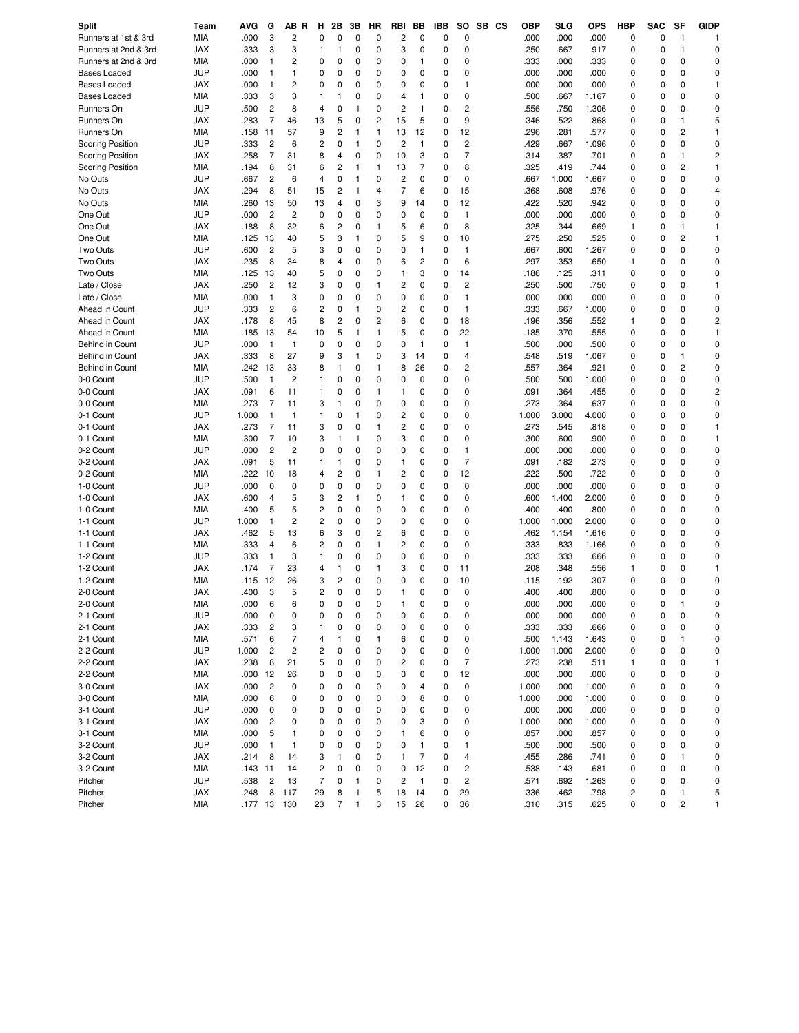| Split | Team | AVG | G | AB | R | H | 2B | 3B | HR | RBI | BB | IBB | SO | SB | CS | OBP | SLG | OPS | HBP | SAC | SF | GIDP |
|---|---|---|---|---|---|---|---|---|---|---|---|---|---|---|---|---|---|---|---|---|---|---|
| Runners at 1st & 3rd | MIA | .000 | 3 | 2 | | 0 | 0 | 0 | 0 | 2 | 0 | 0 | 0 | | | .000 | .000 | .000 | 0 | 0 | 1 | 1 |
| Runners at 2nd & 3rd | JAX | .333 | 3 | 3 | | 1 | 1 | 0 | 0 | 3 | 0 | 0 | 0 | | | .250 | .667 | .917 | 0 | 0 | 1 | 0 |
| Runners at 2nd & 3rd | MIA | .000 | 1 | 2 | | 0 | 0 | 0 | 0 | 0 | 1 | 0 | 0 | | | .333 | .000 | .333 | 0 | 0 | 0 | 0 |
| Bases Loaded | JUP | .000 | 1 | 1 | | 0 | 0 | 0 | 0 | 0 | 0 | 0 | 0 | | | .000 | .000 | .000 | 0 | 0 | 0 | 0 |
| Bases Loaded | JAX | .000 | 1 | 2 | | 0 | 0 | 0 | 0 | 0 | 0 | 0 | 1 | | | .000 | .000 | .000 | 0 | 0 | 0 | 1 |
| Bases Loaded | MIA | .333 | 3 | 3 | | 1 | 1 | 0 | 0 | 4 | 1 | 0 | 0 | | | .500 | .667 | 1.167 | 0 | 0 | 0 | 0 |
| Runners On | JUP | .500 | 2 | 8 | | 4 | 0 | 1 | 0 | 2 | 1 | 0 | 2 | | | .556 | .750 | 1.306 | 0 | 0 | 0 | 0 |
| Runners On | JAX | .283 | 7 | 46 | | 13 | 5 | 0 | 2 | 15 | 5 | 0 | 9 | | | .346 | .522 | .868 | 0 | 0 | 1 | 5 |
| Runners On | MIA | .158 | 11 | 57 | | 9 | 2 | 1 | 1 | 13 | 12 | 0 | 12 | | | .296 | .281 | .577 | 0 | 0 | 2 | 1 |
| Scoring Position | JUP | .333 | 2 | 6 | | 2 | 0 | 1 | 0 | 2 | 1 | 0 | 2 | | | .429 | .667 | 1.096 | 0 | 0 | 0 | 0 |
| Scoring Position | JAX | .258 | 7 | 31 | | 8 | 4 | 0 | 0 | 10 | 3 | 0 | 7 | | | .314 | .387 | .701 | 0 | 0 | 1 | 2 |
| Scoring Position | MIA | .194 | 8 | 31 | | 6 | 2 | 1 | 1 | 13 | 7 | 0 | 8 | | | .325 | .419 | .744 | 0 | 0 | 2 | 1 |
| No Outs | JUP | .667 | 2 | 6 | | 4 | 0 | 1 | 0 | 2 | 0 | 0 | 0 | | | .667 | 1.000 | 1.667 | 0 | 0 | 0 | 0 |
| No Outs | JAX | .294 | 8 | 51 | | 15 | 2 | 1 | 4 | 7 | 6 | 0 | 15 | | | .368 | .608 | .976 | 0 | 0 | 0 | 4 |
| No Outs | MIA | .260 | 13 | 50 | | 13 | 4 | 0 | 3 | 9 | 14 | 0 | 12 | | | .422 | .520 | .942 | 0 | 0 | 0 | 0 |
| One Out | JUP | .000 | 2 | 2 | | 0 | 0 | 0 | 0 | 0 | 0 | 0 | 1 | | | .000 | .000 | .000 | 0 | 0 | 0 | 0 |
| One Out | JAX | .188 | 8 | 32 | | 6 | 2 | 0 | 1 | 5 | 6 | 0 | 8 | | | .325 | .344 | .669 | 1 | 0 | 1 | 1 |
| One Out | MIA | .125 | 13 | 40 | | 5 | 3 | 1 | 0 | 5 | 9 | 0 | 10 | | | .275 | .250 | .525 | 0 | 0 | 2 | 1 |
| Two Outs | JUP | .600 | 2 | 5 | | 3 | 0 | 0 | 0 | 0 | 1 | 0 | 1 | | | .667 | .600 | 1.267 | 0 | 0 | 0 | 0 |
| Two Outs | JAX | .235 | 8 | 34 | | 8 | 4 | 0 | 0 | 6 | 2 | 0 | 6 | | | .297 | .353 | .650 | 1 | 0 | 0 | 0 |
| Two Outs | MIA | .125 | 13 | 40 | | 5 | 0 | 0 | 0 | 1 | 3 | 0 | 14 | | | .186 | .125 | .311 | 0 | 0 | 0 | 0 |
| Late / Close | JAX | .250 | 2 | 12 | | 3 | 0 | 0 | 1 | 2 | 0 | 0 | 2 | | | .250 | .500 | .750 | 0 | 0 | 0 | 1 |
| Late / Close | MIA | .000 | 1 | 3 | | 0 | 0 | 0 | 0 | 0 | 0 | 0 | 1 | | | .000 | .000 | .000 | 0 | 0 | 0 | 0 |
| Ahead in Count | JUP | .333 | 2 | 6 | | 2 | 0 | 1 | 0 | 2 | 0 | 0 | 1 | | | .333 | .667 | 1.000 | 0 | 0 | 0 | 0 |
| Ahead in Count | JAX | .178 | 8 | 45 | | 8 | 2 | 0 | 2 | 6 | 0 | 0 | 18 | | | .196 | .356 | .552 | 1 | 0 | 0 | 2 |
| Ahead in Count | MIA | .185 | 13 | 54 | | 10 | 5 | 1 | 1 | 5 | 0 | 0 | 22 | | | .185 | .370 | .555 | 0 | 0 | 0 | 1 |
| Behind in Count | JUP | .000 | 1 | 1 | | 0 | 0 | 0 | 0 | 0 | 1 | 0 | 1 | | | .500 | .000 | .500 | 0 | 0 | 0 | 0 |
| Behind in Count | JAX | .333 | 8 | 27 | | 9 | 3 | 1 | 0 | 3 | 14 | 0 | 4 | | | .548 | .519 | 1.067 | 0 | 0 | 1 | 0 |
| Behind in Count | MIA | .242 | 13 | 33 | | 8 | 1 | 0 | 1 | 8 | 26 | 0 | 2 | | | .557 | .364 | .921 | 0 | 0 | 2 | 0 |
| 0-0 Count | JUP | .500 | 1 | 2 | | 1 | 0 | 0 | 0 | 0 | 0 | 0 | 0 | | | .500 | .500 | 1.000 | 0 | 0 | 0 | 0 |
| 0-0 Count | JAX | .091 | 6 | 11 | | 1 | 0 | 0 | 1 | 1 | 0 | 0 | 0 | | | .091 | .364 | .455 | 0 | 0 | 0 | 2 |
| 0-0 Count | MIA | .273 | 7 | 11 | | 3 | 1 | 0 | 0 | 0 | 0 | 0 | 0 | | | .273 | .364 | .637 | 0 | 0 | 0 | 0 |
| 0-1 Count | JUP | 1.000 | 1 | 1 | | 1 | 0 | 1 | 0 | 2 | 0 | 0 | 0 | | | 1.000 | 3.000 | 4.000 | 0 | 0 | 0 | 0 |
| 0-1 Count | JAX | .273 | 7 | 11 | | 3 | 0 | 0 | 1 | 2 | 0 | 0 | 0 | | | .273 | .545 | .818 | 0 | 0 | 0 | 1 |
| 0-1 Count | MIA | .300 | 7 | 10 | | 3 | 1 | 1 | 0 | 3 | 0 | 0 | 0 | | | .300 | .600 | .900 | 0 | 0 | 0 | 1 |
| 0-2 Count | JUP | .000 | 2 | 2 | | 0 | 0 | 0 | 0 | 0 | 0 | 0 | 1 | | | .000 | .000 | .000 | 0 | 0 | 0 | 0 |
| 0-2 Count | JAX | .091 | 5 | 11 | | 1 | 1 | 0 | 0 | 1 | 0 | 0 | 7 | | | .091 | .182 | .273 | 0 | 0 | 0 | 0 |
| 0-2 Count | MIA | .222 | 10 | 18 | | 4 | 2 | 0 | 1 | 2 | 0 | 0 | 12 | | | .222 | .500 | .722 | 0 | 0 | 0 | 0 |
| 1-0 Count | JUP | .000 | 0 | 0 | | 0 | 0 | 0 | 0 | 0 | 0 | 0 | 0 | | | .000 | .000 | .000 | 0 | 0 | 0 | 0 |
| 1-0 Count | JAX | .600 | 4 | 5 | | 3 | 2 | 1 | 0 | 1 | 0 | 0 | 0 | | | .600 | 1.400 | 2.000 | 0 | 0 | 0 | 0 |
| 1-0 Count | MIA | .400 | 5 | 5 | | 2 | 0 | 0 | 0 | 0 | 0 | 0 | 0 | | | .400 | .400 | .800 | 0 | 0 | 0 | 0 |
| 1-1 Count | JUP | 1.000 | 1 | 2 | | 2 | 0 | 0 | 0 | 0 | 0 | 0 | 0 | | | 1.000 | 1.000 | 2.000 | 0 | 0 | 0 | 0 |
| 1-1 Count | JAX | .462 | 5 | 13 | | 6 | 3 | 0 | 2 | 6 | 0 | 0 | 0 | | | .462 | 1.154 | 1.616 | 0 | 0 | 0 | 0 |
| 1-1 Count | MIA | .333 | 4 | 6 | | 2 | 0 | 0 | 1 | 2 | 0 | 0 | 0 | | | .333 | .833 | 1.166 | 0 | 0 | 0 | 0 |
| 1-2 Count | JUP | .333 | 1 | 3 | | 1 | 0 | 0 | 0 | 0 | 0 | 0 | 0 | | | .333 | .333 | .666 | 0 | 0 | 0 | 0 |
| 1-2 Count | JAX | .174 | 7 | 23 | | 4 | 1 | 0 | 1 | 3 | 0 | 0 | 11 | | | .208 | .348 | .556 | 1 | 0 | 0 | 1 |
| 1-2 Count | MIA | .115 | 12 | 26 | | 3 | 2 | 0 | 0 | 0 | 0 | 0 | 10 | | | .115 | .192 | .307 | 0 | 0 | 0 | 0 |
| 2-0 Count | JAX | .400 | 3 | 5 | | 2 | 0 | 0 | 0 | 1 | 0 | 0 | 0 | | | .400 | .400 | .800 | 0 | 0 | 0 | 0 |
| 2-0 Count | MIA | .000 | 6 | 6 | | 0 | 0 | 0 | 0 | 1 | 0 | 0 | 0 | | | .000 | .000 | .000 | 0 | 0 | 1 | 0 |
| 2-1 Count | JUP | .000 | 0 | 0 | | 0 | 0 | 0 | 0 | 0 | 0 | 0 | 0 | | | .000 | .000 | .000 | 0 | 0 | 0 | 0 |
| 2-1 Count | JAX | .333 | 2 | 3 | | 1 | 0 | 0 | 0 | 0 | 0 | 0 | 0 | | | .333 | .333 | .666 | 0 | 0 | 0 | 0 |
| 2-1 Count | MIA | .571 | 6 | 7 | | 4 | 1 | 0 | 1 | 6 | 0 | 0 | 0 | | | .500 | 1.143 | 1.643 | 0 | 0 | 1 | 0 |
| 2-2 Count | JUP | 1.000 | 2 | 2 | | 2 | 0 | 0 | 0 | 0 | 0 | 0 | 0 | | | 1.000 | 1.000 | 2.000 | 0 | 0 | 0 | 0 |
| 2-2 Count | JAX | .238 | 8 | 21 | | 5 | 0 | 0 | 0 | 2 | 0 | 0 | 7 | | | .273 | .238 | .511 | 1 | 0 | 0 | 1 |
| 2-2 Count | MIA | .000 | 12 | 26 | | 0 | 0 | 0 | 0 | 0 | 0 | 0 | 12 | | | .000 | .000 | .000 | 0 | 0 | 0 | 0 |
| 3-0 Count | JAX | .000 | 2 | 0 | | 0 | 0 | 0 | 0 | 0 | 4 | 0 | 0 | | | 1.000 | .000 | 1.000 | 0 | 0 | 0 | 0 |
| 3-0 Count | MIA | .000 | 6 | 0 | | 0 | 0 | 0 | 0 | 0 | 8 | 0 | 0 | | | 1.000 | .000 | 1.000 | 0 | 0 | 0 | 0 |
| 3-1 Count | JUP | .000 | 0 | 0 | | 0 | 0 | 0 | 0 | 0 | 0 | 0 | 0 | | | .000 | .000 | .000 | 0 | 0 | 0 | 0 |
| 3-1 Count | JAX | .000 | 2 | 0 | | 0 | 0 | 0 | 0 | 0 | 3 | 0 | 0 | | | 1.000 | .000 | 1.000 | 0 | 0 | 0 | 0 |
| 3-1 Count | MIA | .000 | 5 | 1 | | 0 | 0 | 0 | 0 | 1 | 6 | 0 | 0 | | | .857 | .000 | .857 | 0 | 0 | 0 | 0 |
| 3-2 Count | JUP | .000 | 1 | 1 | | 0 | 0 | 0 | 0 | 0 | 1 | 0 | 1 | | | .500 | .000 | .500 | 0 | 0 | 0 | 0 |
| 3-2 Count | JAX | .214 | 8 | 14 | | 3 | 1 | 0 | 0 | 1 | 7 | 0 | 4 | | | .455 | .286 | .741 | 0 | 0 | 1 | 0 |
| 3-2 Count | MIA | .143 | 11 | 14 | | 2 | 0 | 0 | 0 | 0 | 12 | 0 | 2 | | | .538 | .143 | .681 | 0 | 0 | 0 | 0 |
| Pitcher | JUP | .538 | 2 | 13 | | 7 | 0 | 1 | 0 | 2 | 1 | 0 | 2 | | | .571 | .692 | 1.263 | 0 | 0 | 0 | 0 |
| Pitcher | JAX | .248 | 8 | 117 | | 29 | 8 | 1 | 5 | 18 | 14 | 0 | 29 | | | .336 | .462 | .798 | 2 | 0 | 1 | 5 |
| Pitcher | MIA | .177 | 13 | 130 | | 23 | 7 | 1 | 3 | 15 | 26 | 0 | 36 | | | .310 | .315 | .625 | 0 | 0 | 2 | 1 |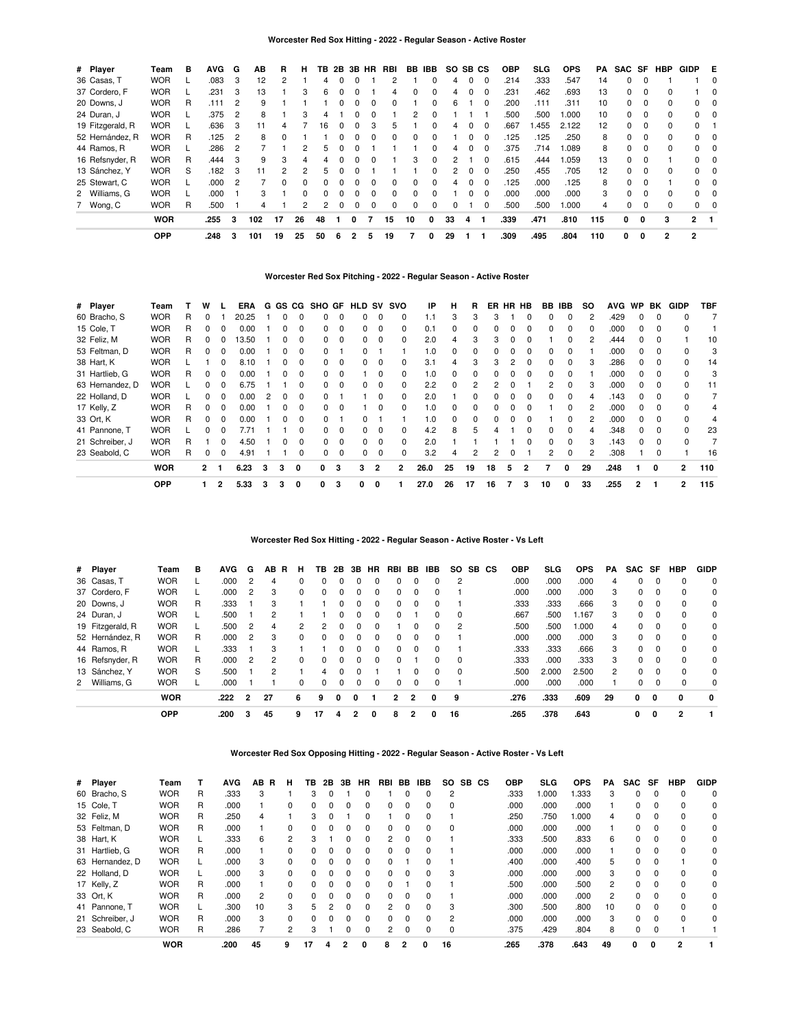## Worcester Red Sox Hitting - 2022 - Regular Season - Active Roster

| # | Player | Team | B | AVG | G | AB | R | H | TB | 2B | 3B | HR | RBI | BB | IBB | SO | SB | CS | OBP | SLG | OPS | PA | SAC | SF | HBP | GIDP | E |
|---|---|---|---|---|---|---|---|---|---|---|---|---|---|---|---|---|---|---|---|---|---|---|---|---|---|---|---|
| 36 | Casas, T | WOR | L | .083 | 3 | 12 | 2 | 1 | 4 | 0 | 0 | 1 | 2 | 1 | 0 | 4 | 0 | 0 | .214 | .333 | .547 | 14 | 0 | 0 | 1 | 1 | 0 |
| 37 | Cordero, F | WOR | L | .231 | 3 | 13 | 1 | 3 | 6 | 0 | 0 | 1 | 4 | 0 | 0 | 4 | 0 | 0 | .231 | .462 | .693 | 13 | 0 | 0 | 0 | 1 | 0 |
| 20 | Downs, J | WOR | R | .111 | 2 | 9 | 1 | 1 | 1 | 0 | 0 | 0 | 0 | 1 | 0 | 6 | 1 | 0 | .200 | .111 | .311 | 10 | 0 | 0 | 0 | 0 | 0 |
| 24 | Duran, J | WOR | L | .375 | 2 | 8 | 1 | 3 | 4 | 1 | 0 | 0 | 1 | 2 | 0 | 1 | 1 | 1 | .500 | .500 | 1.000 | 10 | 0 | 0 | 0 | 0 | 0 |
| 19 | Fitzgerald, R | WOR | L | .636 | 3 | 11 | 4 | 7 | 16 | 0 | 0 | 3 | 5 | 1 | 0 | 4 | 0 | 0 | .667 | 1.455 | 2.122 | 12 | 0 | 0 | 0 | 0 | 1 |
| 52 | Hernández, R | WOR | R | .125 | 2 | 8 | 0 | 1 | 1 | 0 | 0 | 0 | 0 | 0 | 0 | 1 | 0 | 0 | .125 | .125 | .250 | 8 | 0 | 0 | 0 | 0 | 0 |
| 44 | Ramos, R | WOR | L | .286 | 2 | 7 | 1 | 2 | 5 | 0 | 0 | 1 | 1 | 1 | 0 | 4 | 0 | 0 | .375 | .714 | 1.089 | 8 | 0 | 0 | 0 | 0 | 0 |
| 16 | Refsnyder, R | WOR | R | .444 | 3 | 9 | 3 | 4 | 4 | 0 | 0 | 0 | 1 | 3 | 0 | 2 | 1 | 0 | .615 | .444 | 1.059 | 13 | 0 | 0 | 1 | 0 | 0 |
| 13 | Sánchez, Y | WOR | S | .182 | 3 | 11 | 2 | 2 | 5 | 0 | 0 | 1 | 1 | 1 | 0 | 2 | 0 | 0 | .250 | .455 | .705 | 12 | 0 | 0 | 0 | 0 | 0 |
| 25 | Stewart, C | WOR | L | .000 | 2 | 7 | 0 | 0 | 0 | 0 | 0 | 0 | 0 | 0 | 0 | 4 | 0 | 0 | .125 | .000 | .125 | 8 | 0 | 0 | 1 | 0 | 0 |
| 2 | Williams, G | WOR | L | .000 | 1 | 3 | 1 | 0 | 0 | 0 | 0 | 0 | 0 | 0 | 0 | 1 | 0 | 0 | .000 | .000 | .000 | 3 | 0 | 0 | 0 | 0 | 0 |
| 7 | Wong, C | WOR | R | .500 | 1 | 4 | 1 | 2 | 2 | 0 | 0 | 0 | 0 | 0 | 0 | 0 | 1 | 0 | .500 | .500 | 1.000 | 4 | 0 | 0 | 0 | 0 | 0 |
| | | **WOR** | | **.255** | **3** | **102** | **17** | **26** | **48** | **1** | **0** | **7** | **15** | **10** | **0** | **33** | **4** | **1** | **.339** | **.471** | **.810** | **115** | **0** | **0** | **3** | **2** | **1** |
| | | **OPP** | | **.248** | **3** | **101** | **19** | **25** | **50** | **6** | **2** | **5** | **19** | **7** | **0** | **29** | **1** | **1** | **.309** | **.495** | **.804** | **110** | **0** | **0** | **2** | **2** | |

## Worcester Red Sox Pitching - 2022 - Regular Season - Active Roster

| # | Player | Team | T | W | L | ERA | G | GS | CG | SHO | GF | HLD | SV | SVO | IP | H | R | ER | HR | HB | BB | IBB | SO | AVG | WP | BK | GIDP | TBF |
|---|---|---|---|---|---|---|---|---|---|---|---|---|---|---|---|---|---|---|---|---|---|---|---|---|---|---|---|---|
| 60 | Bracho, S | WOR | R | 0 | 1 | 20.25 | 1 | 0 | 0 | 0 | 0 | 0 | 0 | 0 | 1.1 | 3 | 3 | 3 | 1 | 0 | 0 | 0 | 2 | .429 | 0 | 0 | 0 | 7 |
| 15 | Cole, T | WOR | R | 0 | 0 | 0.00 | 1 | 0 | 0 | 0 | 0 | 0 | 0 | 0 | 0.1 | 0 | 0 | 0 | 0 | 0 | 0 | 0 | 0 | .000 | 0 | 0 | 0 | 1 |
| 32 | Feliz, M | WOR | R | 0 | 0 | 13.50 | 1 | 0 | 0 | 0 | 0 | 0 | 0 | 0 | 2.0 | 4 | 3 | 3 | 0 | 0 | 1 | 0 | 2 | .444 | 0 | 0 | 1 | 10 |
| 53 | Feltman, D | WOR | R | 0 | 0 | 0.00 | 1 | 0 | 0 | 0 | 1 | 0 | 1 | 1 | 1.0 | 0 | 0 | 0 | 0 | 0 | 0 | 0 | 1 | .000 | 0 | 0 | 0 | 3 |
| 38 | Hart, K | WOR | L | 1 | 0 | 8.10 | 1 | 0 | 0 | 0 | 0 | 0 | 0 | 0 | 3.1 | 4 | 3 | 3 | 2 | 0 | 0 | 0 | 3 | .286 | 0 | 0 | 0 | 14 |
| 31 | Hartlieb, G | WOR | R | 0 | 0 | 0.00 | 1 | 0 | 0 | 0 | 0 | 1 | 0 | 0 | 1.0 | 0 | 0 | 0 | 0 | 0 | 0 | 0 | 1 | .000 | 0 | 0 | 0 | 3 |
| 63 | Hernandez, D | WOR | L | 0 | 0 | 6.75 | 1 | 1 | 0 | 0 | 0 | 0 | 0 | 0 | 2.2 | 0 | 2 | 2 | 0 | 1 | 2 | 0 | 3 | .000 | 0 | 0 | 0 | 11 |
| 22 | Holland, D | WOR | L | 0 | 0 | 0.00 | 2 | 0 | 0 | 0 | 1 | 1 | 0 | 0 | 2.0 | 1 | 0 | 0 | 0 | 0 | 0 | 0 | 4 | .143 | 0 | 0 | 0 | 7 |
| 17 | Kelly, Z | WOR | R | 0 | 0 | 0.00 | 1 | 0 | 0 | 0 | 0 | 1 | 0 | 0 | 1.0 | 0 | 0 | 0 | 0 | 0 | 1 | 0 | 2 | .000 | 0 | 0 | 0 | 4 |
| 33 | Ort, K | WOR | R | 0 | 0 | 0.00 | 1 | 0 | 0 | 0 | 1 | 0 | 1 | 1 | 1.0 | 0 | 0 | 0 | 0 | 0 | 1 | 0 | 2 | .000 | 0 | 0 | 0 | 4 |
| 41 | Pannone, T | WOR | L | 0 | 0 | 7.71 | 1 | 1 | 0 | 0 | 0 | 0 | 0 | 0 | 4.2 | 8 | 5 | 4 | 1 | 0 | 0 | 0 | 4 | .348 | 0 | 0 | 0 | 23 |
| 21 | Schreiber, J | WOR | R | 1 | 0 | 4.50 | 1 | 0 | 0 | 0 | 0 | 0 | 0 | 0 | 2.0 | 1 | 1 | 1 | 1 | 0 | 0 | 0 | 3 | .143 | 0 | 0 | 0 | 7 |
| 23 | Seabold, C | WOR | R | 0 | 0 | 4.91 | 1 | 1 | 0 | 0 | 0 | 0 | 0 | 0 | 3.2 | 4 | 2 | 2 | 0 | 1 | 2 | 0 | 2 | .308 | 1 | 0 | 1 | 16 |
| | | **WOR** | | **2** | **1** | **6.23** | **3** | **3** | **0** | **0** | **3** | **3** | **2** | **2** | **26.0** | **25** | **19** | **18** | **5** | **2** | **7** | **0** | **29** | **.248** | **1** | **0** | **2** | **110** |
| | | **OPP** | | **1** | **2** | **5.33** | **3** | **3** | **0** | **0** | **3** | **0** | **0** | **1** | **27.0** | **26** | **17** | **16** | **7** | **3** | **10** | **0** | **33** | **.255** | **2** | **1** | **2** | **115** |

## Worcester Red Sox Hitting - 2022 - Regular Season - Active Roster - Vs Left

| # | Player | Team | B | AVG | G | AB | R | H | TB | 2B | 3B | HR | RBI | BB | IBB | SO | SB | CS | OBP | SLG | OPS | PA | SAC | SF | HBP | GIDP |
|---|---|---|---|---|---|---|---|---|---|---|---|---|---|---|---|---|---|---|---|---|---|---|---|---|---|---|
| 36 | Casas, T | WOR | L | .000 | 2 | 4 | | 0 | 0 | 0 | 0 | 0 | 0 | 0 | 0 | 2 | | | .000 | .000 | .000 | 4 | 0 | 0 | 0 | 0 |
| 37 | Cordero, F | WOR | L | .000 | 2 | 3 | | 0 | 0 | 0 | 0 | 0 | 0 | 0 | 0 | 1 | | | .000 | .000 | .000 | 3 | 0 | 0 | 0 | 0 |
| 20 | Downs, J | WOR | R | .333 | 1 | 3 | | 1 | 1 | 0 | 0 | 0 | 0 | 0 | 0 | 1 | | | .333 | .333 | .666 | 3 | 0 | 0 | 0 | 0 |
| 24 | Duran, J | WOR | L | .500 | 1 | 2 | | 1 | 1 | 0 | 0 | 0 | 0 | 1 | 0 | 0 | | | .667 | .500 | 1.167 | 3 | 0 | 0 | 0 | 0 |
| 19 | Fitzgerald, R | WOR | L | .500 | 2 | 4 | | 2 | 2 | 0 | 0 | 0 | 1 | 0 | 0 | 2 | | | .500 | .500 | 1.000 | 4 | 0 | 0 | 0 | 0 |
| 52 | Hernández, R | WOR | R | .000 | 2 | 3 | | 0 | 0 | 0 | 0 | 0 | 0 | 0 | 0 | 1 | | | .000 | .000 | .000 | 3 | 0 | 0 | 0 | 0 |
| 44 | Ramos, R | WOR | L | .333 | 1 | 3 | | 1 | 1 | 0 | 0 | 0 | 0 | 0 | 0 | 1 | | | .333 | .333 | .666 | 3 | 0 | 0 | 0 | 0 |
| 16 | Refsnyder, R | WOR | R | .000 | 2 | 2 | | 0 | 0 | 0 | 0 | 0 | 0 | 1 | 0 | 0 | | | .333 | .000 | .333 | 3 | 0 | 0 | 0 | 0 |
| 13 | Sánchez, Y | WOR | S | .500 | 1 | 2 | | 1 | 4 | 0 | 0 | 1 | 1 | 0 | 0 | 0 | | | .500 | 2.000 | 2.500 | 2 | 0 | 0 | 0 | 0 |
| 2 | Williams, G | WOR | L | .000 | 1 | 1 | | 0 | 0 | 0 | 0 | 0 | 0 | 0 | 0 | 1 | | | .000 | .000 | .000 | 1 | 0 | 0 | 0 | 0 |
| | | **WOR** | | **.222** | **2** | **27** | | **6** | **9** | **0** | **0** | **1** | **2** | **2** | **0** | **9** | | | **.276** | **.333** | **.609** | **29** | **0** | **0** | **0** | **0** |
| | | **OPP** | | **.200** | **3** | **45** | | **9** | **17** | **4** | **2** | **0** | **8** | **2** | **0** | **16** | | | **.265** | **.378** | **.643** | | **0** | **0** | **2** | **1** |

## Worcester Red Sox Opposing Hitting - 2022 - Regular Season - Active Roster - Vs Left

| # | Player | Team | T | AVG | AB | R | H | TB | 2B | 3B | HR | RBI | BB | IBB | SO | SB | CS | OBP | SLG | OPS | PA | SAC | SF | HBP | GIDP |
|---|---|---|---|---|---|---|---|---|---|---|---|---|---|---|---|---|---|---|---|---|---|---|---|---|---|
| 60 | Bracho, S | WOR | R | .333 | 3 | | 1 | 3 | 0 | 1 | 0 | 1 | 0 | 0 | 2 | | | .333 | 1.000 | 1.333 | 3 | 0 | 0 | 0 | 0 |
| 15 | Cole, T | WOR | R | .000 | 1 | | 0 | 0 | 0 | 0 | 0 | 0 | 0 | 0 | 0 | | | .000 | .000 | .000 | 1 | 0 | 0 | 0 | 0 |
| 32 | Feliz, M | WOR | R | .250 | 4 | | 1 | 3 | 0 | 1 | 0 | 1 | 0 | 0 | 1 | | | .250 | .750 | 1.000 | 4 | 0 | 0 | 0 | 0 |
| 53 | Feltman, D | WOR | R | .000 | 1 | | 0 | 0 | 0 | 0 | 0 | 0 | 0 | 0 | 0 | | | .000 | .000 | .000 | 1 | 0 | 0 | 0 | 0 |
| 38 | Hart, K | WOR | L | .333 | 6 | | 2 | 3 | 1 | 0 | 0 | 2 | 0 | 0 | 1 | | | .333 | .500 | .833 | 6 | 0 | 0 | 0 | 0 |
| 31 | Hartlieb, G | WOR | R | .000 | 1 | | 0 | 0 | 0 | 0 | 0 | 0 | 0 | 0 | 1 | | | .000 | .000 | .000 | 1 | 0 | 0 | 0 | 0 |
| 63 | Hernandez, D | WOR | L | .000 | 3 | | 0 | 0 | 0 | 0 | 0 | 0 | 1 | 0 | 1 | | | .400 | .000 | .400 | 5 | 0 | 0 | 1 | 0 |
| 22 | Holland, D | WOR | L | .000 | 3 | | 0 | 0 | 0 | 0 | 0 | 0 | 0 | 0 | 3 | | | .000 | .000 | .000 | 3 | 0 | 0 | 0 | 0 |
| 17 | Kelly, Z | WOR | R | .000 | 1 | | 0 | 0 | 0 | 0 | 0 | 0 | 1 | 0 | 1 | | | .500 | .000 | .500 | 2 | 0 | 0 | 0 | 0 |
| 33 | Ort, K | WOR | R | .000 | 2 | | 0 | 0 | 0 | 0 | 0 | 0 | 0 | 0 | 1 | | | .000 | .000 | .000 | 2 | 0 | 0 | 0 | 0 |
| 41 | Pannone, T | WOR | L | .300 | 10 | | 3 | 5 | 2 | 0 | 0 | 2 | 0 | 0 | 3 | | | .300 | .500 | .800 | 10 | 0 | 0 | 0 | 0 |
| 21 | Schreiber, J | WOR | R | .000 | 3 | | 0 | 0 | 0 | 0 | 0 | 0 | 0 | 0 | 2 | | | .000 | .000 | .000 | 3 | 0 | 0 | 0 | 0 |
| 23 | Seabold, C | WOR | R | .286 | 7 | | 2 | 3 | 1 | 0 | 0 | 2 | 0 | 0 | 0 | | | .375 | .429 | .804 | 8 | 0 | 0 | 1 | 1 |
| | | **WOR** | | **.200** | **45** | | **9** | **17** | **4** | **2** | **0** | **8** | **2** | **0** | **16** | | | **.265** | **.378** | **.643** | **49** | **0** | **0** | **2** | **1** |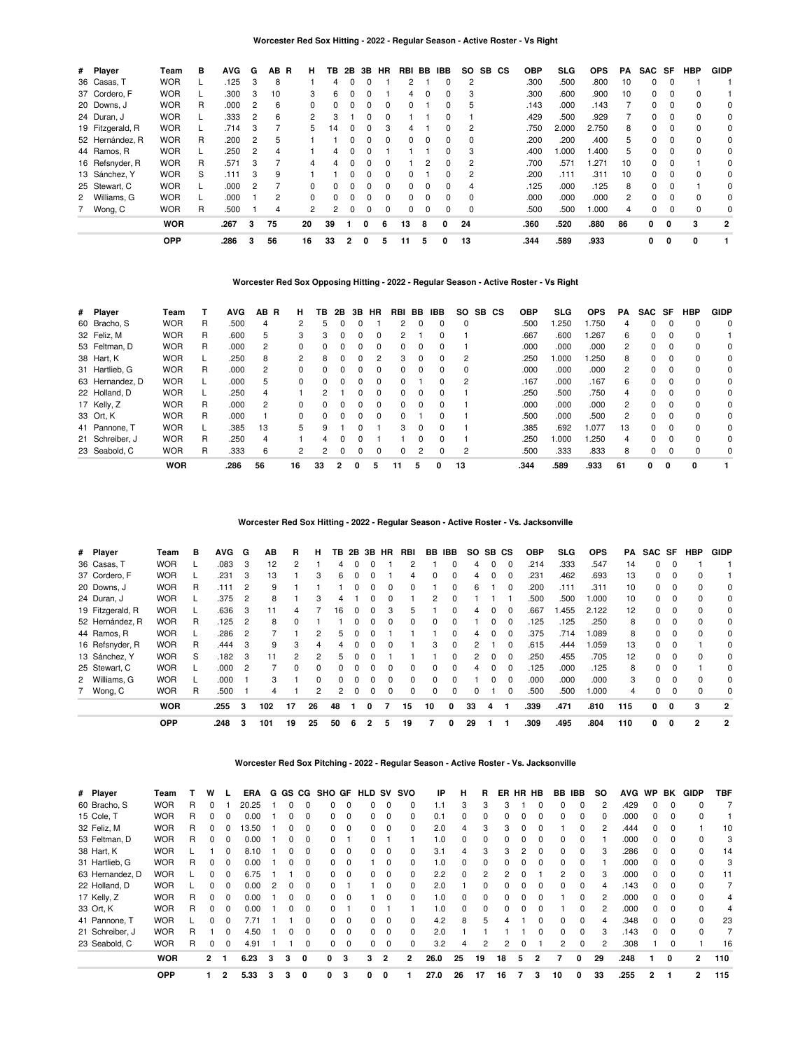### Worcester Red Sox Hitting - 2022 - Regular Season - Active Roster - Vs Right

| # | Player | Team | B | AVG | G | AB | R | H | TB | 2B | 3B | HR | RBI | BB | IBB | SO | SB | CS | OBP | SLG | OPS | PA | SAC | SF | HBP | GIDP |
|---|---|---|---|---|---|---|---|---|---|---|---|---|---|---|---|---|---|---|---|---|---|---|---|---|---|---|
| 36 | Casas, T | WOR | L | .125 | 3 | 8 | | 1 | 4 | 0 | 0 | 1 | 2 | 1 | 0 | 2 | | | .300 | .500 | .800 | 10 | 0 | 0 | 1 | 1 |
| 37 | Cordero, F | WOR | L | .300 | 3 | 10 | | 3 | 6 | 0 | 0 | 1 | 4 | 0 | 0 | 3 | | | .300 | .600 | .900 | 10 | 0 | 0 | 0 | 1 |
| 20 | Downs, J | WOR | R | .000 | 2 | 6 | | 0 | 0 | 0 | 0 | 0 | 0 | 1 | 0 | 5 | | | .143 | .000 | .143 | 7 | 0 | 0 | 0 | 0 |
| 24 | Duran, J | WOR | L | .333 | 2 | 6 | | 2 | 3 | 1 | 0 | 0 | 1 | 1 | 0 | 1 | | | .429 | .500 | .929 | 7 | 0 | 0 | 0 | 0 |
| 19 | Fitzgerald, R | WOR | L | .714 | 3 | 7 | | 5 | 14 | 0 | 0 | 3 | 4 | 1 | 0 | 2 | | | .750 | 2.000 | 2.750 | 8 | 0 | 0 | 0 | 0 |
| 52 | Hernández, R | WOR | R | .200 | 2 | 5 | | 1 | 1 | 0 | 0 | 0 | 0 | 0 | 0 | 0 | | | .200 | .200 | .400 | 5 | 0 | 0 | 0 | 0 |
| 44 | Ramos, R | WOR | L | .250 | 2 | 4 | | 1 | 4 | 0 | 0 | 1 | 1 | 1 | 0 | 3 | | | .400 | 1.000 | 1.400 | 5 | 0 | 0 | 0 | 0 |
| 16 | Refsnyder, R | WOR | R | .571 | 3 | 7 | | 4 | 4 | 0 | 0 | 0 | 1 | 2 | 0 | 2 | | | .700 | .571 | 1.271 | 10 | 0 | 0 | 1 | 0 |
| 13 | Sánchez, Y | WOR | S | .111 | 3 | 9 | | 1 | 1 | 0 | 0 | 0 | 0 | 1 | 0 | 2 | | | .200 | .111 | .311 | 10 | 0 | 0 | 0 | 0 |
| 25 | Stewart, C | WOR | L | .000 | 2 | 7 | | 0 | 0 | 0 | 0 | 0 | 0 | 0 | 0 | 4 | | | .125 | .000 | .125 | 8 | 0 | 0 | 1 | 0 |
| 2 | Williams, G | WOR | L | .000 | 1 | 2 | | 0 | 0 | 0 | 0 | 0 | 0 | 0 | 0 | 0 | | | .000 | .000 | .000 | 2 | 0 | 0 | 0 | 0 |
| 7 | Wong, C | WOR | R | .500 | 1 | 4 | | 2 | 2 | 0 | 0 | 0 | 0 | 0 | 0 | 0 | | | .500 | .500 | 1.000 | 4 | 0 | 0 | 0 | 0 |
| | | **WOR** | | **.267** | **3** | **75** | | **20** | **39** | **1** | **0** | **6** | **13** | **8** | **0** | **24** | | | **.360** | **.520** | **.880** | **86** | **0** | **0** | **3** | **2** |
| | | **OPP** | | **.286** | **3** | **56** | | **16** | **33** | **2** | **0** | **5** | **11** | **5** | **0** | **13** | | | **.344** | **.589** | **.933** | | **0** | **0** | **0** | **1** |

### Worcester Red Sox Opposing Hitting - 2022 - Regular Season - Active Roster - Vs Right

| # | Player | Team | T | AVG | AB | R | H | TB | 2B | 3B | HR | RBI | BB | IBB | SO | SB | CS | OBP | SLG | OPS | PA | SAC | SF | HBP | GIDP |
|---|---|---|---|---|---|---|---|---|---|---|---|---|---|---|---|---|---|---|---|---|---|---|---|---|---|
| 60 | Bracho, S | WOR | R | .500 | 4 | | 2 | 5 | 0 | 0 | 1 | 2 | 0 | 0 | 0 | | | .500 | 1.250 | 1.750 | 4 | 0 | 0 | 0 | 0 |
| 32 | Feliz, M | WOR | R | .600 | 5 | | 3 | 3 | 0 | 0 | 0 | 2 | 1 | 0 | 1 | | | .667 | .600 | 1.267 | 6 | 0 | 0 | 0 | 1 |
| 53 | Feltman, D | WOR | R | .000 | 2 | | 0 | 0 | 0 | 0 | 0 | 0 | 0 | 0 | 1 | | | .000 | .000 | .000 | 2 | 0 | 0 | 0 | 0 |
| 38 | Hart, K | WOR | L | .250 | 8 | | 2 | 8 | 0 | 0 | 2 | 3 | 0 | 0 | 2 | | | .250 | 1.000 | 1.250 | 8 | 0 | 0 | 0 | 0 |
| 31 | Hartlieb, G | WOR | R | .000 | 2 | | 0 | 0 | 0 | 0 | 0 | 0 | 0 | 0 | 0 | | | .000 | .000 | .000 | 2 | 0 | 0 | 0 | 0 |
| 63 | Hernandez, D | WOR | L | .000 | 5 | | 0 | 0 | 0 | 0 | 0 | 0 | 1 | 0 | 2 | | | .167 | .000 | .167 | 6 | 0 | 0 | 0 | 0 |
| 22 | Holland, D | WOR | L | .250 | 4 | | 1 | 2 | 1 | 0 | 0 | 0 | 0 | 0 | 1 | | | .250 | .500 | .750 | 4 | 0 | 0 | 0 | 0 |
| 17 | Kelly, Z | WOR | R | .000 | 2 | | 0 | 0 | 0 | 0 | 0 | 0 | 0 | 0 | 1 | | | .000 | .000 | .000 | 2 | 0 | 0 | 0 | 0 |
| 33 | Ort, K | WOR | R | .000 | 1 | | 0 | 0 | 0 | 0 | 0 | 0 | 1 | 0 | 1 | | | .500 | .000 | .500 | 2 | 0 | 0 | 0 | 0 |
| 41 | Pannone, T | WOR | L | .385 | 13 | | 5 | 9 | 1 | 0 | 1 | 3 | 0 | 0 | 1 | | | .385 | .692 | 1.077 | 13 | 0 | 0 | 0 | 0 |
| 21 | Schreiber, J | WOR | R | .250 | 4 | | 1 | 4 | 0 | 0 | 1 | 1 | 0 | 0 | 1 | | | .250 | 1.000 | 1.250 | 4 | 0 | 0 | 0 | 0 |
| 23 | Seabold, C | WOR | R | .333 | 6 | | 2 | 2 | 0 | 0 | 0 | 0 | 2 | 0 | 2 | | | .500 | .333 | .833 | 8 | 0 | 0 | 0 | 0 |
| | | **WOR** | | **.286** | **56** | | **16** | **33** | **2** | **0** | **5** | **11** | **5** | **0** | **13** | | | **.344** | **.589** | **.933** | **61** | **0** | **0** | **0** | **1** |

### Worcester Red Sox Hitting - 2022 - Regular Season - Active Roster - Vs. Jacksonville

| # | Player | Team | B | AVG | G | AB | R | H | TB | 2B | 3B | HR | RBI | BB | IBB | SO | SB | CS | OBP | SLG | OPS | PA | SAC | SF | HBP | GIDP |
|---|---|---|---|---|---|---|---|---|---|---|---|---|---|---|---|---|---|---|---|---|---|---|---|---|---|---|
| 36 | Casas, T | WOR | L | .083 | 3 | 12 | 2 | 1 | 4 | 0 | 0 | 1 | 2 | 1 | 0 | 4 | 0 | 0 | .214 | .333 | .547 | 14 | 0 | 0 | 1 | 1 |
| 37 | Cordero, F | WOR | L | .231 | 3 | 13 | 1 | 3 | 6 | 0 | 0 | 1 | 4 | 0 | 0 | 4 | 0 | 0 | .231 | .462 | .693 | 13 | 0 | 0 | 0 | 1 |
| 20 | Downs, J | WOR | R | .111 | 2 | 9 | 1 | 1 | 1 | 0 | 0 | 0 | 0 | 1 | 0 | 6 | 1 | 0 | .200 | .111 | .311 | 10 | 0 | 0 | 0 | 0 |
| 24 | Duran, J | WOR | L | .375 | 2 | 8 | 1 | 3 | 4 | 1 | 0 | 0 | 1 | 2 | 0 | 1 | 1 | 1 | .500 | .500 | 1.000 | 10 | 0 | 0 | 0 | 0 |
| 19 | Fitzgerald, R | WOR | L | .636 | 3 | 11 | 4 | 7 | 16 | 0 | 0 | 3 | 5 | 1 | 0 | 4 | 0 | 0 | .667 | 1.455 | 2.122 | 12 | 0 | 0 | 0 | 0 |
| 52 | Hernández, R | WOR | R | .125 | 2 | 8 | 0 | 1 | 1 | 0 | 0 | 0 | 0 | 0 | 0 | 1 | 0 | 0 | .125 | .125 | .250 | 8 | 0 | 0 | 0 | 0 |
| 44 | Ramos, R | WOR | L | .286 | 2 | 7 | 1 | 2 | 5 | 0 | 0 | 1 | 1 | 1 | 0 | 4 | 0 | 0 | .375 | .714 | 1.089 | 8 | 0 | 0 | 0 | 0 |
| 16 | Refsnyder, R | WOR | R | .444 | 3 | 9 | 3 | 4 | 4 | 0 | 0 | 0 | 1 | 3 | 0 | 2 | 1 | 0 | .615 | .444 | 1.059 | 13 | 0 | 0 | 1 | 0 |
| 13 | Sánchez, Y | WOR | S | .182 | 3 | 11 | 2 | 2 | 5 | 0 | 0 | 1 | 1 | 1 | 0 | 2 | 0 | 0 | .250 | .455 | .705 | 12 | 0 | 0 | 0 | 0 |
| 25 | Stewart, C | WOR | L | .000 | 2 | 7 | 0 | 0 | 0 | 0 | 0 | 0 | 0 | 0 | 0 | 4 | 0 | 0 | .125 | .000 | .125 | 8 | 0 | 0 | 1 | 0 |
| 2 | Williams, G | WOR | L | .000 | 1 | 3 | 1 | 0 | 0 | 0 | 0 | 0 | 0 | 0 | 0 | 1 | 0 | 0 | .000 | .000 | .000 | 3 | 0 | 0 | 0 | 0 |
| 7 | Wong, C | WOR | R | .500 | 1 | 4 | 1 | 2 | 2 | 0 | 0 | 0 | 0 | 0 | 0 | 0 | 1 | 0 | .500 | .500 | 1.000 | 4 | 0 | 0 | 0 | 0 |
| | | **WOR** | | **.255** | **3** | **102** | **17** | **26** | **48** | **1** | **0** | **7** | **15** | **10** | **0** | **33** | **4** | **1** | **.339** | **.471** | **.810** | **115** | **0** | **0** | **3** | **2** |
| | | **OPP** | | **.248** | **3** | **101** | **19** | **25** | **50** | **6** | **2** | **5** | **19** | **7** | **0** | **29** | **1** | **1** | **.309** | **.495** | **.804** | **110** | **0** | **0** | **2** | **2** |

### Worcester Red Sox Pitching - 2022 - Regular Season - Active Roster - Vs. Jacksonville

| # | Player | Team | T | W | L | ERA | G | GS | CG | SHO | GF | HLD | SV | SVO | IP | H | R | ER | HR | HB | BB | IBB | SO | AVG | WP | BK | GIDP | TBF |
|---|---|---|---|---|---|---|---|---|---|---|---|---|---|---|---|---|---|---|---|---|---|---|---|---|---|---|---|---|
| 60 | Bracho, S | WOR | R | 0 | 1 | 20.25 | 1 | 0 | 0 | 0 | 0 | 0 | 0 | 0 | 1.1 | 3 | 3 | 3 | 1 | 0 | 0 | 0 | 2 | .429 | 0 | 0 | 0 | 7 |
| 15 | Cole, T | WOR | R | 0 | 0 | 0.00 | 1 | 0 | 0 | 0 | 0 | 0 | 0 | 0 | 0.1 | 0 | 0 | 0 | 0 | 0 | 0 | 0 | 0 | .000 | 0 | 0 | 0 | 1 |
| 32 | Feliz, M | WOR | R | 0 | 0 | 13.50 | 1 | 0 | 0 | 0 | 0 | 0 | 0 | 0 | 2.0 | 4 | 3 | 3 | 0 | 0 | 1 | 0 | 2 | .444 | 0 | 0 | 1 | 10 |
| 53 | Feltman, D | WOR | R | 0 | 0 | 0.00 | 1 | 0 | 0 | 0 | 1 | 0 | 1 | 1 | 1.0 | 0 | 0 | 0 | 0 | 0 | 0 | 0 | 1 | .000 | 0 | 0 | 0 | 3 |
| 38 | Hart, K | WOR | L | 1 | 0 | 8.10 | 1 | 0 | 0 | 0 | 0 | 0 | 0 | 0 | 3.1 | 4 | 3 | 3 | 2 | 0 | 0 | 0 | 3 | .286 | 0 | 0 | 0 | 14 |
| 31 | Hartlieb, G | WOR | R | 0 | 0 | 0.00 | 1 | 0 | 0 | 0 | 0 | 1 | 0 | 0 | 1.0 | 0 | 0 | 0 | 0 | 0 | 0 | 0 | 1 | .000 | 0 | 0 | 0 | 3 |
| 63 | Hernandez, D | WOR | L | 0 | 0 | 6.75 | 1 | 1 | 0 | 0 | 0 | 0 | 0 | 0 | 2.2 | 0 | 2 | 2 | 0 | 1 | 2 | 0 | 3 | .000 | 0 | 0 | 0 | 11 |
| 22 | Holland, D | WOR | L | 0 | 0 | 0.00 | 2 | 0 | 0 | 0 | 1 | 1 | 0 | 0 | 2.0 | 1 | 0 | 0 | 0 | 0 | 0 | 0 | 4 | .143 | 0 | 0 | 0 | 7 |
| 17 | Kelly, Z | WOR | R | 0 | 0 | 0.00 | 1 | 0 | 0 | 0 | 0 | 1 | 0 | 0 | 1.0 | 0 | 0 | 0 | 0 | 0 | 1 | 0 | 2 | .000 | 0 | 0 | 0 | 4 |
| 33 | Ort, K | WOR | R | 0 | 0 | 0.00 | 1 | 0 | 0 | 0 | 1 | 0 | 1 | 1 | 1.0 | 0 | 0 | 0 | 0 | 0 | 1 | 0 | 2 | .000 | 0 | 0 | 0 | 4 |
| 41 | Pannone, T | WOR | L | 0 | 0 | 7.71 | 1 | 1 | 0 | 0 | 0 | 0 | 0 | 0 | 4.2 | 8 | 5 | 4 | 1 | 0 | 0 | 0 | 4 | .348 | 0 | 0 | 0 | 23 |
| 21 | Schreiber, J | WOR | R | 1 | 0 | 4.50 | 1 | 0 | 0 | 0 | 0 | 0 | 0 | 0 | 2.0 | 1 | 1 | 1 | 1 | 0 | 0 | 0 | 3 | .143 | 0 | 0 | 0 | 7 |
| 23 | Seabold, C | WOR | R | 0 | 0 | 4.91 | 1 | 1 | 0 | 0 | 0 | 0 | 0 | 0 | 3.2 | 4 | 2 | 2 | 0 | 1 | 2 | 0 | 2 | .308 | 1 | 0 | 1 | 16 |
| | | **WOR** | | **2** | **1** | **6.23** | **3** | **3** | **0** | **0** | **3** | **3** | **2** | **2** | **26.0** | **25** | **19** | **18** | **5** | **2** | **7** | **0** | **29** | **.248** | **1** | **0** | **2** | **110** |
| | | **OPP** | | **1** | **2** | **5.33** | **3** | **3** | **0** | **0** | **3** | **0** | **0** | **1** | **27.0** | **26** | **17** | **16** | **7** | **3** | **10** | **0** | **33** | **.255** | **2** | **1** | **2** | **115** |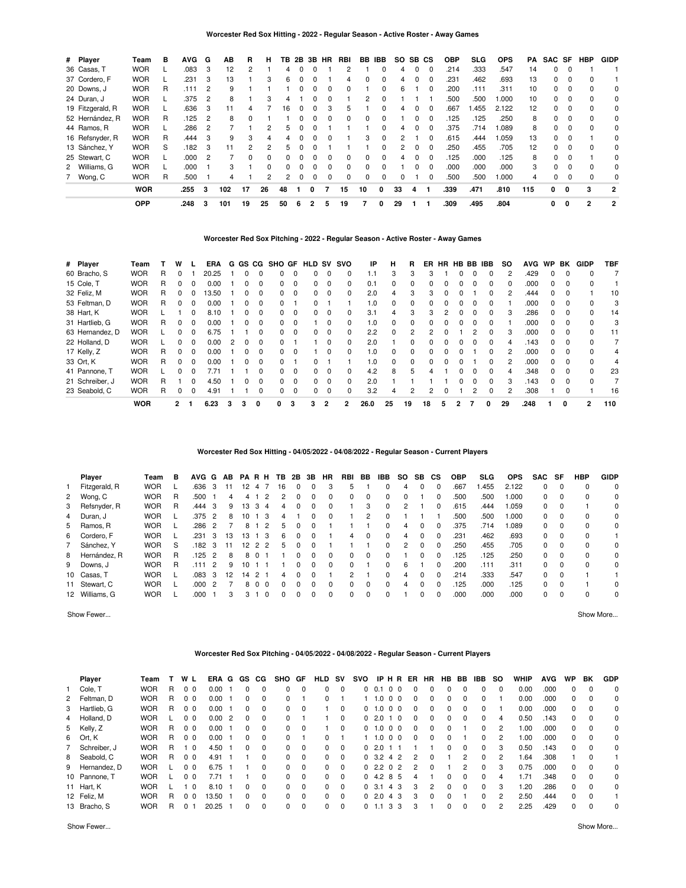## Worcester Red Sox Hitting - 2022 - Regular Season - Active Roster - Away Games

| # | Player | Team | B | AVG | G | AB | R | H | TB | 2B | 3B | HR | RBI | BB | IBB | SO | SB | CS | OBP | SLG | OPS | PA | SAC | SF | HBP | GIDP |
|---|---|---|---|---|---|---|---|---|---|---|---|---|---|---|---|---|---|---|---|---|---|---|---|---|---|---|
| 36 | Casas, T | WOR | L | .083 | 3 | 12 | 2 | 1 | 4 | 0 | 0 | 1 | 2 | 1 | 0 | 4 | 0 | 0 | .214 | .333 | .547 | 14 | 0 | 0 | 1 | 1 |
| 37 | Cordero, F | WOR | L | .231 | 3 | 13 | 1 | 3 | 6 | 0 | 0 | 1 | 4 | 0 | 0 | 4 | 0 | 0 | .231 | .462 | .693 | 13 | 0 | 0 | 0 | 1 |
| 20 | Downs, J | WOR | R | .111 | 2 | 9 | 1 | 1 | 1 | 0 | 0 | 0 | 0 | 1 | 0 | 6 | 1 | 0 | .200 | .111 | .311 | 10 | 0 | 0 | 0 | 0 |
| 24 | Duran, J | WOR | L | .375 | 2 | 8 | 1 | 3 | 4 | 1 | 0 | 0 | 1 | 2 | 0 | 1 | 1 | 1 | .500 | .500 | 1.000 | 10 | 0 | 0 | 0 | 0 |
| 19 | Fitzgerald, R | WOR | L | .636 | 3 | 11 | 4 | 7 | 16 | 0 | 0 | 3 | 5 | 1 | 0 | 4 | 0 | 0 | .667 | 1.455 | 2.122 | 12 | 0 | 0 | 0 | 0 |
| 52 | Hernández, R | WOR | R | .125 | 2 | 8 | 0 | 1 | 1 | 0 | 0 | 0 | 0 | 0 | 0 | 1 | 0 | 0 | .125 | .125 | .250 | 8 | 0 | 0 | 0 | 0 |
| 44 | Ramos, R | WOR | L | .286 | 2 | 7 | 1 | 2 | 5 | 0 | 0 | 1 | 1 | 1 | 0 | 4 | 0 | 0 | .375 | .714 | 1.089 | 8 | 0 | 0 | 0 | 0 |
| 16 | Refsnyder, R | WOR | R | .444 | 3 | 9 | 3 | 4 | 4 | 0 | 0 | 0 | 1 | 3 | 0 | 2 | 1 | 0 | .615 | .444 | 1.059 | 13 | 0 | 0 | 1 | 0 |
| 13 | Sánchez, Y | WOR | S | .182 | 3 | 11 | 2 | 2 | 5 | 0 | 0 | 1 | 1 | 1 | 0 | 2 | 0 | 0 | .250 | .455 | .705 | 12 | 0 | 0 | 0 | 0 |
| 25 | Stewart, C | WOR | L | .000 | 2 | 7 | 0 | 0 | 0 | 0 | 0 | 0 | 0 | 0 | 0 | 4 | 0 | 0 | .125 | .000 | .125 | 8 | 0 | 0 | 1 | 0 |
| 2 | Williams, G | WOR | L | .000 | 1 | 3 | 1 | 0 | 0 | 0 | 0 | 0 | 0 | 0 | 0 | 1 | 0 | 0 | .000 | .000 | .000 | 3 | 0 | 0 | 0 | 0 |
| 7 | Wong, C | WOR | R | .500 | 1 | 4 | 1 | 2 | 2 | 0 | 0 | 0 | 0 | 0 | 0 | 0 | 1 | 0 | .500 | .500 | 1.000 | 4 | 0 | 0 | 0 | 0 |
| | | **WOR** | | **.255** | **3** | **102** | **17** | **26** | **48** | **1** | **0** | **7** | **15** | **10** | **0** | **33** | **4** | **1** | **.339** | **.471** | **.810** | **115** | **0** | **0** | **3** | **2** |
| | | **OPP** | | **.248** | **3** | **101** | **19** | **25** | **50** | **6** | **2** | **5** | **19** | **7** | **0** | **29** | **1** | **1** | **.309** | **.495** | **.804** | | **0** | **0** | **2** | **2** |

## Worcester Red Sox Pitching - 2022 - Regular Season - Active Roster - Away Games

| # | Player | Team | T | W | L | ERA | G | GS | CG | SHO | GF | HLD | SV | SVO | IP | H | R | ER | HR | HB | BB | IBB | SO | AVG | WP | BK | GIDP | TBF |
|---|---|---|---|---|---|---|---|---|---|---|---|---|---|---|---|---|---|---|---|---|---|---|---|---|---|---|---|---|
| 60 | Bracho, S | WOR | R | 0 | 1 | 20.25 | 1 | 0 | 0 | 0 | 0 | 0 | 0 | 0 | 1.1 | 3 | 3 | 3 | 1 | 0 | 0 | 0 | 2 | .429 | 0 | 0 | 0 | 7 |
| 15 | Cole, T | WOR | R | 0 | 0 | 0.00 | 1 | 0 | 0 | 0 | 0 | 0 | 0 | 0 | 0.1 | 0 | 0 | 0 | 0 | 0 | 0 | 0 | 0 | .000 | 0 | 0 | 0 | 1 |
| 32 | Feliz, M | WOR | R | 0 | 0 | 13.50 | 1 | 0 | 0 | 0 | 0 | 0 | 0 | 0 | 2.0 | 4 | 3 | 3 | 0 | 0 | 1 | 0 | 2 | .444 | 0 | 0 | 1 | 10 |
| 53 | Feltman, D | WOR | R | 0 | 0 | 0.00 | 1 | 0 | 0 | 0 | 1 | 0 | 1 | 1 | 1.0 | 0 | 0 | 0 | 0 | 0 | 0 | 0 | 1 | .000 | 0 | 0 | 0 | 3 |
| 38 | Hart, K | WOR | L | 1 | 0 | 8.10 | 1 | 0 | 0 | 0 | 0 | 0 | 0 | 0 | 3.1 | 4 | 3 | 3 | 2 | 0 | 0 | 0 | 3 | .286 | 0 | 0 | 0 | 14 |
| 31 | Hartlieb, G | WOR | R | 0 | 0 | 0.00 | 1 | 0 | 0 | 0 | 0 | 1 | 0 | 0 | 1.0 | 0 | 0 | 0 | 0 | 0 | 0 | 0 | 1 | .000 | 0 | 0 | 0 | 3 |
| 63 | Hernandez, D | WOR | L | 0 | 0 | 6.75 | 1 | 1 | 0 | 0 | 0 | 0 | 0 | 0 | 2.2 | 0 | 2 | 2 | 0 | 1 | 2 | 0 | 3 | .000 | 0 | 0 | 0 | 11 |
| 22 | Holland, D | WOR | L | 0 | 0 | 0.00 | 2 | 0 | 0 | 0 | 1 | 1 | 0 | 0 | 2.0 | 1 | 0 | 0 | 0 | 0 | 0 | 0 | 4 | .143 | 0 | 0 | 0 | 7 |
| 17 | Kelly, Z | WOR | R | 0 | 0 | 0.00 | 1 | 0 | 0 | 0 | 0 | 1 | 0 | 0 | 1.0 | 0 | 0 | 0 | 0 | 0 | 1 | 0 | 2 | .000 | 0 | 0 | 0 | 4 |
| 33 | Ort, K | WOR | R | 0 | 0 | 0.00 | 1 | 0 | 0 | 0 | 1 | 0 | 1 | 1 | 1.0 | 0 | 0 | 0 | 0 | 0 | 1 | 0 | 2 | .000 | 0 | 0 | 0 | 4 |
| 41 | Pannone, T | WOR | L | 0 | 0 | 7.71 | 1 | 1 | 0 | 0 | 0 | 0 | 0 | 0 | 4.2 | 8 | 5 | 4 | 1 | 0 | 0 | 0 | 4 | .348 | 0 | 0 | 0 | 23 |
| 21 | Schreiber, J | WOR | R | 1 | 0 | 4.50 | 1 | 0 | 0 | 0 | 0 | 0 | 0 | 0 | 2.0 | 1 | 1 | 1 | 1 | 0 | 0 | 0 | 3 | .143 | 0 | 0 | 0 | 7 |
| 23 | Seabold, C | WOR | R | 0 | 0 | 4.91 | 1 | 1 | 0 | 0 | 0 | 0 | 0 | 0 | 3.2 | 4 | 2 | 2 | 0 | 1 | 2 | 0 | 2 | .308 | 1 | 0 | 1 | 16 |
| | | **WOR** | | **2** | **1** | **6.23** | **3** | **3** | **0** | **0** | **3** | **3** | **2** | **2** | **26.0** | **25** | **19** | **18** | **5** | **2** | **7** | **0** | **29** | **.248** | **1** | **0** | **2** | **110** |

## Worcester Red Sox Hitting - 04/05/2022 - 04/08/2022 - Regular Season - Current Players

| | Player | Team | B | AVG | G | AB | PA | R | H | TB | 2B | 3B | HR | RBI | BB | IBB | SO | SB | CS | OBP | SLG | OPS | SAC | SF | HBP | GIDP |
|---|---|---|---|---|---|---|---|---|---|---|---|---|---|---|---|---|---|---|---|---|---|---|---|---|---|---|
| 1 | Fitzgerald, R | WOR | L | .636 | 3 | 11 | 12 | 4 | 7 | 16 | 0 | 0 | 3 | 5 | 1 | 0 | 4 | 0 | 0 | .667 | 1.455 | 2.122 | 0 | 0 | 0 | 0 |
| 2 | Wong, C | WOR | R | .500 | 1 | 4 | 4 | 1 | 2 | 2 | 0 | 0 | 0 | 0 | 0 | 0 | 0 | 1 | 0 | .500 | .500 | 1.000 | 0 | 0 | 0 | 0 |
| 3 | Refsnyder, R | WOR | R | .444 | 3 | 9 | 13 | 3 | 4 | 4 | 0 | 0 | 0 | 1 | 3 | 0 | 2 | 1 | 0 | .615 | .444 | 1.059 | 0 | 0 | 1 | 0 |
| 4 | Duran, J | WOR | L | .375 | 2 | 8 | 10 | 1 | 3 | 4 | 1 | 0 | 0 | 1 | 2 | 0 | 1 | 1 | 1 | .500 | .500 | 1.000 | 0 | 0 | 0 | 0 |
| 5 | Ramos, R | WOR | L | .286 | 2 | 7 | 8 | 1 | 2 | 5 | 0 | 0 | 1 | 1 | 1 | 0 | 4 | 0 | 0 | .375 | .714 | 1.089 | 0 | 0 | 0 | 0 |
| 6 | Cordero, F | WOR | L | .231 | 3 | 13 | 13 | 1 | 3 | 6 | 0 | 0 | 1 | 4 | 0 | 0 | 4 | 0 | 0 | .231 | .462 | .693 | 0 | 0 | 0 | 1 |
| 7 | Sánchez, Y | WOR | S | .182 | 3 | 11 | 12 | 2 | 2 | 5 | 0 | 0 | 1 | 1 | 1 | 0 | 2 | 0 | 0 | .250 | .455 | .705 | 0 | 0 | 0 | 0 |
| 8 | Hernández, R | WOR | R | .125 | 2 | 8 | 8 | 0 | 1 | 1 | 0 | 0 | 0 | 0 | 0 | 0 | 1 | 0 | 0 | .125 | .125 | .250 | 0 | 0 | 0 | 0 |
| 9 | Downs, J | WOR | R | .111 | 2 | 9 | 10 | 1 | 1 | 1 | 0 | 0 | 0 | 0 | 1 | 0 | 6 | 1 | 0 | .200 | .111 | .311 | 0 | 0 | 0 | 0 |
| 10 | Casas, T | WOR | L | .083 | 3 | 12 | 14 | 2 | 1 | 4 | 0 | 0 | 1 | 2 | 1 | 0 | 4 | 0 | 0 | .214 | .333 | .547 | 0 | 0 | 1 | 1 |
| 11 | Stewart, C | WOR | L | .000 | 2 | 7 | 8 | 0 | 0 | 0 | 0 | 0 | 0 | 0 | 0 | 0 | 4 | 0 | 0 | .125 | .000 | .125 | 0 | 0 | 1 | 0 |
| 12 | Williams, G | WOR | L | .000 | 1 | 3 | 3 | 1 | 0 | 0 | 0 | 0 | 0 | 0 | 0 | 0 | 1 | 0 | 0 | .000 | .000 | .000 | 0 | 0 | 0 | 0 |

Show Fewer... Show More...

## Worcester Red Sox Pitching - 04/05/2022 - 04/08/2022 - Regular Season - Current Players

| | Player | Team | T | W | L | ERA | G | GS | CG | SHO | GF | HLD | SV | SVO | IP | H | R | ER | HR | HB | BB | IBB | SO | WHIP | AVG | WP | BK | GDP |
|---|---|---|---|---|---|---|---|---|---|---|---|---|---|---|---|---|---|---|---|---|---|---|---|---|---|---|---|---|
| 1 | Cole, T | WOR | R | 0 | 0 | 0.00 | 1 | 0 | 0 | 0 | 0 | 0 | 0 | 0 | 0.1 | 0 | 0 | 0 | 0 | 0 | 0 | 0 | 0 | 0.00 | .000 | 0 | 0 | 0 |
| 2 | Feltman, D | WOR | R | 0 | 0 | 0.00 | 1 | 0 | 0 | 0 | 1 | 0 | 1 | 1 | 1.0 | 0 | 0 | 0 | 0 | 0 | 0 | 0 | 1 | 0.00 | .000 | 0 | 0 | 0 |
| 3 | Hartlieb, G | WOR | R | 0 | 0 | 0.00 | 1 | 0 | 0 | 0 | 0 | 1 | 0 | 0 | 1.0 | 0 | 0 | 0 | 0 | 0 | 0 | 0 | 1 | 0.00 | .000 | 0 | 0 | 0 |
| 4 | Holland, D | WOR | L | 0 | 0 | 0.00 | 2 | 0 | 0 | 0 | 1 | 1 | 0 | 0 | 2.0 | 1 | 0 | 0 | 0 | 0 | 0 | 0 | 4 | 0.50 | .143 | 0 | 0 | 0 |
| 5 | Kelly, Z | WOR | R | 0 | 0 | 0.00 | 1 | 0 | 0 | 0 | 0 | 1 | 0 | 0 | 1.0 | 0 | 0 | 0 | 0 | 0 | 1 | 0 | 2 | 1.00 | .000 | 0 | 0 | 0 |
| 6 | Ort, K | WOR | R | 0 | 0 | 0.00 | 1 | 0 | 0 | 0 | 1 | 0 | 1 | 1 | 1.0 | 0 | 0 | 0 | 0 | 0 | 1 | 0 | 2 | 1.00 | .000 | 0 | 0 | 0 |
| 7 | Schreiber, J | WOR | R | 1 | 0 | 4.50 | 1 | 0 | 0 | 0 | 0 | 0 | 0 | 0 | 2.0 | 1 | 1 | 1 | 1 | 0 | 0 | 0 | 3 | 0.50 | .143 | 0 | 0 | 0 |
| 8 | Seabold, C | WOR | R | 0 | 0 | 4.91 | 1 | 1 | 0 | 0 | 0 | 0 | 0 | 0 | 3.2 | 4 | 2 | 2 | 0 | 1 | 2 | 0 | 2 | 1.64 | .308 | 1 | 0 | 1 |
| 9 | Hernandez, D | WOR | L | 0 | 0 | 6.75 | 1 | 1 | 0 | 0 | 0 | 0 | 0 | 0 | 2.2 | 0 | 2 | 2 | 0 | 1 | 2 | 0 | 3 | 0.75 | .000 | 0 | 0 | 0 |
| 10 | Pannone, T | WOR | L | 0 | 0 | 7.71 | 1 | 1 | 0 | 0 | 0 | 0 | 0 | 0 | 4.2 | 8 | 5 | 4 | 1 | 0 | 0 | 0 | 4 | 1.71 | .348 | 0 | 0 | 0 |
| 11 | Hart, K | WOR | L | 1 | 0 | 8.10 | 1 | 0 | 0 | 0 | 0 | 0 | 0 | 0 | 3.1 | 4 | 3 | 3 | 2 | 0 | 0 | 0 | 3 | 1.20 | .286 | 0 | 0 | 0 |
| 12 | Feliz, M | WOR | R | 0 | 0 | 13.50 | 1 | 0 | 0 | 0 | 0 | 0 | 0 | 0 | 2.0 | 4 | 3 | 3 | 0 | 0 | 1 | 0 | 2 | 2.50 | .444 | 0 | 0 | 0 |
| 13 | Bracho, S | WOR | R | 0 | 1 | 20.25 | 1 | 0 | 0 | 0 | 0 | 0 | 0 | 0 | 1.1 | 3 | 3 | 3 | 1 | 0 | 0 | 0 | 2 | 2.25 | .429 | 0 | 0 | 0 |

Show Fewer... Show More...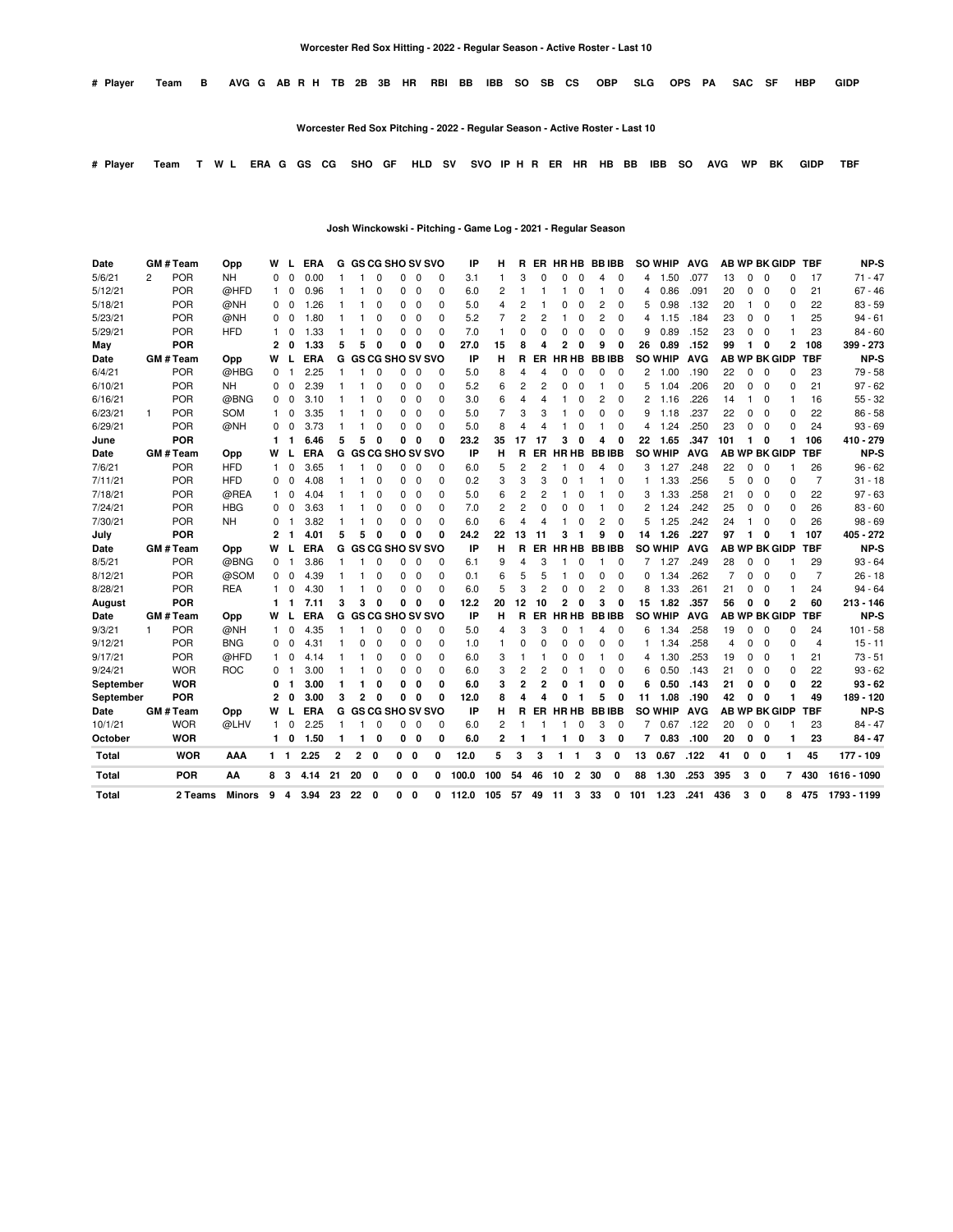### Worcester Red Sox Hitting - 2022 - Regular Season - Active Roster - Last 10

| # | Player | Team | B | AVG | G | AB | R | H | TB | 2B | 3B | HR | RBI | BB | IBB | SO | SB | CS | OBP | SLG | OPS | PA | SAC | SF | HBP | GIDP |
|---|---|---|---|---|---|---|---|---|---|---|---|---|---|---|---|---|---|---|---|---|---|---|---|---|---|---|

### Worcester Red Sox Pitching - 2022 - Regular Season - Active Roster - Last 10

| # | Player | Team | T | W | L | ERA | G | GS | CG | SHO | GF | HLD | SV | SVO | IP | H | R | ER | HR | HB | BB | IBB | SO | AVG | WP | BK | GIDP | TBF |
|---|---|---|---|---|---|---|---|---|---|---|---|---|---|---|---|---|---|---|---|---|---|---|---|---|---|---|---|---|

### Josh Winckowski - Pitching - Game Log - 2021 - Regular Season

| Date | GM # | Team | Opp | W | L | ERA | G | GS | CG | SHO | SV | SVO | IP | H | R | ER | HR | HB | BB | IBB | SO | WHIP | AVG | AB | WP | BK | GIDP | TBF | NP-S |
|---|---|---|---|---|---|---|---|---|---|---|---|---|---|---|---|---|---|---|---|---|---|---|---|---|---|---|---|---|---|
| 5/6/21 | 2 | POR | NH | 0 | 0 | 0.00 | 1 | 1 | 0 | 0 | 0 | 0 | 3.1 | 1 | 3 | 0 | 0 | 0 | 4 | 0 | 4 | 1.50 | .077 | 13 | 0 | 0 | 0 | 17 | 71 - 47 |
| 5/12/21 | | POR | @HFD | 1 | 0 | 0.96 | 1 | 1 | 0 | 0 | 0 | 0 | 6.0 | 2 | 1 | 1 | 1 | 0 | 1 | 0 | 4 | 0.86 | .091 | 20 | 0 | 0 | 0 | 21 | 67 - 46 |
| 5/18/21 | | POR | @NH | 0 | 0 | 1.26 | 1 | 1 | 0 | 0 | 0 | 0 | 5.0 | 4 | 2 | 1 | 0 | 0 | 2 | 0 | 5 | 0.98 | .132 | 20 | 1 | 0 | 0 | 22 | 83 - 59 |
| 5/23/21 | | POR | @NH | 0 | 0 | 1.80 | 1 | 1 | 0 | 0 | 0 | 0 | 5.2 | 7 | 2 | 2 | 1 | 0 | 2 | 0 | 4 | 1.15 | .184 | 23 | 0 | 0 | 1 | 25 | 94 - 61 |
| 5/29/21 | | POR | HFD | 1 | 0 | 1.33 | 1 | 1 | 0 | 0 | 0 | 0 | 7.0 | 1 | 0 | 0 | 0 | 0 | 0 | 0 | 9 | 0.89 | .152 | 23 | 0 | 0 | 1 | 23 | 84 - 60 |
| **May** | | **POR** | | **2** | **0** | **1.33** | **5** | **5** | **0** | **0** | **0** | **0** | **27.0** | **15** | **8** | **4** | **2** | **0** | **9** | **0** | **26** | **0.89** | **.152** | **99** | **1** | **0** | **2** | **108** | **399 - 273** |
| Date | GM # | Team | Opp | W | L | ERA | G | GS | CG | SHO | SV | SVO | IP | H | R | ER | HR | HB | BB | IBB | SO | WHIP | AVG | AB | WP | BK | GIDP | TBF | NP-S |
| 6/4/21 | | POR | @HBG | 0 | 1 | 2.25 | 1 | 1 | 0 | 0 | 0 | 0 | 5.0 | 8 | 4 | 4 | 0 | 0 | 0 | 0 | 2 | 1.00 | .190 | 22 | 0 | 0 | 0 | 23 | 79 - 58 |
| 6/10/21 | | POR | NH | 0 | 0 | 2.39 | 1 | 1 | 0 | 0 | 0 | 0 | 5.2 | 6 | 2 | 2 | 0 | 0 | 1 | 0 | 5 | 1.04 | .206 | 20 | 0 | 0 | 0 | 21 | 97 - 62 |
| 6/16/21 | | POR | @BNG | 0 | 0 | 3.10 | 1 | 1 | 0 | 0 | 0 | 0 | 3.0 | 6 | 4 | 4 | 1 | 0 | 2 | 0 | 2 | 1.16 | .226 | 14 | 1 | 0 | 1 | 16 | 55 - 32 |
| 6/23/21 | 1 | POR | SOM | 1 | 0 | 3.35 | 1 | 1 | 0 | 0 | 0 | 0 | 5.0 | 7 | 3 | 3 | 1 | 0 | 0 | 0 | 9 | 1.18 | .237 | 22 | 0 | 0 | 0 | 22 | 86 - 58 |
| 6/29/21 | | POR | @NH | 0 | 0 | 3.73 | 1 | 1 | 0 | 0 | 0 | 0 | 5.0 | 8 | 4 | 4 | 1 | 0 | 1 | 0 | 4 | 1.24 | .250 | 23 | 0 | 0 | 0 | 24 | 93 - 69 |
| **June** | | **POR** | | **1** | **1** | **6.46** | **5** | **5** | **0** | **0** | **0** | **0** | **23.2** | **35** | **17** | **17** | **3** | **0** | **4** | **0** | **22** | **1.65** | **.347** | **101** | **1** | **0** | **1** | **106** | **410 - 279** |
| Date | GM # | Team | Opp | W | L | ERA | G | GS | CG | SHO | SV | SVO | IP | H | R | ER | HR | HB | BB | IBB | SO | WHIP | AVG | AB | WP | BK | GIDP | TBF | NP-S |
| 7/6/21 | | POR | HFD | 1 | 0 | 3.65 | 1 | 1 | 0 | 0 | 0 | 0 | 6.0 | 5 | 2 | 2 | 1 | 0 | 4 | 0 | 3 | 1.27 | .248 | 22 | 0 | 0 | 1 | 26 | 96 - 62 |
| 7/11/21 | | POR | HFD | 0 | 0 | 4.08 | 1 | 1 | 0 | 0 | 0 | 0 | 0.2 | 3 | 3 | 3 | 0 | 1 | 1 | 0 | 1 | 1.33 | .256 | 5 | 0 | 0 | 0 | 7 | 31 - 18 |
| 7/18/21 | | POR | @REA | 1 | 0 | 4.04 | 1 | 1 | 0 | 0 | 0 | 0 | 5.0 | 6 | 2 | 2 | 1 | 0 | 1 | 0 | 3 | 1.33 | .258 | 21 | 0 | 0 | 0 | 22 | 97 - 63 |
| 7/24/21 | | POR | HBG | 0 | 0 | 3.63 | 1 | 1 | 0 | 0 | 0 | 0 | 7.0 | 2 | 2 | 0 | 0 | 0 | 1 | 0 | 2 | 1.24 | .242 | 25 | 0 | 0 | 0 | 26 | 83 - 60 |
| 7/30/21 | | POR | NH | 0 | 1 | 3.82 | 1 | 1 | 0 | 0 | 0 | 0 | 6.0 | 6 | 4 | 4 | 1 | 0 | 2 | 0 | 5 | 1.25 | .242 | 24 | 1 | 0 | 0 | 26 | 98 - 69 |
| **July** | | **POR** | | **2** | **1** | **4.01** | **5** | **5** | **0** | **0** | **0** | **0** | **24.2** | **22** | **13** | **11** | **3** | **1** | **9** | **0** | **14** | **1.26** | **.227** | **97** | **1** | **0** | **1** | **107** | **405 - 272** |
| Date | GM # | Team | Opp | W | L | ERA | G | GS | CG | SHO | SV | SVO | IP | H | R | ER | HR | HB | BB | IBB | SO | WHIP | AVG | AB | WP | BK | GIDP | TBF | NP-S |
| 8/5/21 | | POR | @BNG | 0 | 1 | 3.86 | 1 | 1 | 0 | 0 | 0 | 0 | 6.1 | 9 | 4 | 3 | 1 | 0 | 1 | 0 | 7 | 1.27 | .249 | 28 | 0 | 0 | 1 | 29 | 93 - 64 |
| 8/12/21 | | POR | @SOM | 0 | 0 | 4.39 | 1 | 1 | 0 | 0 | 0 | 0 | 0.1 | 6 | 5 | 5 | 1 | 0 | 0 | 0 | 0 | 1.34 | .262 | 7 | 0 | 0 | 0 | 7 | 26 - 18 |
| 8/28/21 | | POR | REA | 1 | 0 | 4.30 | 1 | 1 | 0 | 0 | 0 | 0 | 6.0 | 5 | 3 | 2 | 0 | 0 | 2 | 0 | 8 | 1.33 | .261 | 21 | 0 | 0 | 1 | 24 | 94 - 64 |
| **August** | | **POR** | | **1** | **1** | **7.11** | **3** | **3** | **0** | **0** | **0** | **0** | **12.2** | **20** | **12** | **10** | **2** | **0** | **3** | **0** | **15** | **1.82** | **.357** | **56** | **0** | **0** | **2** | **60** | **213 - 146** |
| Date | GM # | Team | Opp | W | L | ERA | G | GS | CG | SHO | SV | SVO | IP | H | R | ER | HR | HB | BB | IBB | SO | WHIP | AVG | AB | WP | BK | GIDP | TBF | NP-S |
| 9/3/21 | 1 | POR | @NH | 1 | 0 | 4.35 | 1 | 1 | 0 | 0 | 0 | 0 | 5.0 | 4 | 3 | 3 | 0 | 1 | 4 | 0 | 6 | 1.34 | .258 | 19 | 0 | 0 | 0 | 24 | 101 - 58 |
| 9/12/21 | | POR | BNG | 0 | 0 | 4.31 | 1 | 0 | 0 | 0 | 0 | 0 | 1.0 | 1 | 0 | 0 | 0 | 0 | 0 | 0 | 1 | 1.34 | .258 | 4 | 0 | 0 | 0 | 4 | 15 - 11 |
| 9/17/21 | | POR | @HFD | 1 | 0 | 4.14 | 1 | 1 | 0 | 0 | 0 | 0 | 6.0 | 3 | 1 | 1 | 0 | 0 | 1 | 0 | 4 | 1.30 | .253 | 19 | 0 | 0 | 1 | 21 | 73 - 51 |
| 9/24/21 | | WOR | ROC | 0 | 1 | 3.00 | 1 | 1 | 0 | 0 | 0 | 0 | 6.0 | 3 | 2 | 2 | 0 | 1 | 0 | 0 | 6 | 0.50 | .143 | 21 | 0 | 0 | 0 | 22 | 93 - 62 |
| **September** | | **WOR** | | **0** | **1** | **3.00** | **1** | **1** | **0** | **0** | **0** | **0** | **6.0** | **3** | **2** | **2** | **0** | **1** | **0** | **0** | **6** | **0.50** | **.143** | **21** | **0** | **0** | **0** | **22** | **93 - 62** |
| **September** | | **POR** | | **2** | **0** | **3.00** | **3** | **2** | **0** | **0** | **0** | **0** | **12.0** | **8** | **4** | **4** | **0** | **1** | **5** | **0** | **11** | **1.08** | **.190** | **42** | **0** | **0** | **1** | **49** | **189 - 120** |
| Date | GM # | Team | Opp | W | L | ERA | G | GS | CG | SHO | SV | SVO | IP | H | R | ER | HR | HB | BB | IBB | SO | WHIP | AVG | AB | WP | BK | GIDP | TBF | NP-S |
| 10/1/21 | | WOR | @LHV | 1 | 0 | 2.25 | 1 | 1 | 0 | 0 | 0 | 0 | 6.0 | 2 | 1 | 1 | 1 | 0 | 3 | 0 | 7 | 0.67 | .122 | 20 | 0 | 0 | 1 | 23 | 84 - 47 |
| **October** | | **WOR** | | **1** | **0** | **1.50** | **1** | **1** | **0** | **0** | **0** | **0** | **6.0** | **2** | **1** | **1** | **1** | **0** | **3** | **0** | **7** | **0.83** | **.100** | **20** | **0** | **0** | **1** | **23** | **84 - 47** |
| **Total** | | **WOR** | **AAA** | **1** | **1** | **2.25** | **2** | **2** | **0** | **0** | **0** | **0** | **12.0** | **5** | **3** | **3** | **1** | **1** | **3** | **0** | **13** | **0.67** | **.122** | **41** | **0** | **0** | **1** | **45** | **177 - 109** |
| **Total** | | **POR** | **AA** | **8** | **3** | **4.14** | **21** | **20** | **0** | **0** | **0** | **0** | **100.0** | **100** | **54** | **46** | **10** | **2** | **30** | **0** | **88** | **1.30** | **.253** | **395** | **3** | **0** | **7** | **430** | **1616 - 1090** |
| **Total** | | **2 Teams** | **Minors** | **9** | **4** | **3.94** | **23** | **22** | **0** | **0** | **0** | **0** | **112.0** | **105** | **57** | **49** | **11** | **3** | **33** | **0** | **101** | **1.23** | **.241** | **436** | **3** | **0** | **8** | **475** | **1793 - 1199** |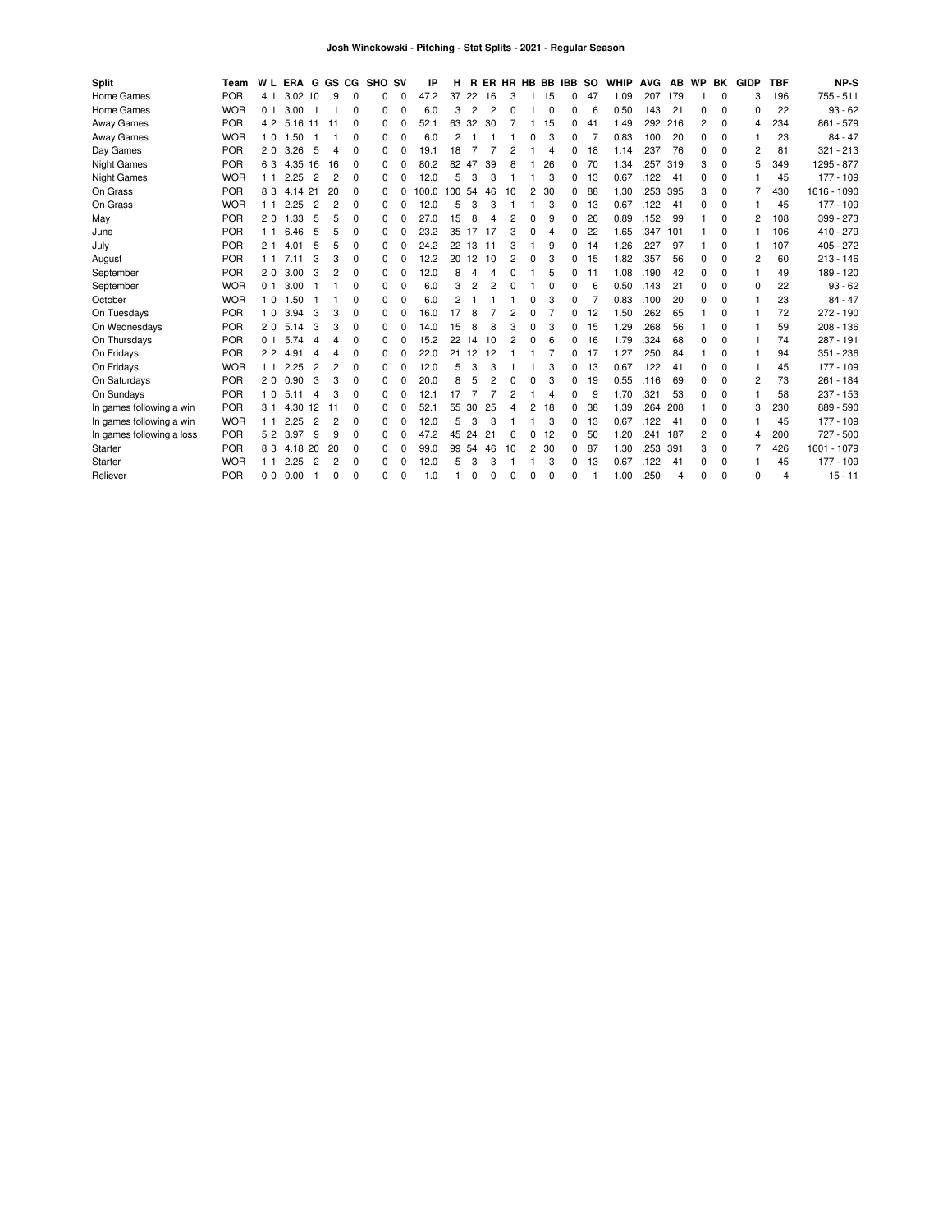# Josh Winckowski - Pitching - Stat Splits - 2021 - Regular Season

| Split | Team | W | L | ERA | G | GS | CG | SHO | SV | IP | H | R | ER | HR | HB | BB | IBB | SO | WHIP | AVG | AB | WP | BK | GIDP | TBF | NP-S |
|---|---|---|---|---|---|---|---|---|---|---|---|---|---|---|---|---|---|---|---|---|---|---|---|---|---|---|
| Home Games | POR | 4 | 1 | 3.02 | 10 | 9 | 0 | 0 | 0 | 47.2 | 37 | 22 | 16 | 3 | 1 | 15 | 0 | 47 | 1.09 | .207 | 179 | 1 | 0 | 3 | 196 | 755 - 511 |
| Home Games | WOR | 0 | 1 | 3.00 | 1 | 1 | 0 | 0 | 0 | 6.0 | 3 | 2 | 2 | 0 | 1 | 0 | 0 | 6 | 0.50 | .143 | 21 | 0 | 0 | 0 | 22 | 93 - 62 |
| Away Games | POR | 4 | 2 | 5.16 | 11 | 11 | 0 | 0 | 0 | 52.1 | 63 | 32 | 30 | 7 | 1 | 15 | 0 | 41 | 1.49 | .292 | 216 | 2 | 0 | 4 | 234 | 861 - 579 |
| Away Games | WOR | 1 | 0 | 1.50 | 1 | 1 | 0 | 0 | 0 | 6.0 | 2 | 1 | 1 | 1 | 0 | 3 | 0 | 7 | 0.83 | .100 | 20 | 0 | 0 | 1 | 23 | 84 - 47 |
| Day Games | POR | 2 | 0 | 3.26 | 5 | 4 | 0 | 0 | 0 | 19.1 | 18 | 7 | 7 | 2 | 1 | 4 | 0 | 18 | 1.14 | .237 | 76 | 0 | 0 | 2 | 81 | 321 - 213 |
| Night Games | POR | 6 | 3 | 4.35 | 16 | 16 | 0 | 0 | 0 | 80.2 | 82 | 47 | 39 | 8 | 1 | 26 | 0 | 70 | 1.34 | .257 | 319 | 3 | 0 | 5 | 349 | 1295 - 877 |
| Night Games | WOR | 1 | 1 | 2.25 | 2 | 2 | 0 | 0 | 0 | 12.0 | 5 | 3 | 3 | 1 | 1 | 3 | 0 | 13 | 0.67 | .122 | 41 | 0 | 0 | 1 | 45 | 177 - 109 |
| On Grass | POR | 8 | 3 | 4.14 | 21 | 20 | 0 | 0 | 0 | 100.0 | 100 | 54 | 46 | 10 | 2 | 30 | 0 | 88 | 1.30 | .253 | 395 | 3 | 0 | 7 | 430 | 1616 - 1090 |
| On Grass | WOR | 1 | 1 | 2.25 | 2 | 2 | 0 | 0 | 0 | 12.0 | 5 | 3 | 3 | 1 | 1 | 3 | 0 | 13 | 0.67 | .122 | 41 | 0 | 0 | 1 | 45 | 177 - 109 |
| May | POR | 2 | 0 | 1.33 | 5 | 5 | 0 | 0 | 0 | 27.0 | 15 | 8 | 4 | 2 | 0 | 9 | 0 | 26 | 0.89 | .152 | 99 | 1 | 0 | 2 | 108 | 399 - 273 |
| June | POR | 1 | 1 | 6.46 | 5 | 5 | 0 | 0 | 0 | 23.2 | 35 | 17 | 17 | 3 | 0 | 4 | 0 | 22 | 1.65 | .347 | 101 | 1 | 0 | 1 | 106 | 410 - 279 |
| July | POR | 2 | 1 | 4.01 | 5 | 5 | 0 | 0 | 0 | 24.2 | 22 | 13 | 11 | 3 | 1 | 9 | 0 | 14 | 1.26 | .227 | 97 | 1 | 0 | 1 | 107 | 405 - 272 |
| August | POR | 1 | 1 | 7.11 | 3 | 3 | 0 | 0 | 0 | 12.2 | 20 | 12 | 10 | 2 | 0 | 3 | 0 | 15 | 1.82 | .357 | 56 | 0 | 0 | 2 | 60 | 213 - 146 |
| September | POR | 2 | 0 | 3.00 | 3 | 2 | 0 | 0 | 0 | 12.0 | 8 | 4 | 4 | 0 | 1 | 5 | 0 | 11 | 1.08 | .190 | 42 | 0 | 0 | 1 | 49 | 189 - 120 |
| September | WOR | 0 | 1 | 3.00 | 1 | 1 | 0 | 0 | 0 | 6.0 | 3 | 2 | 2 | 0 | 1 | 0 | 0 | 6 | 0.50 | .143 | 21 | 0 | 0 | 0 | 22 | 93 - 62 |
| October | WOR | 1 | 0 | 1.50 | 1 | 1 | 0 | 0 | 0 | 6.0 | 2 | 1 | 1 | 1 | 0 | 3 | 0 | 7 | 0.83 | .100 | 20 | 0 | 0 | 1 | 23 | 84 - 47 |
| On Tuesdays | POR | 1 | 0 | 3.94 | 3 | 3 | 0 | 0 | 0 | 16.0 | 17 | 8 | 7 | 2 | 0 | 7 | 0 | 12 | 1.50 | .262 | 65 | 1 | 0 | 1 | 72 | 272 - 190 |
| On Wednesdays | POR | 2 | 0 | 5.14 | 3 | 3 | 0 | 0 | 0 | 14.0 | 15 | 8 | 8 | 3 | 0 | 3 | 0 | 15 | 1.29 | .268 | 56 | 1 | 0 | 1 | 59 | 208 - 136 |
| On Thursdays | POR | 0 | 1 | 5.74 | 4 | 4 | 0 | 0 | 0 | 15.2 | 22 | 14 | 10 | 2 | 0 | 6 | 0 | 16 | 1.79 | .324 | 68 | 0 | 0 | 1 | 74 | 287 - 191 |
| On Fridays | POR | 2 | 2 | 4.91 | 4 | 4 | 0 | 0 | 0 | 22.0 | 21 | 12 | 12 | 1 | 1 | 7 | 0 | 17 | 1.27 | .250 | 84 | 1 | 0 | 1 | 94 | 351 - 236 |
| On Fridays | WOR | 1 | 1 | 2.25 | 2 | 2 | 0 | 0 | 0 | 12.0 | 5 | 3 | 3 | 1 | 1 | 3 | 0 | 13 | 0.67 | .122 | 41 | 0 | 0 | 1 | 45 | 177 - 109 |
| On Saturdays | POR | 2 | 0 | 0.90 | 3 | 3 | 0 | 0 | 0 | 20.0 | 8 | 5 | 2 | 0 | 0 | 3 | 0 | 19 | 0.55 | .116 | 69 | 0 | 0 | 2 | 73 | 261 - 184 |
| On Sundays | POR | 1 | 0 | 5.11 | 4 | 3 | 0 | 0 | 0 | 12.1 | 17 | 7 | 7 | 2 | 1 | 4 | 0 | 9 | 1.70 | .321 | 53 | 0 | 0 | 1 | 58 | 237 - 153 |
| In games following a win | POR | 3 | 1 | 4.30 | 12 | 11 | 0 | 0 | 0 | 52.1 | 55 | 30 | 25 | 4 | 2 | 18 | 0 | 38 | 1.39 | .264 | 208 | 1 | 0 | 3 | 230 | 889 - 590 |
| In games following a win | WOR | 1 | 1 | 2.25 | 2 | 2 | 0 | 0 | 0 | 12.0 | 5 | 3 | 3 | 1 | 1 | 3 | 0 | 13 | 0.67 | .122 | 41 | 0 | 0 | 1 | 45 | 177 - 109 |
| In games following a loss | POR | 5 | 2 | 3.97 | 9 | 9 | 0 | 0 | 0 | 47.2 | 45 | 24 | 21 | 6 | 0 | 12 | 0 | 50 | 1.20 | .241 | 187 | 2 | 0 | 4 | 200 | 727 - 500 |
| Starter | POR | 8 | 3 | 4.18 | 20 | 20 | 0 | 0 | 0 | 99.0 | 99 | 54 | 46 | 10 | 2 | 30 | 0 | 87 | 1.30 | .253 | 391 | 3 | 0 | 7 | 426 | 1601 - 1079 |
| Starter | WOR | 1 | 1 | 2.25 | 2 | 2 | 0 | 0 | 0 | 12.0 | 5 | 3 | 3 | 1 | 1 | 3 | 0 | 13 | 0.67 | .122 | 41 | 0 | 0 | 1 | 45 | 177 - 109 |
| Reliever | POR | 0 | 0 | 0.00 | 1 | 0 | 0 | 0 | 0 | 1.0 | 1 | 0 | 0 | 0 | 0 | 0 | 0 | 1 | 1.00 | .250 | 4 | 0 | 0 | 0 | 4 | 15 - 11 |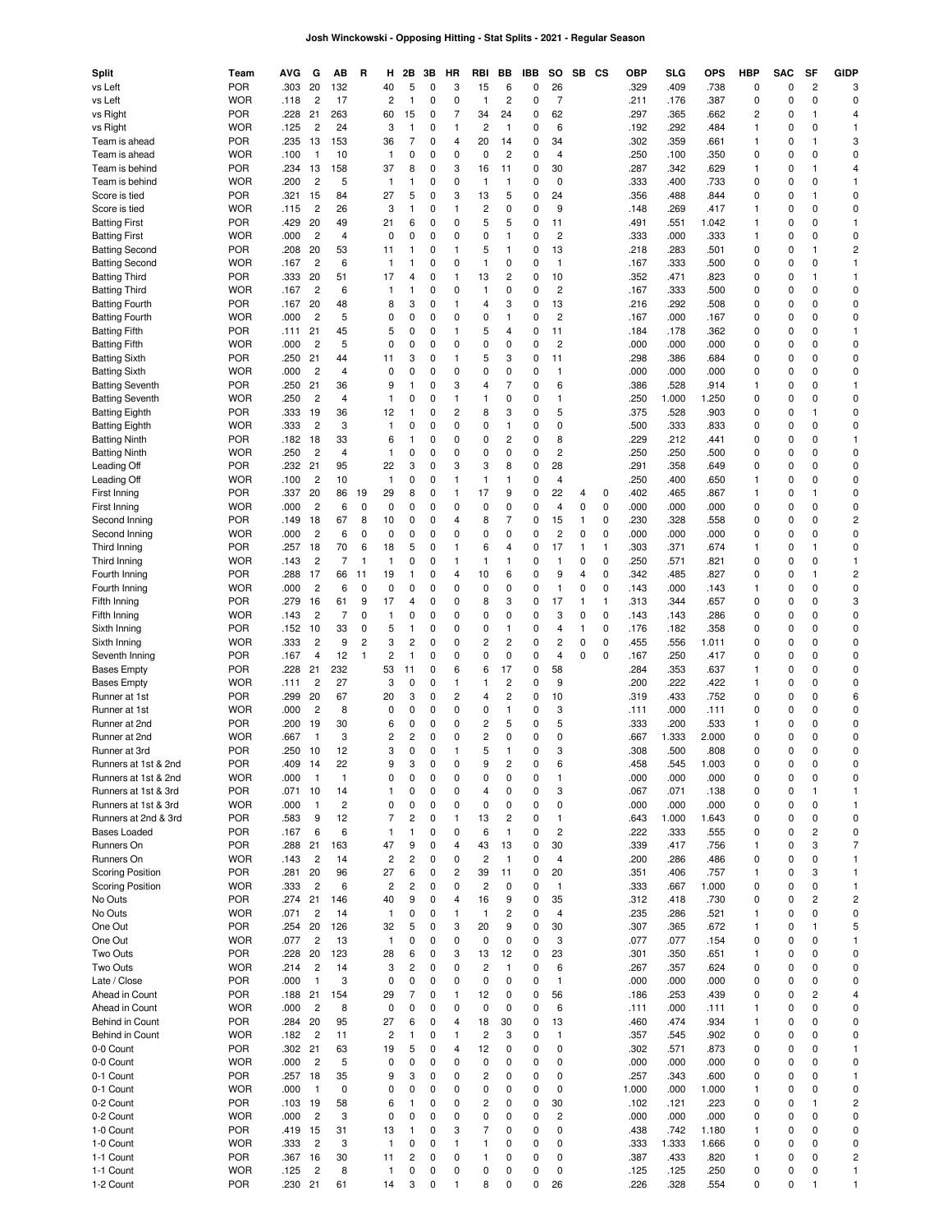**Josh Winckowski - Opposing Hitting - Stat Splits - 2021 - Regular Season**

| Split | Team | AVG | G | AB | R | H | 2B | 3B | HR | RBI | BB | IBB | SO | SB | CS | OBP | SLG | OPS | HBP | SAC | SF | GIDP |
|---|---|---|---|---|---|---|---|---|---|---|---|---|---|---|---|---|---|---|---|---|---|---|
| vs Left | POR | .303 | 20 | 132 | | 40 | 5 | 0 | 3 | 15 | 6 | 0 | 26 | | | .329 | .409 | .738 | 0 | 0 | 2 | 3 |
| vs Left | WOR | .118 | 2 | 17 | | 2 | 1 | 0 | 0 | 1 | 2 | 0 | 7 | | | .211 | .176 | .387 | 0 | 0 | 0 | 0 |
| vs Right | POR | .228 | 21 | 263 | | 60 | 15 | 0 | 7 | 34 | 24 | 0 | 62 | | | .297 | .365 | .662 | 2 | 0 | 1 | 4 |
| vs Right | WOR | .125 | 2 | 24 | | 3 | 1 | 0 | 1 | 2 | 1 | 0 | 6 | | | .192 | .292 | .484 | 1 | 0 | 0 | 1 |
| Team is ahead | POR | .235 | 13 | 153 | | 36 | 7 | 0 | 4 | 20 | 14 | 0 | 34 | | | .302 | .359 | .661 | 1 | 0 | 1 | 3 |
| Team is ahead | WOR | .100 | 1 | 10 | | 1 | 0 | 0 | 0 | 0 | 2 | 0 | 4 | | | .250 | .100 | .350 | 0 | 0 | 0 | 0 |
| Team is behind | POR | .234 | 13 | 158 | | 37 | 8 | 0 | 3 | 16 | 11 | 0 | 30 | | | .287 | .342 | .629 | 1 | 0 | 1 | 4 |
| Team is behind | WOR | .200 | 2 | 5 | | 1 | 1 | 0 | 0 | 1 | 1 | 0 | 0 | | | .333 | .400 | .733 | 0 | 0 | 0 | 1 |
| Score is tied | POR | .321 | 15 | 84 | | 27 | 5 | 0 | 3 | 13 | 5 | 0 | 24 | | | .356 | .488 | .844 | 0 | 0 | 1 | 0 |
| Score is tied | WOR | .115 | 2 | 26 | | 3 | 1 | 0 | 1 | 2 | 0 | 0 | 9 | | | .148 | .269 | .417 | 1 | 0 | 0 | 0 |
| Batting First | POR | .429 | 20 | 49 | | 21 | 6 | 0 | 0 | 5 | 5 | 0 | 11 | | | .491 | .551 | 1.042 | 1 | 0 | 0 | 1 |
| Batting First | WOR | .000 | 2 | 4 | | 0 | 0 | 0 | 0 | 0 | 1 | 0 | 2 | | | .333 | .000 | .333 | 1 | 0 | 0 | 0 |
| Batting Second | POR | .208 | 20 | 53 | | 11 | 1 | 0 | 1 | 5 | 1 | 0 | 13 | | | .218 | .283 | .501 | 0 | 0 | 1 | 2 |
| Batting Second | WOR | .167 | 2 | 6 | | 1 | 1 | 0 | 0 | 1 | 0 | 0 | 1 | | | .167 | .333 | .500 | 0 | 0 | 0 | 1 |
| Batting Third | POR | .333 | 20 | 51 | | 17 | 4 | 0 | 1 | 13 | 2 | 0 | 10 | | | .352 | .471 | .823 | 0 | 0 | 1 | 1 |
| Batting Third | WOR | .167 | 2 | 6 | | 1 | 1 | 0 | 0 | 1 | 0 | 0 | 2 | | | .167 | .333 | .500 | 0 | 0 | 0 | 0 |
| Batting Fourth | POR | .167 | 20 | 48 | | 8 | 3 | 0 | 1 | 4 | 3 | 0 | 13 | | | .216 | .292 | .508 | 0 | 0 | 0 | 0 |
| Batting Fourth | WOR | .000 | 2 | 5 | | 0 | 0 | 0 | 0 | 0 | 1 | 0 | 2 | | | .167 | .000 | .167 | 0 | 0 | 0 | 0 |
| Batting Fifth | POR | .111 | 21 | 45 | | 5 | 0 | 0 | 1 | 5 | 4 | 0 | 11 | | | .184 | .178 | .362 | 0 | 0 | 0 | 1 |
| Batting Fifth | WOR | .000 | 2 | 5 | | 0 | 0 | 0 | 0 | 0 | 0 | 0 | 2 | | | .000 | .000 | .000 | 0 | 0 | 0 | 0 |
| Batting Sixth | POR | .250 | 21 | 44 | | 11 | 3 | 0 | 1 | 5 | 3 | 0 | 11 | | | .298 | .386 | .684 | 0 | 0 | 0 | 0 |
| Batting Sixth | WOR | .000 | 2 | 4 | | 0 | 0 | 0 | 0 | 0 | 0 | 0 | 1 | | | .000 | .000 | .000 | 0 | 0 | 0 | 0 |
| Batting Seventh | POR | .250 | 21 | 36 | | 9 | 1 | 0 | 3 | 4 | 7 | 0 | 6 | | | .386 | .528 | .914 | 1 | 0 | 0 | 1 |
| Batting Seventh | WOR | .250 | 2 | 4 | | 1 | 0 | 0 | 1 | 1 | 0 | 0 | 1 | | | .250 | 1.000 | 1.250 | 0 | 0 | 0 | 0 |
| Batting Eighth | POR | .333 | 19 | 36 | | 12 | 1 | 0 | 2 | 8 | 3 | 0 | 5 | | | .375 | .528 | .903 | 0 | 0 | 1 | 0 |
| Batting Eighth | WOR | .333 | 2 | 3 | | 1 | 0 | 0 | 0 | 0 | 1 | 0 | 0 | | | .500 | .333 | .833 | 0 | 0 | 0 | 0 |
| Batting Ninth | POR | .182 | 18 | 33 | | 6 | 1 | 0 | 0 | 0 | 2 | 0 | 8 | | | .229 | .212 | .441 | 0 | 0 | 0 | 1 |
| Batting Ninth | WOR | .250 | 2 | 4 | | 1 | 0 | 0 | 0 | 0 | 0 | 0 | 2 | | | .250 | .250 | .500 | 0 | 0 | 0 | 0 |
| Leading Off | POR | .232 | 21 | 95 | | 22 | 3 | 0 | 3 | 3 | 8 | 0 | 28 | | | .291 | .358 | .649 | 0 | 0 | 0 | 0 |
| Leading Off | WOR | .100 | 2 | 10 | | 1 | 0 | 0 | 1 | 1 | 1 | 0 | 4 | | | .250 | .400 | .650 | 1 | 0 | 0 | 0 |
| First Inning | POR | .337 | 20 | 86 | 19 | 29 | 8 | 0 | 1 | 17 | 9 | 0 | 22 | 4 | 0 | .402 | .465 | .867 | 1 | 0 | 1 | 0 |
| First Inning | WOR | .000 | 2 | 6 | 0 | 0 | 0 | 0 | 0 | 0 | 0 | 0 | 4 | 0 | 0 | .000 | .000 | .000 | 0 | 0 | 0 | 0 |
| Second Inning | POR | .149 | 18 | 67 | 8 | 10 | 0 | 0 | 4 | 8 | 7 | 0 | 15 | 1 | 0 | .230 | .328 | .558 | 0 | 0 | 0 | 2 |
| Second Inning | WOR | .000 | 2 | 6 | 0 | 0 | 0 | 0 | 0 | 0 | 0 | 0 | 2 | 0 | 0 | .000 | .000 | .000 | 0 | 0 | 0 | 0 |
| Third Inning | POR | .257 | 18 | 70 | 6 | 18 | 5 | 0 | 1 | 6 | 4 | 0 | 17 | 1 | 1 | .303 | .371 | .674 | 1 | 0 | 1 | 0 |
| Third Inning | WOR | .143 | 2 | 7 | 1 | 1 | 0 | 0 | 1 | 1 | 1 | 0 | 1 | 0 | 0 | .250 | .571 | .821 | 0 | 0 | 0 | 1 |
| Fourth Inning | POR | .288 | 17 | 66 | 11 | 19 | 1 | 0 | 4 | 10 | 6 | 0 | 9 | 4 | 0 | .342 | .485 | .827 | 0 | 0 | 1 | 2 |
| Fourth Inning | WOR | .000 | 2 | 6 | 0 | 0 | 0 | 0 | 0 | 0 | 0 | 0 | 1 | 0 | 0 | .143 | .000 | .143 | 1 | 0 | 0 | 0 |
| Fifth Inning | POR | .279 | 16 | 61 | 9 | 17 | 4 | 0 | 0 | 8 | 3 | 0 | 17 | 1 | 1 | .313 | .344 | .657 | 0 | 0 | 0 | 3 |
| Fifth Inning | WOR | .143 | 2 | 7 | 0 | 1 | 0 | 0 | 0 | 0 | 0 | 0 | 3 | 0 | 0 | .143 | .143 | .286 | 0 | 0 | 0 | 0 |
| Sixth Inning | POR | .152 | 10 | 33 | 0 | 5 | 1 | 0 | 0 | 0 | 1 | 0 | 4 | 1 | 0 | .176 | .182 | .358 | 0 | 0 | 0 | 0 |
| Sixth Inning | WOR | .333 | 2 | 9 | 2 | 3 | 2 | 0 | 0 | 2 | 2 | 0 | 2 | 0 | 0 | .455 | .556 | 1.011 | 0 | 0 | 0 | 0 |
| Seventh Inning | POR | .167 | 4 | 12 | 1 | 2 | 1 | 0 | 0 | 0 | 0 | 0 | 4 | 0 | 0 | .167 | .250 | .417 | 0 | 0 | 0 | 0 |
| Bases Empty | POR | .228 | 21 | 232 | | 53 | 11 | 0 | 6 | 6 | 17 | 0 | 58 | | | .284 | .353 | .637 | 1 | 0 | 0 | 0 |
| Bases Empty | WOR | .111 | 2 | 27 | | 3 | 0 | 0 | 1 | 1 | 2 | 0 | 9 | | | .200 | .222 | .422 | 1 | 0 | 0 | 0 |
| Runner at 1st | POR | .299 | 20 | 67 | | 20 | 3 | 0 | 2 | 4 | 2 | 0 | 10 | | | .319 | .433 | .752 | 0 | 0 | 0 | 6 |
| Runner at 1st | WOR | .000 | 2 | 8 | | 0 | 0 | 0 | 0 | 0 | 1 | 0 | 3 | | | .111 | .000 | .111 | 0 | 0 | 0 | 0 |
| Runner at 2nd | POR | .200 | 19 | 30 | | 6 | 0 | 0 | 0 | 2 | 5 | 0 | 5 | | | .333 | .200 | .533 | 1 | 0 | 0 | 0 |
| Runner at 2nd | WOR | .667 | 1 | 3 | | 2 | 2 | 0 | 0 | 2 | 0 | 0 | 0 | | | .667 | 1.333 | 2.000 | 0 | 0 | 0 | 0 |
| Runner at 3rd | POR | .250 | 10 | 12 | | 3 | 0 | 0 | 1 | 5 | 1 | 0 | 3 | | | .308 | .500 | .808 | 0 | 0 | 0 | 0 |
| Runners at 1st & 2nd | POR | .409 | 14 | 22 | | 9 | 3 | 0 | 0 | 9 | 2 | 0 | 6 | | | .458 | .545 | 1.003 | 0 | 0 | 0 | 0 |
| Runners at 1st & 2nd | WOR | .000 | 1 | 1 | | 0 | 0 | 0 | 0 | 0 | 0 | 0 | 1 | | | .000 | .000 | .000 | 0 | 0 | 0 | 0 |
| Runners at 1st & 3rd | POR | .071 | 10 | 14 | | 1 | 0 | 0 | 0 | 4 | 0 | 0 | 3 | | | .067 | .071 | .138 | 0 | 0 | 1 | 1 |
| Runners at 1st & 3rd | WOR | .000 | 1 | 2 | | 0 | 0 | 0 | 0 | 0 | 0 | 0 | 0 | | | .000 | .000 | .000 | 0 | 0 | 0 | 1 |
| Runners at 2nd & 3rd | POR | .583 | 9 | 12 | | 7 | 2 | 0 | 1 | 13 | 2 | 0 | 1 | | | .643 | 1.000 | 1.643 | 0 | 0 | 0 | 0 |
| Bases Loaded | POR | .167 | 6 | 6 | | 1 | 1 | 0 | 0 | 6 | 1 | 0 | 2 | | | .222 | .333 | .555 | 0 | 0 | 2 | 0 |
| Runners On | POR | .288 | 21 | 163 | | 47 | 9 | 0 | 4 | 43 | 13 | 0 | 30 | | | .339 | .417 | .756 | 1 | 0 | 3 | 7 |
| Runners On | WOR | .143 | 2 | 14 | | 2 | 2 | 0 | 0 | 2 | 1 | 0 | 4 | | | .200 | .286 | .486 | 0 | 0 | 0 | 1 |
| Scoring Position | POR | .281 | 20 | 96 | | 27 | 6 | 0 | 2 | 39 | 11 | 0 | 20 | | | .351 | .406 | .757 | 1 | 0 | 3 | 1 |
| Scoring Position | WOR | .333 | 2 | 6 | | 2 | 2 | 0 | 0 | 2 | 0 | 0 | 1 | | | .333 | .667 | 1.000 | 0 | 0 | 0 | 1 |
| No Outs | POR | .274 | 21 | 146 | | 40 | 9 | 0 | 4 | 16 | 9 | 0 | 35 | | | .312 | .418 | .730 | 0 | 0 | 2 | 2 |
| No Outs | WOR | .071 | 2 | 14 | | 1 | 0 | 0 | 1 | 1 | 2 | 0 | 4 | | | .235 | .286 | .521 | 1 | 0 | 0 | 0 |
| One Out | POR | .254 | 20 | 126 | | 32 | 5 | 0 | 3 | 20 | 9 | 0 | 30 | | | .307 | .365 | .672 | 1 | 0 | 1 | 5 |
| One Out | WOR | .077 | 2 | 13 | | 1 | 0 | 0 | 0 | 0 | 0 | 0 | 3 | | | .077 | .077 | .154 | 0 | 0 | 0 | 1 |
| Two Outs | POR | .228 | 20 | 123 | | 28 | 6 | 0 | 3 | 13 | 12 | 0 | 23 | | | .301 | .350 | .651 | 1 | 0 | 0 | 0 |
| Two Outs | WOR | .214 | 2 | 14 | | 3 | 2 | 0 | 0 | 2 | 1 | 0 | 6 | | | .267 | .357 | .624 | 0 | 0 | 0 | 0 |
| Late / Close | POR | .000 | 1 | 3 | | 0 | 0 | 0 | 0 | 0 | 0 | 0 | 1 | | | .000 | .000 | .000 | 0 | 0 | 0 | 0 |
| Ahead in Count | POR | .188 | 21 | 154 | | 29 | 7 | 0 | 1 | 12 | 0 | 0 | 56 | | | .186 | .253 | .439 | 0 | 0 | 2 | 4 |
| Ahead in Count | WOR | .000 | 2 | 8 | | 0 | 0 | 0 | 0 | 0 | 0 | 0 | 6 | | | .111 | .000 | .111 | 1 | 0 | 0 | 0 |
| Behind in Count | POR | .284 | 20 | 95 | | 27 | 6 | 0 | 4 | 18 | 30 | 0 | 13 | | | .460 | .474 | .934 | 1 | 0 | 0 | 0 |
| Behind in Count | WOR | .182 | 2 | 11 | | 2 | 1 | 0 | 1 | 2 | 3 | 0 | 1 | | | .357 | .545 | .902 | 0 | 0 | 0 | 0 |
| 0-0 Count | POR | .302 | 21 | 63 | | 19 | 5 | 0 | 4 | 12 | 0 | 0 | 0 | | | .302 | .571 | .873 | 0 | 0 | 0 | 1 |
| 0-0 Count | WOR | .000 | 2 | 5 | | 0 | 0 | 0 | 0 | 0 | 0 | 0 | 0 | | | .000 | .000 | .000 | 0 | 0 | 0 | 0 |
| 0-1 Count | POR | .257 | 18 | 35 | | 9 | 3 | 0 | 0 | 2 | 0 | 0 | 0 | | | .257 | .343 | .600 | 0 | 0 | 0 | 1 |
| 0-1 Count | WOR | .000 | 1 | 0 | | 0 | 0 | 0 | 0 | 0 | 0 | 0 | 0 | | | 1.000 | .000 | 1.000 | 1 | 0 | 0 | 0 |
| 0-2 Count | POR | .103 | 19 | 58 | | 6 | 1 | 0 | 0 | 2 | 0 | 0 | 30 | | | .102 | .121 | .223 | 0 | 0 | 1 | 2 |
| 0-2 Count | WOR | .000 | 2 | 3 | | 0 | 0 | 0 | 0 | 0 | 0 | 0 | 2 | | | .000 | .000 | .000 | 0 | 0 | 0 | 0 |
| 1-0 Count | POR | .419 | 15 | 31 | | 13 | 1 | 0 | 3 | 7 | 0 | 0 | 0 | | | .438 | .742 | 1.180 | 1 | 0 | 0 | 0 |
| 1-0 Count | WOR | .333 | 2 | 3 | | 1 | 0 | 0 | 1 | 1 | 0 | 0 | 0 | | | .333 | 1.333 | 1.666 | 0 | 0 | 0 | 0 |
| 1-1 Count | POR | .367 | 16 | 30 | | 11 | 2 | 0 | 0 | 1 | 0 | 0 | 0 | | | .387 | .433 | .820 | 1 | 0 | 0 | 2 |
| 1-1 Count | WOR | .125 | 2 | 8 | | 1 | 0 | 0 | 0 | 0 | 0 | 0 | 0 | | | .125 | .125 | .250 | 0 | 0 | 0 | 1 |
| 1-2 Count | POR | .230 | 21 | 61 | | 14 | 3 | 0 | 1 | 8 | 0 | 0 | 26 | | | .226 | .328 | .554 | 0 | 0 | 1 | 1 |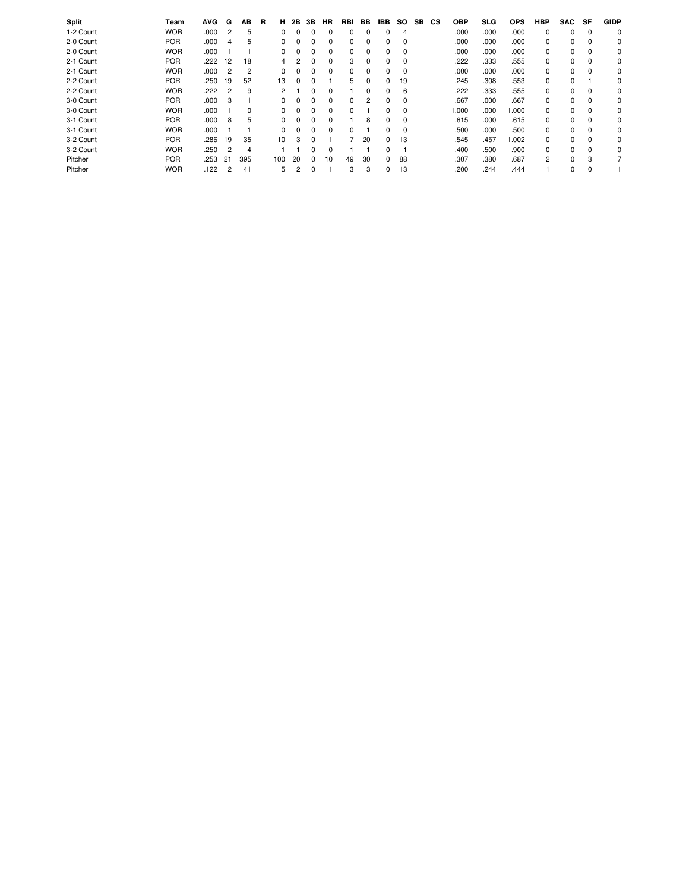| Split | Team | AVG | G | AB | R | H | 2B | 3B | HR | RBI | BB | IBB | SO | SB | CS | OBP | SLG | OPS | HBP | SAC | SF | GIDP |
|---|---|---|---|---|---|---|---|---|---|---|---|---|---|---|---|---|---|---|---|---|---|---|
| 1-2 Count | WOR | .000 | 2 | 5 | | 0 | 0 | 0 | 0 | 0 | 0 | 0 | 4 | | | .000 | .000 | .000 | 0 | 0 | 0 | 0 |
| 2-0 Count | POR | .000 | 4 | 5 | | 0 | 0 | 0 | 0 | 0 | 0 | 0 | 0 | | | .000 | .000 | .000 | 0 | 0 | 0 | 0 |
| 2-0 Count | WOR | .000 | 1 | 1 | | 0 | 0 | 0 | 0 | 0 | 0 | 0 | 0 | | | .000 | .000 | .000 | 0 | 0 | 0 | 0 |
| 2-1 Count | POR | .222 | 12 | 18 | | 4 | 2 | 0 | 0 | 3 | 0 | 0 | 0 | | | .222 | .333 | .555 | 0 | 0 | 0 | 0 |
| 2-1 Count | WOR | .000 | 2 | 2 | | 0 | 0 | 0 | 0 | 0 | 0 | 0 | 0 | | | .000 | .000 | .000 | 0 | 0 | 0 | 0 |
| 2-2 Count | POR | .250 | 19 | 52 | | 13 | 0 | 0 | 1 | 5 | 0 | 0 | 19 | | | .245 | .308 | .553 | 0 | 0 | 1 | 0 |
| 2-2 Count | WOR | .222 | 2 | 9 | | 2 | 1 | 0 | 0 | 1 | 0 | 0 | 6 | | | .222 | .333 | .555 | 0 | 0 | 0 | 0 |
| 3-0 Count | POR | .000 | 3 | 1 | | 0 | 0 | 0 | 0 | 0 | 2 | 0 | 0 | | | .667 | .000 | .667 | 0 | 0 | 0 | 0 |
| 3-0 Count | WOR | .000 | 1 | 0 | | 0 | 0 | 0 | 0 | 0 | 1 | 0 | 0 | | | 1.000 | .000 | 1.000 | 0 | 0 | 0 | 0 |
| 3-1 Count | POR | .000 | 8 | 5 | | 0 | 0 | 0 | 0 | 1 | 8 | 0 | 0 | | | .615 | .000 | .615 | 0 | 0 | 0 | 0 |
| 3-1 Count | WOR | .000 | 1 | 1 | | 0 | 0 | 0 | 0 | 0 | 1 | 0 | 0 | | | .500 | .000 | .500 | 0 | 0 | 0 | 0 |
| 3-2 Count | POR | .286 | 19 | 35 | | 10 | 3 | 0 | 1 | 7 | 20 | 0 | 13 | | | .545 | .457 | 1.002 | 0 | 0 | 0 | 0 |
| 3-2 Count | WOR | .250 | 2 | 4 | | 1 | 1 | 0 | 0 | 1 | 1 | 0 | 1 | | | .400 | .500 | .900 | 0 | 0 | 0 | 0 |
| Pitcher | POR | .253 | 21 | 395 | | 100 | 20 | 0 | 10 | 49 | 30 | 0 | 88 | | | .307 | .380 | .687 | 2 | 0 | 3 | 7 |
| Pitcher | WOR | .122 | 2 | 41 | | 5 | 2 | 0 | 1 | 3 | 3 | 0 | 13 | | | .200 | .244 | .444 | 1 | 0 | 0 | 1 |